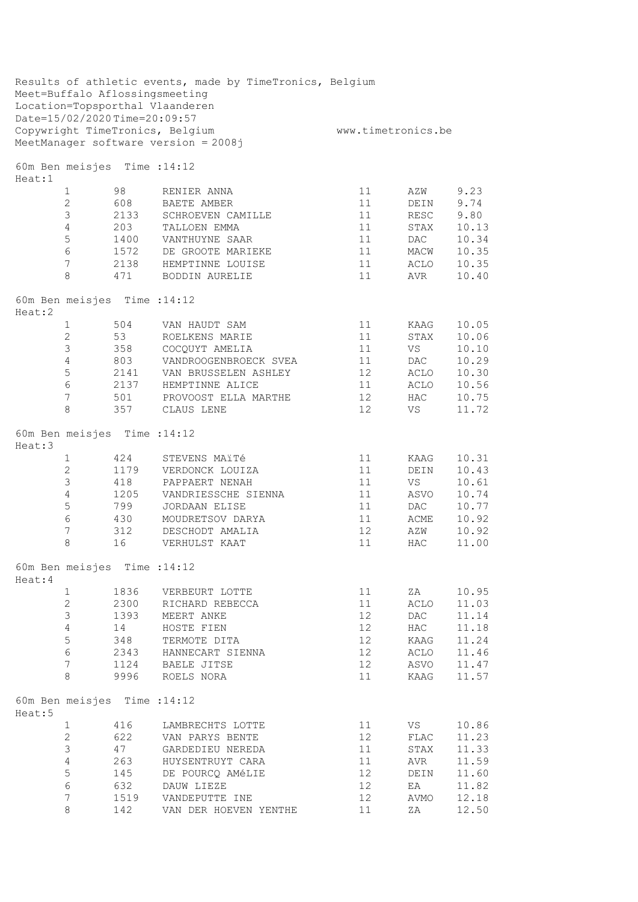Results of athletic events, made by TimeTronics, Belgium
Meet=Buffalo Aflossingsmeeting
Location=Topsporthal Vlaanderen
Date=15/02/2020 Time=20:09:57
Copywright TimeTronics, Belgium www.timetronics.be
MeetManager software version = 2008j

60m Ben meisjes Time :14:12
Heat:1

| | | | | | |
|---|---|---|---|---|---|
| 1 | 98 | RENIER ANNA | 11 | AZW | 9.23 |
| 2 | 608 | BAETE AMBER | 11 | DEIN | 9.74 |
| 3 | 2133 | SCHROEVEN CAMILLE | 11 | RESC | 9.80 |
| 4 | 203 | TALLOEN EMMA | 11 | STAX | 10.13 |
| 5 | 1400 | VANTHUYNE SAAR | 11 | DAC | 10.34 |
| 6 | 1572 | DE GROOTE MARIEKE | 11 | MACW | 10.35 |
| 7 | 2138 | HEMPTINNE LOUISE | 11 | ACLO | 10.35 |
| 8 | 471 | BODDIN AURELIE | 11 | AVR | 10.40 |

60m Ben meisjes Time :14:12
Heat:2

| | | | | | |
|---|---|---|---|---|---|
| 1 | 504 | VAN HAUDT SAM | 11 | KAAG | 10.05 |
| 2 | 53 | ROELKENS MARIE | 11 | STAX | 10.06 |
| 3 | 358 | COCQUYT AMELIA | 11 | VS | 10.10 |
| 4 | 803 | VANDROOGENBROECK SVEA | 11 | DAC | 10.29 |
| 5 | 2141 | VAN BRUSSELEN ASHLEY | 12 | ACLO | 10.30 |
| 6 | 2137 | HEMPTINNE ALICE | 11 | ACLO | 10.56 |
| 7 | 501 | PROVOOST ELLA MARTHE | 12 | HAC | 10.75 |
| 8 | 357 | CLAUS LENE | 12 | VS | 11.72 |

60m Ben meisjes Time :14:12
Heat:3

| | | | | | |
|---|---|---|---|---|---|
| 1 | 424 | STEVENS MAïTé | 11 | KAAG | 10.31 |
| 2 | 1179 | VERDONCK LOUIZA | 11 | DEIN | 10.43 |
| 3 | 418 | PAPPAERT NENAH | 11 | VS | 10.61 |
| 4 | 1205 | VANDRIESSCHE SIENNA | 11 | ASVO | 10.74 |
| 5 | 799 | JORDAAN ELISE | 11 | DAC | 10.77 |
| 6 | 430 | MOUDRETSOV DARYA | 11 | ACME | 10.92 |
| 7 | 312 | DESCHODT AMALIA | 12 | AZW | 10.92 |
| 8 | 16 | VERHULST KAAT | 11 | HAC | 11.00 |

60m Ben meisjes Time :14:12
Heat:4

| | | | | | |
|---|---|---|---|---|---|
| 1 | 1836 | VERBEURT LOTTE | 11 | ZA | 10.95 |
| 2 | 2300 | RICHARD REBECCA | 11 | ACLO | 11.03 |
| 3 | 1393 | MEERT ANKE | 12 | DAC | 11.14 |
| 4 | 14 | HOSTE FIEN | 12 | HAC | 11.18 |
| 5 | 348 | TERMOTE DITA | 12 | KAAG | 11.24 |
| 6 | 2343 | HANNECART SIENNA | 12 | ACLO | 11.46 |
| 7 | 1124 | BAELE JITSE | 12 | ASVO | 11.47 |
| 8 | 9996 | ROELS NORA | 11 | KAAG | 11.57 |

60m Ben meisjes Time :14:12
Heat:5

| | | | | | |
|---|---|---|---|---|---|
| 1 | 416 | LAMBRECHTS LOTTE | 11 | VS | 10.86 |
| 2 | 622 | VAN PARYS BENTE | 12 | FLAC | 11.23 |
| 3 | 47 | GARDEDIEU NEREDA | 11 | STAX | 11.33 |
| 4 | 263 | HUYSENTRUYT CARA | 11 | AVR | 11.59 |
| 5 | 145 | DE POURCQ AMéLIE | 12 | DEIN | 11.60 |
| 6 | 632 | DAUW LIEZE | 12 | EA | 11.82 |
| 7 | 1519 | VANDEPUTTE INE | 12 | AVMO | 12.18 |
| 8 | 142 | VAN DER HOEVEN YENTHE | 11 | ZA | 12.50 |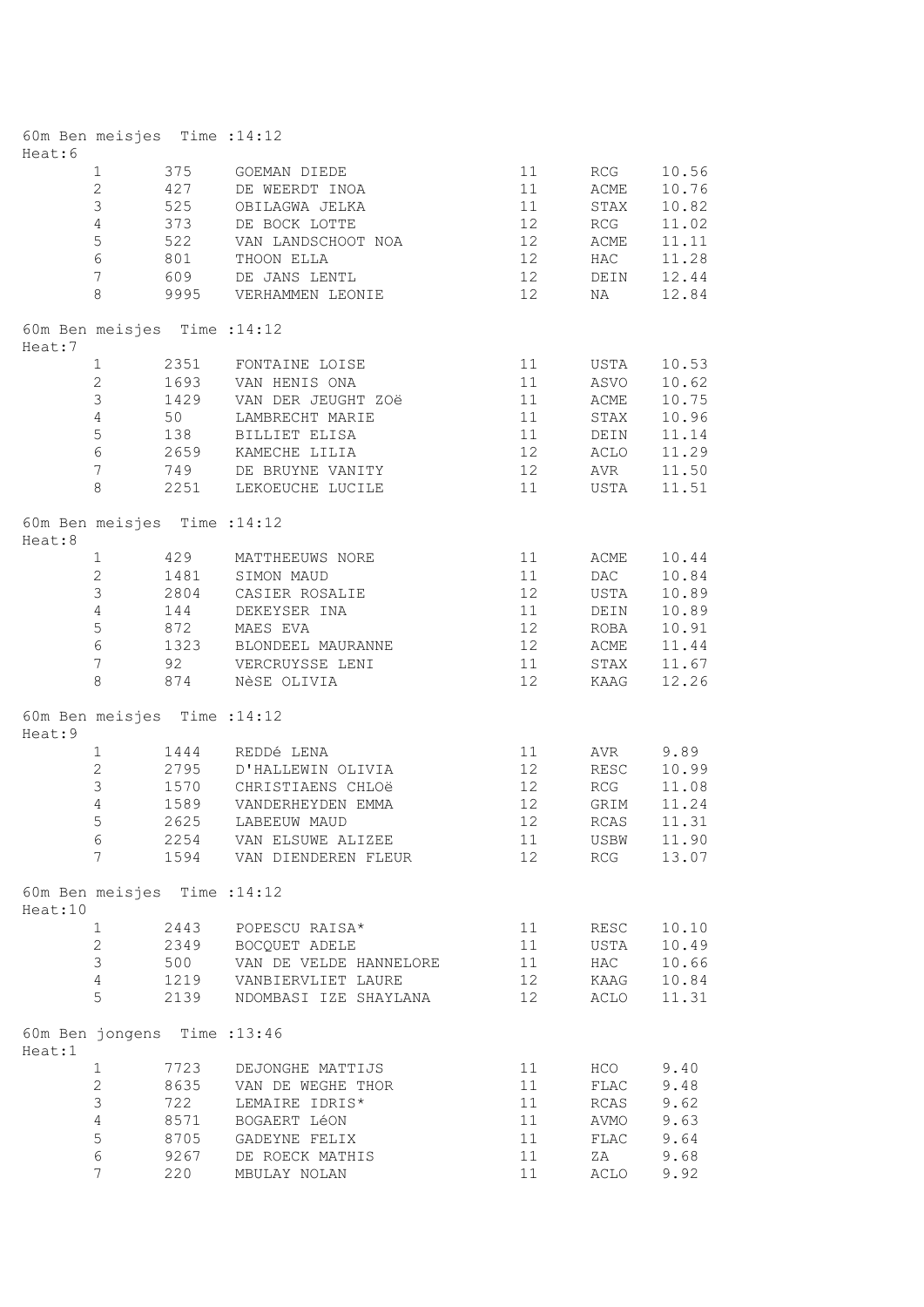60m Ben meisjes Time :14:12
Heat:6

| | | | | | |
|---|---|---|---|---|---|
| 1 | 375 | GOEMAN DIEDE | 11 | RCG | 10.56 |
| 2 | 427 | DE WEERDT INOA | 11 | ACME | 10.76 |
| 3 | 525 | OBILAGWA JELKA | 11 | STAX | 10.82 |
| 4 | 373 | DE BOCK LOTTE | 12 | RCG | 11.02 |
| 5 | 522 | VAN LANDSCHOOT NOA | 12 | ACME | 11.11 |
| 6 | 801 | THOON ELLA | 12 | HAC | 11.28 |
| 7 | 609 | DE JANS LENTL | 12 | DEIN | 12.44 |
| 8 | 9995 | VERHAMMEN LEONIE | 12 | NA | 12.84 |

60m Ben meisjes Time :14:12
Heat:7

| | | | | | |
|---|---|---|---|---|---|
| 1 | 2351 | FONTAINE LOISE | 11 | USTA | 10.53 |
| 2 | 1693 | VAN HENIS ONA | 11 | ASVO | 10.62 |
| 3 | 1429 | VAN DER JEUGHT ZOë | 11 | ACME | 10.75 |
| 4 | 50 | LAMBRECHT MARIE | 11 | STAX | 10.96 |
| 5 | 138 | BILLIET ELISA | 11 | DEIN | 11.14 |
| 6 | 2659 | KAMECHE LILIA | 12 | ACLO | 11.29 |
| 7 | 749 | DE BRUYNE VANITY | 12 | AVR | 11.50 |
| 8 | 2251 | LEKOEUCHE LUCILE | 11 | USTA | 11.51 |

60m Ben meisjes Time :14:12
Heat:8

| | | | | | |
|---|---|---|---|---|---|
| 1 | 429 | MATTHEEUWS NORE | 11 | ACME | 10.44 |
| 2 | 1481 | SIMON MAUD | 11 | DAC | 10.84 |
| 3 | 2804 | CASIER ROSALIE | 12 | USTA | 10.89 |
| 4 | 144 | DEKEYSER INA | 11 | DEIN | 10.89 |
| 5 | 872 | MAES EVA | 12 | ROBA | 10.91 |
| 6 | 1323 | BLONDEEL MAURANNE | 12 | ACME | 11.44 |
| 7 | 92 | VERCRUYSSE LENI | 11 | STAX | 11.67 |
| 8 | 874 | NèSE OLIVIA | 12 | KAAG | 12.26 |

60m Ben meisjes Time :14:12
Heat:9

| | | | | | |
|---|---|---|---|---|---|
| 1 | 1444 | REDDé LENA | 11 | AVR | 9.89 |
| 2 | 2795 | D'HALLEWIN OLIVIA | 12 | RESC | 10.99 |
| 3 | 1570 | CHRISTIAENS CHLOë | 12 | RCG | 11.08 |
| 4 | 1589 | VANDERHEYDEN EMMA | 12 | GRIM | 11.24 |
| 5 | 2625 | LABEEUW MAUD | 12 | RCAS | 11.31 |
| 6 | 2254 | VAN ELSUWE ALIZEE | 11 | USBW | 11.90 |
| 7 | 1594 | VAN DIENDEREN FLEUR | 12 | RCG | 13.07 |

60m Ben meisjes Time :14:12
Heat:10

| | | | | | |
|---|---|---|---|---|---|
| 1 | 2443 | POPESCU RAISA* | 11 | RESC | 10.10 |
| 2 | 2349 | BOCQUET ADELE | 11 | USTA | 10.49 |
| 3 | 500 | VAN DE VELDE HANNELORE | 11 | HAC | 10.66 |
| 4 | 1219 | VANBIERVLIET LAURE | 12 | KAAG | 10.84 |
| 5 | 2139 | NDOMBASI IZE SHAYLANA | 12 | ACLO | 11.31 |

60m Ben jongens Time :13:46
Heat:1

| | | | | | |
|---|---|---|---|---|---|
| 1 | 7723 | DEJONGHE MATTIJS | 11 | HCO | 9.40 |
| 2 | 8635 | VAN DE WEGHE THOR | 11 | FLAC | 9.48 |
| 3 | 722 | LEMAIRE IDRIS* | 11 | RCAS | 9.62 |
| 4 | 8571 | BOGAERT LéON | 11 | AVMO | 9.63 |
| 5 | 8705 | GADEYNE FELIX | 11 | FLAC | 9.64 |
| 6 | 9267 | DE ROECK MATHIS | 11 | ZA | 9.68 |
| 7 | 220 | MBULAY NOLAN | 11 | ACLO | 9.92 |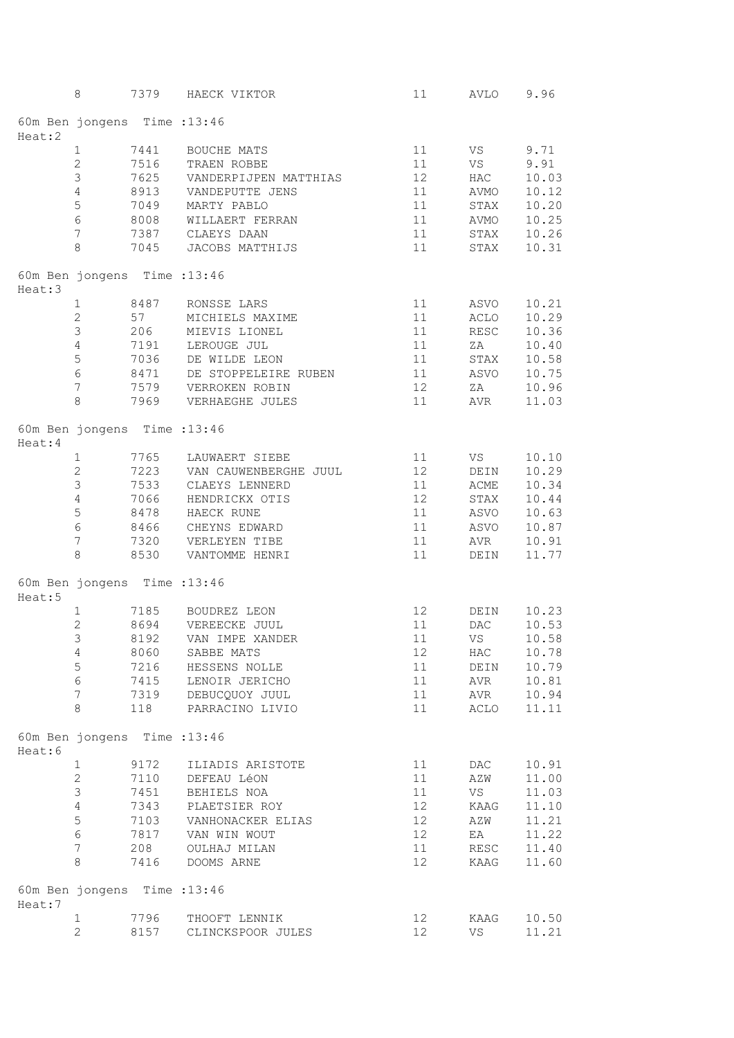| | | | | | |
|---|---|---|---|---|---|
| 8 | 7379 | HAECK VIKTOR | 11 | AVLO | 9.96 |

60m Ben jongens Time :13:46

Heat:2

| | | | | | |
|---|---|---|---|---|---|
| 1 | 7441 | BOUCHE MATS | 11 | VS | 9.71 |
| 2 | 7516 | TRAEN ROBBE | 11 | VS | 9.91 |
| 3 | 7625 | VANDERPIJPEN MATTHIAS | 12 | HAC | 10.03 |
| 4 | 8913 | VANDEPUTTE JENS | 11 | AVMO | 10.12 |
| 5 | 7049 | MARTY PABLO | 11 | STAX | 10.20 |
| 6 | 8008 | WILLAERT FERRAN | 11 | AVMO | 10.25 |
| 7 | 7387 | CLAEYS DAAN | 11 | STAX | 10.26 |
| 8 | 7045 | JACOBS MATTHIJS | 11 | STAX | 10.31 |

60m Ben jongens Time :13:46

Heat:3

| | | | | | |
|---|---|---|---|---|---|
| 1 | 8487 | RONSSE LARS | 11 | ASVO | 10.21 |
| 2 | 57 | MICHIELS MAXIME | 11 | ACLO | 10.29 |
| 3 | 206 | MIEVIS LIONEL | 11 | RESC | 10.36 |
| 4 | 7191 | LEROUGE JUL | 11 | ZA | 10.40 |
| 5 | 7036 | DE WILDE LEON | 11 | STAX | 10.58 |
| 6 | 8471 | DE STOPPELEIRE RUBEN | 11 | ASVO | 10.75 |
| 7 | 7579 | VERROKEN ROBIN | 12 | ZA | 10.96 |
| 8 | 7969 | VERHAEGHE JULES | 11 | AVR | 11.03 |

60m Ben jongens Time :13:46

Heat:4

| | | | | | |
|---|---|---|---|---|---|
| 1 | 7765 | LAUWAERT SIEBE | 11 | VS | 10.10 |
| 2 | 7223 | VAN CAUWENBERGHE JUUL | 12 | DEIN | 10.29 |
| 3 | 7533 | CLAEYS LENNERD | 11 | ACME | 10.34 |
| 4 | 7066 | HENDRICKX OTIS | 12 | STAX | 10.44 |
| 5 | 8478 | HAECK RUNE | 11 | ASVO | 10.63 |
| 6 | 8466 | CHEYNS EDWARD | 11 | ASVO | 10.87 |
| 7 | 7320 | VERLEYEN TIBE | 11 | AVR | 10.91 |
| 8 | 8530 | VANTOMME HENRI | 11 | DEIN | 11.77 |

60m Ben jongens Time :13:46

Heat:5

| | | | | | |
|---|---|---|---|---|---|
| 1 | 7185 | BOUDREZ LEON | 12 | DEIN | 10.23 |
| 2 | 8694 | VEREECKE JUUL | 11 | DAC | 10.53 |
| 3 | 8192 | VAN IMPE XANDER | 11 | VS | 10.58 |
| 4 | 8060 | SABBE MATS | 12 | HAC | 10.78 |
| 5 | 7216 | HESSENS NOLLE | 11 | DEIN | 10.79 |
| 6 | 7415 | LENOIR JERICHO | 11 | AVR | 10.81 |
| 7 | 7319 | DEBUCQUOY JUUL | 11 | AVR | 10.94 |
| 8 | 118 | PARRACINO LIVIO | 11 | ACLO | 11.11 |

60m Ben jongens Time :13:46

Heat:6

| | | | | | |
|---|---|---|---|---|---|
| 1 | 9172 | ILIADIS ARISTOTE | 11 | DAC | 10.91 |
| 2 | 7110 | DEFEAU LéON | 11 | AZW | 11.00 |
| 3 | 7451 | BEHIELS NOA | 11 | VS | 11.03 |
| 4 | 7343 | PLAETSIER ROY | 12 | KAAG | 11.10 |
| 5 | 7103 | VANHONACKER ELIAS | 12 | AZW | 11.21 |
| 6 | 7817 | VAN WIN WOUT | 12 | EA | 11.22 |
| 7 | 208 | OULHAJ MILAN | 11 | RESC | 11.40 |
| 8 | 7416 | DOOMS ARNE | 12 | KAAG | 11.60 |

60m Ben jongens Time :13:46

Heat:7

| | | | | | |
|---|---|---|---|---|---|
| 1 | 7796 | THOOFT LENNIK | 12 | KAAG | 10.50 |
| 2 | 8157 | CLINCKSPOOR JULES | 12 | VS | 11.21 |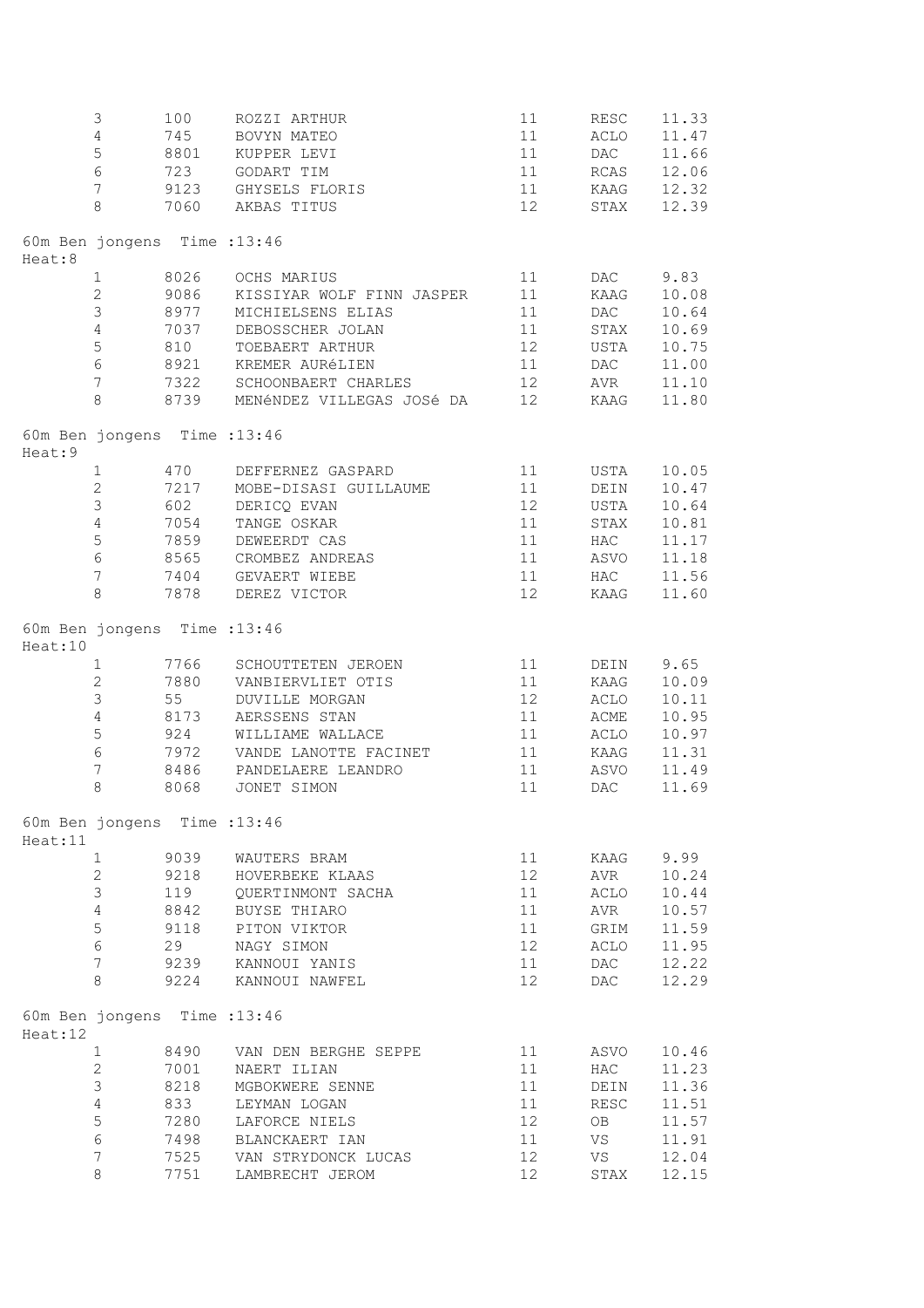| | | | | | |
|---|---|---|---|---|---|
| 3 | 100 | ROZZI ARTHUR | 11 | RESC | 11.33 |
| 4 | 745 | BOVYN MATEO | 11 | ACLO | 11.47 |
| 5 | 8801 | KUPPER LEVI | 11 | DAC | 11.66 |
| 6 | 723 | GODART TIM | 11 | RCAS | 12.06 |
| 7 | 9123 | GHYSELS FLORIS | 11 | KAAG | 12.32 |
| 8 | 7060 | AKBAS TITUS | 12 | STAX | 12.39 |

60m Ben jongens Time :13:46

Heat:8

| | | | | | |
|---|---|---|---|---|---|
| 1 | 8026 | OCHS MARIUS | 11 | DAC | 9.83 |
| 2 | 9086 | KISSIYAR WOLF FINN JASPER | 11 | KAAG | 10.08 |
| 3 | 8977 | MICHIELSENS ELIAS | 11 | DAC | 10.64 |
| 4 | 7037 | DEBOSSCHER JOLAN | 11 | STAX | 10.69 |
| 5 | 810 | TOEBAERT ARTHUR | 12 | USTA | 10.75 |
| 6 | 8921 | KREMER AURéLIEN | 11 | DAC | 11.00 |
| 7 | 7322 | SCHOONBAERT CHARLES | 12 | AVR | 11.10 |
| 8 | 8739 | MENéNDEZ VILLEGAS JOSé DA | 12 | KAAG | 11.80 |

60m Ben jongens Time :13:46

Heat:9

| | | | | | |
|---|---|---|---|---|---|
| 1 | 470 | DEFFERNEZ GASPARD | 11 | USTA | 10.05 |
| 2 | 7217 | MOBE-DISASI GUILLAUME | 11 | DEIN | 10.47 |
| 3 | 602 | DERICQ EVAN | 12 | USTA | 10.64 |
| 4 | 7054 | TANGE OSKAR | 11 | STAX | 10.81 |
| 5 | 7859 | DEWEERDT CAS | 11 | HAC | 11.17 |
| 6 | 8565 | CROMBEZ ANDREAS | 11 | ASVO | 11.18 |
| 7 | 7404 | GEVAERT WIEBE | 11 | HAC | 11.56 |
| 8 | 7878 | DEREZ VICTOR | 12 | KAAG | 11.60 |

60m Ben jongens Time :13:46

Heat:10

| | | | | | |
|---|---|---|---|---|---|
| 1 | 7766 | SCHOUTTETEN JEROEN | 11 | DEIN | 9.65 |
| 2 | 7880 | VANBIERVLIET OTIS | 11 | KAAG | 10.09 |
| 3 | 55 | DUVILLE MORGAN | 12 | ACLO | 10.11 |
| 4 | 8173 | AERSSENS STAN | 11 | ACME | 10.95 |
| 5 | 924 | WILLIAME WALLACE | 11 | ACLO | 10.97 |
| 6 | 7972 | VANDE LANOTTE FACINET | 11 | KAAG | 11.31 |
| 7 | 8486 | PANDELAERE LEANDRO | 11 | ASVO | 11.49 |
| 8 | 8068 | JONET SIMON | 11 | DAC | 11.69 |

60m Ben jongens Time :13:46

Heat:11

| | | | | | |
|---|---|---|---|---|---|
| 1 | 9039 | WAUTERS BRAM | 11 | KAAG | 9.99 |
| 2 | 9218 | HOVERBEKE KLAAS | 12 | AVR | 10.24 |
| 3 | 119 | QUERTINMONT SACHA | 11 | ACLO | 10.44 |
| 4 | 8842 | BUYSE THIARO | 11 | AVR | 10.57 |
| 5 | 9118 | PITON VIKTOR | 11 | GRIM | 11.59 |
| 6 | 29 | NAGY SIMON | 12 | ACLO | 11.95 |
| 7 | 9239 | KANNOUI YANIS | 11 | DAC | 12.22 |
| 8 | 9224 | KANNOUI NAWFEL | 12 | DAC | 12.29 |

60m Ben jongens Time :13:46

Heat:12

| | | | | | |
|---|---|---|---|---|---|
| 1 | 8490 | VAN DEN BERGHE SEPPE | 11 | ASVO | 10.46 |
| 2 | 7001 | NAERT ILIAN | 11 | HAC | 11.23 |
| 3 | 8218 | MGBOKWERE SENNE | 11 | DEIN | 11.36 |
| 4 | 833 | LEYMAN LOGAN | 11 | RESC | 11.51 |
| 5 | 7280 | LAFORCE NIELS | 12 | OB | 11.57 |
| 6 | 7498 | BLANCKAERT IAN | 11 | VS | 11.91 |
| 7 | 7525 | VAN STRYDONCK LUCAS | 12 | VS | 12.04 |
| 8 | 7751 | LAMBRECHT JEROM | 12 | STAX | 12.15 |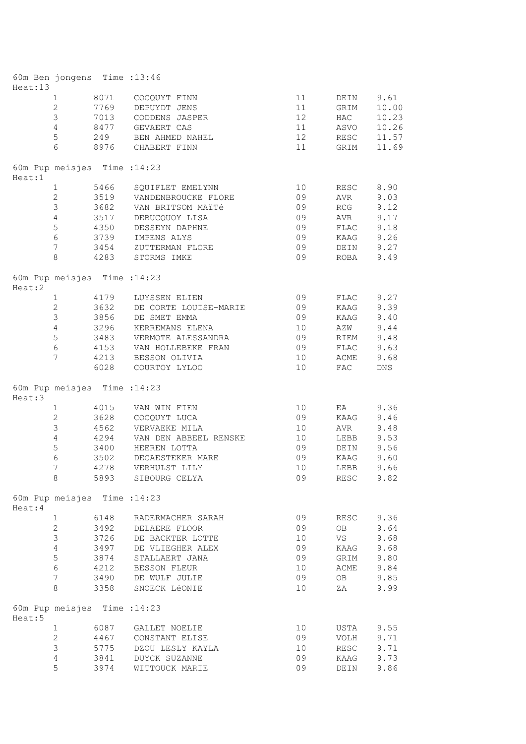60m Ben jongens Time :13:46

Heat:13

| | | | | | |
|---|---|---|---|---|---|
| 1 | 8071 | COCQUYT FINN | 11 | DEIN | 9.61 |
| 2 | 7769 | DEPUYDT JENS | 11 | GRIM | 10.00 |
| 3 | 7013 | CODDENS JASPER | 12 | HAC | 10.23 |
| 4 | 8477 | GEVAERT CAS | 11 | ASVO | 10.26 |
| 5 | 249 | BEN AHMED NAHEL | 12 | RESC | 11.57 |
| 6 | 8976 | CHABERT FINN | 11 | GRIM | 11.69 |

60m Pup meisjes Time :14:23

Heat:1

| | | | | | |
|---|---|---|---|---|---|
| 1 | 5466 | SQUIFLET EMELYNN | 10 | RESC | 8.90 |
| 2 | 3519 | VANDENBROUCKE FLORE | 09 | AVR | 9.03 |
| 3 | 3682 | VAN BRITSOM MAïTé | 09 | RCG | 9.12 |
| 4 | 3517 | DEBUCQUOY LISA | 09 | AVR | 9.17 |
| 5 | 4350 | DESSEYN DAPHNE | 09 | FLAC | 9.18 |
| 6 | 3739 | IMPENS ALYS | 09 | KAAG | 9.26 |
| 7 | 3454 | ZUTTERMAN FLORE | 09 | DEIN | 9.27 |
| 8 | 4283 | STORMS IMKE | 09 | ROBA | 9.49 |

60m Pup meisjes Time :14:23

Heat:2

| | | | | | |
|---|---|---|---|---|---|
| 1 | 4179 | LUYSSEN ELIEN | 09 | FLAC | 9.27 |
| 2 | 3632 | DE CORTE LOUISE-MARIE | 09 | KAAG | 9.39 |
| 3 | 3856 | DE SMET EMMA | 09 | KAAG | 9.40 |
| 4 | 3296 | KERREMANS ELENA | 10 | AZW | 9.44 |
| 5 | 3483 | VERMOTE ALESSANDRA | 09 | RIEM | 9.48 |
| 6 | 4153 | VAN HOLLEBEKE FRAN | 09 | FLAC | 9.63 |
| 7 | 4213 | BESSON OLIVIA | 10 | ACME | 9.68 |
| | 6028 | COURTOY LYLOO | 10 | FAC | DNS |

60m Pup meisjes Time :14:23

Heat:3

| | | | | | |
|---|---|---|---|---|---|
| 1 | 4015 | VAN WIN FIEN | 10 | EA | 9.36 |
| 2 | 3628 | COCQUYT LUCA | 09 | KAAG | 9.46 |
| 3 | 4562 | VERVAEKE MILA | 10 | AVR | 9.48 |
| 4 | 4294 | VAN DEN ABBEEL RENSKE | 10 | LEBB | 9.53 |
| 5 | 3400 | HEEREN LOTTA | 09 | DEIN | 9.56 |
| 6 | 3502 | DECAESTEKER MARE | 09 | KAAG | 9.60 |
| 7 | 4278 | VERHULST LILY | 10 | LEBB | 9.66 |
| 8 | 5893 | SIBOURG CELYA | 09 | RESC | 9.82 |

60m Pup meisjes Time :14:23

Heat:4

| | | | | | |
|---|---|---|---|---|---|
| 1 | 6148 | RADERMACHER SARAH | 09 | RESC | 9.36 |
| 2 | 3492 | DELAERE FLOOR | 09 | OB | 9.64 |
| 3 | 3726 | DE BACKTER LOTTE | 10 | VS | 9.68 |
| 4 | 3497 | DE VLIEGHER ALEX | 09 | KAAG | 9.68 |
| 5 | 3874 | STALLAERT JANA | 09 | GRIM | 9.80 |
| 6 | 4212 | BESSON FLEUR | 10 | ACME | 9.84 |
| 7 | 3490 | DE WULF JULIE | 09 | OB | 9.85 |
| 8 | 3358 | SNOECK LéONIE | 10 | ZA | 9.99 |

60m Pup meisjes Time :14:23

Heat:5

| | | | | | |
|---|---|---|---|---|---|
| 1 | 6087 | GALLET NOELIE | 10 | USTA | 9.55 |
| 2 | 4467 | CONSTANT ELISE | 09 | VOLH | 9.71 |
| 3 | 5775 | DZOU LESLY KAYLA | 10 | RESC | 9.71 |
| 4 | 3841 | DUYCK SUZANNE | 09 | KAAG | 9.73 |
| 5 | 3974 | WITTOUCK MARIE | 09 | DEIN | 9.86 |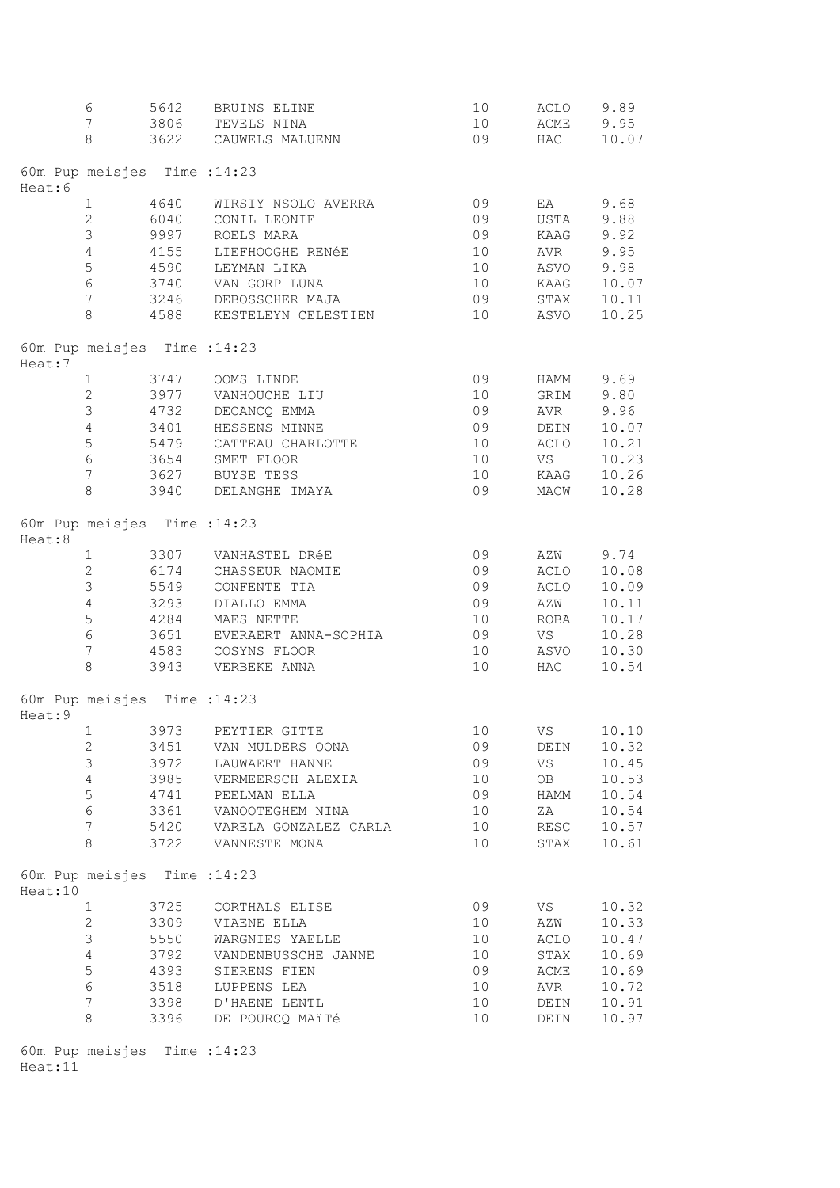| | | | | | |
|---|---|---|---|---|---|
| 6 | 5642 | BRUINS ELINE | 10 | ACLO | 9.89 |
| 7 | 3806 | TEVELS NINA | 10 | ACME | 9.95 |
| 8 | 3622 | CAUWELS MALUENN | 09 | HAC | 10.07 |

60m Pup meisjes Time :14:23
Heat:6

| | | | | | |
|---|---|---|---|---|---|
| 1 | 4640 | WIRSIY NSOLO AVERRA | 09 | EA | 9.68 |
| 2 | 6040 | CONIL LEONIE | 09 | USTA | 9.88 |
| 3 | 9997 | ROELS MARA | 09 | KAAG | 9.92 |
| 4 | 4155 | LIEFHOOGHE RENéE | 10 | AVR | 9.95 |
| 5 | 4590 | LEYMAN LIKA | 10 | ASVO | 9.98 |
| 6 | 3740 | VAN GORP LUNA | 10 | KAAG | 10.07 |
| 7 | 3246 | DEBOSSCHER MAJA | 09 | STAX | 10.11 |
| 8 | 4588 | KESTELEYN CELESTIEN | 10 | ASVO | 10.25 |

60m Pup meisjes Time :14:23
Heat:7

| | | | | | |
|---|---|---|---|---|---|
| 1 | 3747 | OOMS LINDE | 09 | HAMM | 9.69 |
| 2 | 3977 | VANHOUCHE LIU | 10 | GRIM | 9.80 |
| 3 | 4732 | DECANCQ EMMA | 09 | AVR | 9.96 |
| 4 | 3401 | HESSENS MINNE | 09 | DEIN | 10.07 |
| 5 | 5479 | CATTEAU CHARLOTTE | 10 | ACLO | 10.21 |
| 6 | 3654 | SMET FLOOR | 10 | VS | 10.23 |
| 7 | 3627 | BUYSE TESS | 10 | KAAG | 10.26 |
| 8 | 3940 | DELANGHE IMAYA | 09 | MACW | 10.28 |

60m Pup meisjes Time :14:23
Heat:8

| | | | | | |
|---|---|---|---|---|---|
| 1 | 3307 | VANHASTEL DRéE | 09 | AZW | 9.74 |
| 2 | 6174 | CHASSEUR NAOMIE | 09 | ACLO | 10.08 |
| 3 | 5549 | CONFENTE TIA | 09 | ACLO | 10.09 |
| 4 | 3293 | DIALLO EMMA | 09 | AZW | 10.11 |
| 5 | 4284 | MAES NETTE | 10 | ROBA | 10.17 |
| 6 | 3651 | EVERAERT ANNA-SOPHIA | 09 | VS | 10.28 |
| 7 | 4583 | COSYNS FLOOR | 10 | ASVO | 10.30 |
| 8 | 3943 | VERBEKE ANNA | 10 | HAC | 10.54 |

60m Pup meisjes Time :14:23
Heat:9

| | | | | | |
|---|---|---|---|---|---|
| 1 | 3973 | PEYTIER GITTE | 10 | VS | 10.10 |
| 2 | 3451 | VAN MULDERS OONA | 09 | DEIN | 10.32 |
| 3 | 3972 | LAUWAERT HANNE | 09 | VS | 10.45 |
| 4 | 3985 | VERMEERSCH ALEXIA | 10 | OB | 10.53 |
| 5 | 4741 | PEELMAN ELLA | 09 | HAMM | 10.54 |
| 6 | 3361 | VANOOTEGHEM NINA | 10 | ZA | 10.54 |
| 7 | 5420 | VARELA GONZALEZ CARLA | 10 | RESC | 10.57 |
| 8 | 3722 | VANNESTE MONA | 10 | STAX | 10.61 |

60m Pup meisjes Time :14:23
Heat:10

| | | | | | |
|---|---|---|---|---|---|
| 1 | 3725 | CORTHALS ELISE | 09 | VS | 10.32 |
| 2 | 3309 | VIAENE ELLA | 10 | AZW | 10.33 |
| 3 | 5550 | WARGNIES YAELLE | 10 | ACLO | 10.47 |
| 4 | 3792 | VANDENBUSSCHE JANNE | 10 | STAX | 10.69 |
| 5 | 4393 | SIERENS FIEN | 09 | ACME | 10.69 |
| 6 | 3518 | LUPPENS LEA | 10 | AVR | 10.72 |
| 7 | 3398 | D'HAENE LENTL | 10 | DEIN | 10.91 |
| 8 | 3396 | DE POURCQ MAïTé | 10 | DEIN | 10.97 |

60m Pup meisjes Time :14:23
Heat:11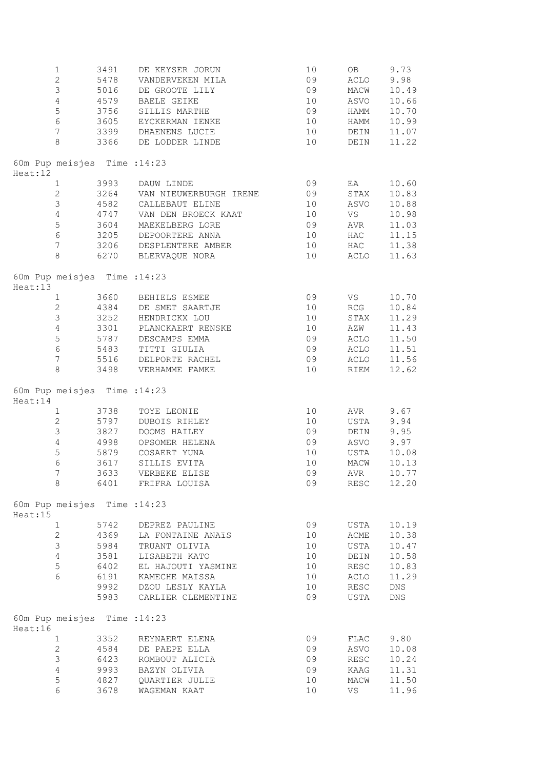| | | | | | |
|---|---|---|---|---|---|
| 1 | 3491 | DE KEYSER JORUN | 10 | OB | 9.73 |
| 2 | 5478 | VANDERVEKEN MILA | 09 | ACLO | 9.98 |
| 3 | 5016 | DE GROOTE LILY | 09 | MACW | 10.49 |
| 4 | 4579 | BAELE GEIKE | 10 | ASVO | 10.66 |
| 5 | 3756 | SILLIS MARTHE | 09 | HAMM | 10.70 |
| 6 | 3605 | EYCKERMAN IENKE | 10 | HAMM | 10.99 |
| 7 | 3399 | DHAENENS LUCIE | 10 | DEIN | 11.07 |
| 8 | 3366 | DE LODDER LINDE | 10 | DEIN | 11.22 |

60m Pup meisjes Time :14:23
Heat:12

| | | | | | |
|---|---|---|---|---|---|
| 1 | 3993 | DAUW LINDE | 09 | EA | 10.60 |
| 2 | 3264 | VAN NIEUWERBURGH IRENE | 09 | STAX | 10.83 |
| 3 | 4582 | CALLEBAUT ELINE | 10 | ASVO | 10.88 |
| 4 | 4747 | VAN DEN BROECK KAAT | 10 | VS | 10.98 |
| 5 | 3604 | MAEKELBERG LORE | 09 | AVR | 11.03 |
| 6 | 3205 | DEPOORTERE ANNA | 10 | HAC | 11.15 |
| 7 | 3206 | DESPLENTERE AMBER | 10 | HAC | 11.38 |
| 8 | 6270 | BLERVAQUE NORA | 10 | ACLO | 11.63 |

60m Pup meisjes Time :14:23
Heat:13

| | | | | | |
|---|---|---|---|---|---|
| 1 | 3660 | BEHIELS ESMEE | 09 | VS | 10.70 |
| 2 | 4384 | DE SMET SAARTJE | 10 | RCG | 10.84 |
| 3 | 3252 | HENDRICKX LOU | 10 | STAX | 11.29 |
| 4 | 3301 | PLANCKAERT RENSKE | 10 | AZW | 11.43 |
| 5 | 5787 | DESCAMPS EMMA | 09 | ACLO | 11.50 |
| 6 | 5483 | TITTI GIULIA | 09 | ACLO | 11.51 |
| 7 | 5516 | DELPORTE RACHEL | 09 | ACLO | 11.56 |
| 8 | 3498 | VERHAMME FAMKE | 10 | RIEM | 12.62 |

60m Pup meisjes Time :14:23
Heat:14

| | | | | | |
|---|---|---|---|---|---|
| 1 | 3738 | TOYE LEONIE | 10 | AVR | 9.67 |
| 2 | 5797 | DUBOIS RIHLEY | 10 | USTA | 9.94 |
| 3 | 3827 | DOOMS HAILEY | 09 | DEIN | 9.95 |
| 4 | 4998 | OPSOMER HELENA | 09 | ASVO | 9.97 |
| 5 | 5879 | COSAERT YUNA | 10 | USTA | 10.08 |
| 6 | 3617 | SILLIS EVITA | 10 | MACW | 10.13 |
| 7 | 3633 | VERBEKE ELISE | 09 | AVR | 10.77 |
| 8 | 6401 | FRIFRA LOUISA | 09 | RESC | 12.20 |

60m Pup meisjes Time :14:23
Heat:15

| | | | | | |
|---|---|---|---|---|---|
| 1 | 5742 | DEPREZ PAULINE | 09 | USTA | 10.19 |
| 2 | 4369 | LA FONTAINE ANAïS | 10 | ACME | 10.38 |
| 3 | 5984 | TRUANT OLIVIA | 10 | USTA | 10.47 |
| 4 | 3581 | LISABETH KATO | 10 | DEIN | 10.58 |
| 5 | 6402 | EL HAJOUTI YASMINE | 10 | RESC | 10.83 |
| 6 | 6191 | KAMECHE MAISSA | 10 | ACLO | 11.29 |
| | 9992 | DZOU LESLY KAYLA | 10 | RESC | DNS |
| | 5983 | CARLIER CLEMENTINE | 09 | USTA | DNS |

60m Pup meisjes Time :14:23
Heat:16

| | | | | | |
|---|---|---|---|---|---|
| 1 | 3352 | REYNAERT ELENA | 09 | FLAC | 9.80 |
| 2 | 4584 | DE PAEPE ELLA | 09 | ASVO | 10.08 |
| 3 | 6423 | ROMBOUT ALICIA | 09 | RESC | 10.24 |
| 4 | 9993 | BAZYN OLIVIA | 09 | KAAG | 11.31 |
| 5 | 4827 | QUARTIER JULIE | 10 | MACW | 11.50 |
| 6 | 3678 | WAGEMAN KAAT | 10 | VS | 11.96 |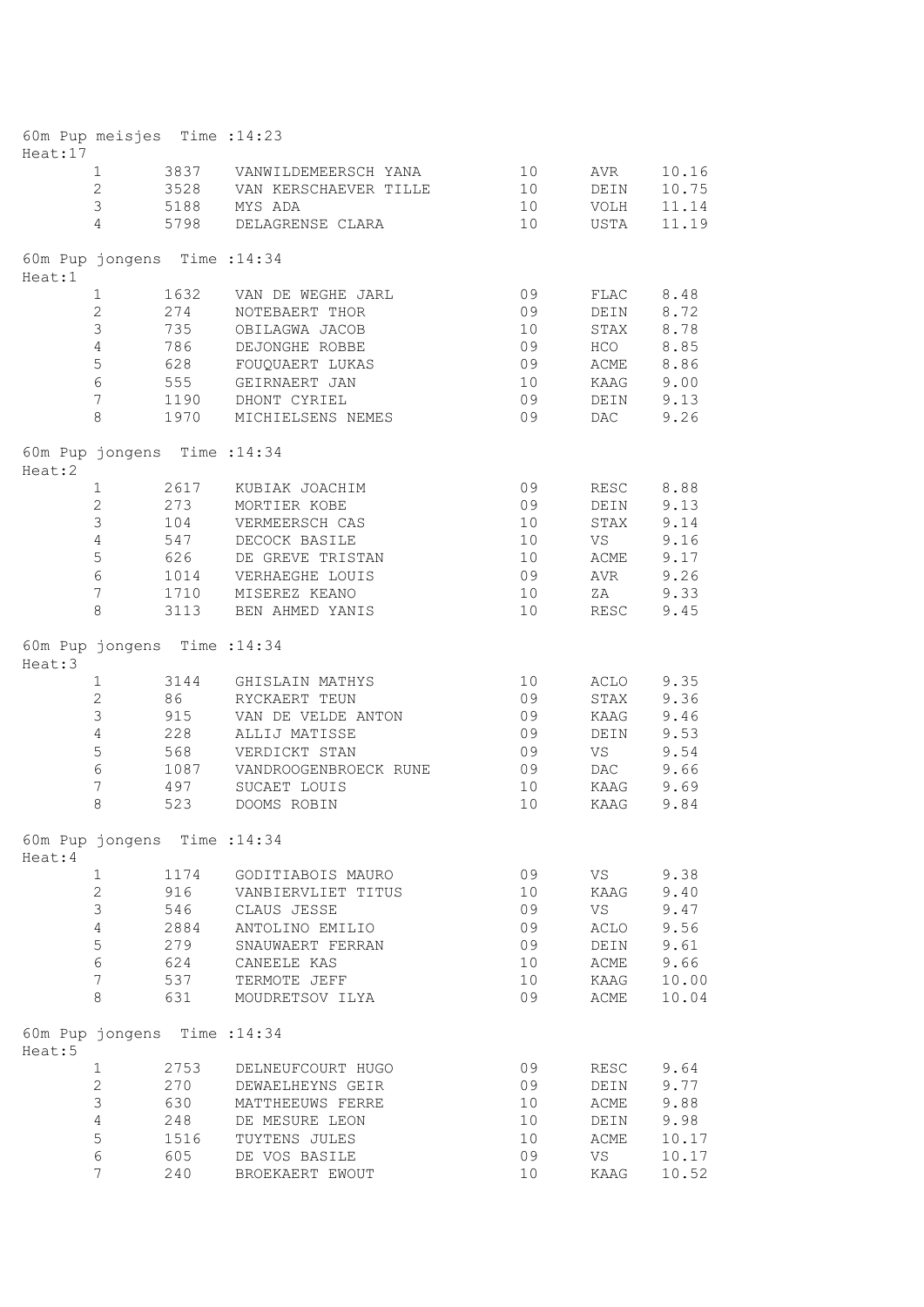60m Pup meisjes Time :14:23
Heat:17

| | | | | | |
|---|---|---|---|---|---|
| 1 | 3837 | VANWILDEMEERSCH YANA | 10 | AVR | 10.16 |
| 2 | 3528 | VAN KERSCHAEVER TILLE | 10 | DEIN | 10.75 |
| 3 | 5188 | MYS ADA | 10 | VOLH | 11.14 |
| 4 | 5798 | DELAGRENSE CLARA | 10 | USTA | 11.19 |

60m Pup jongens Time :14:34
Heat:1

| | | | | | |
|---|---|---|---|---|---|
| 1 | 1632 | VAN DE WEGHE JARL | 09 | FLAC | 8.48 |
| 2 | 274 | NOTEBAERT THOR | 09 | DEIN | 8.72 |
| 3 | 735 | OBILAGWA JACOB | 10 | STAX | 8.78 |
| 4 | 786 | DEJONGHE ROBBE | 09 | HCO | 8.85 |
| 5 | 628 | FOUQUAERT LUKAS | 09 | ACME | 8.86 |
| 6 | 555 | GEIRNAERT JAN | 10 | KAAG | 9.00 |
| 7 | 1190 | DHONT CYRIEL | 09 | DEIN | 9.13 |
| 8 | 1970 | MICHIELSENS NEMES | 09 | DAC | 9.26 |

60m Pup jongens Time :14:34
Heat:2

| | | | | | |
|---|---|---|---|---|---|
| 1 | 2617 | KUBIAK JOACHIM | 09 | RESC | 8.88 |
| 2 | 273 | MORTIER KOBE | 09 | DEIN | 9.13 |
| 3 | 104 | VERMEERSCH CAS | 10 | STAX | 9.14 |
| 4 | 547 | DECOCK BASILE | 10 | VS | 9.16 |
| 5 | 626 | DE GREVE TRISTAN | 10 | ACME | 9.17 |
| 6 | 1014 | VERHAEGHE LOUIS | 09 | AVR | 9.26 |
| 7 | 1710 | MISEREZ KEANO | 10 | ZA | 9.33 |
| 8 | 3113 | BEN AHMED YANIS | 10 | RESC | 9.45 |

60m Pup jongens Time :14:34
Heat:3

| | | | | | |
|---|---|---|---|---|---|
| 1 | 3144 | GHISLAIN MATHYS | 10 | ACLO | 9.35 |
| 2 | 86 | RYCKAERT TEUN | 09 | STAX | 9.36 |
| 3 | 915 | VAN DE VELDE ANTON | 09 | KAAG | 9.46 |
| 4 | 228 | ALLIJ MATISSE | 09 | DEIN | 9.53 |
| 5 | 568 | VERDICKT STAN | 09 | VS | 9.54 |
| 6 | 1087 | VANDROOGENBROECK RUNE | 09 | DAC | 9.66 |
| 7 | 497 | SUCAET LOUIS | 10 | KAAG | 9.69 |
| 8 | 523 | DOOMS ROBIN | 10 | KAAG | 9.84 |

60m Pup jongens Time :14:34
Heat:4

| | | | | | |
|---|---|---|---|---|---|
| 1 | 1174 | GODITIABOIS MAURO | 09 | VS | 9.38 |
| 2 | 916 | VANBIERVLIET TITUS | 10 | KAAG | 9.40 |
| 3 | 546 | CLAUS JESSE | 09 | VS | 9.47 |
| 4 | 2884 | ANTOLINO EMILIO | 09 | ACLO | 9.56 |
| 5 | 279 | SNAUWAERT FERRAN | 09 | DEIN | 9.61 |
| 6 | 624 | CANEELE KAS | 10 | ACME | 9.66 |
| 7 | 537 | TERMOTE JEFF | 10 | KAAG | 10.00 |
| 8 | 631 | MOUDRETSOV ILYA | 09 | ACME | 10.04 |

60m Pup jongens Time :14:34
Heat:5

| | | | | | |
|---|---|---|---|---|---|
| 1 | 2753 | DELNEUFCOURT HUGO | 09 | RESC | 9.64 |
| 2 | 270 | DEWAELHEYNS GEIR | 09 | DEIN | 9.77 |
| 3 | 630 | MATTHEEUWS FERRE | 10 | ACME | 9.88 |
| 4 | 248 | DE MESURE LEON | 10 | DEIN | 9.98 |
| 5 | 1516 | TUYTENS JULES | 10 | ACME | 10.17 |
| 6 | 605 | DE VOS BASILE | 09 | VS | 10.17 |
| 7 | 240 | BROEKAERT EWOUT | 10 | KAAG | 10.52 |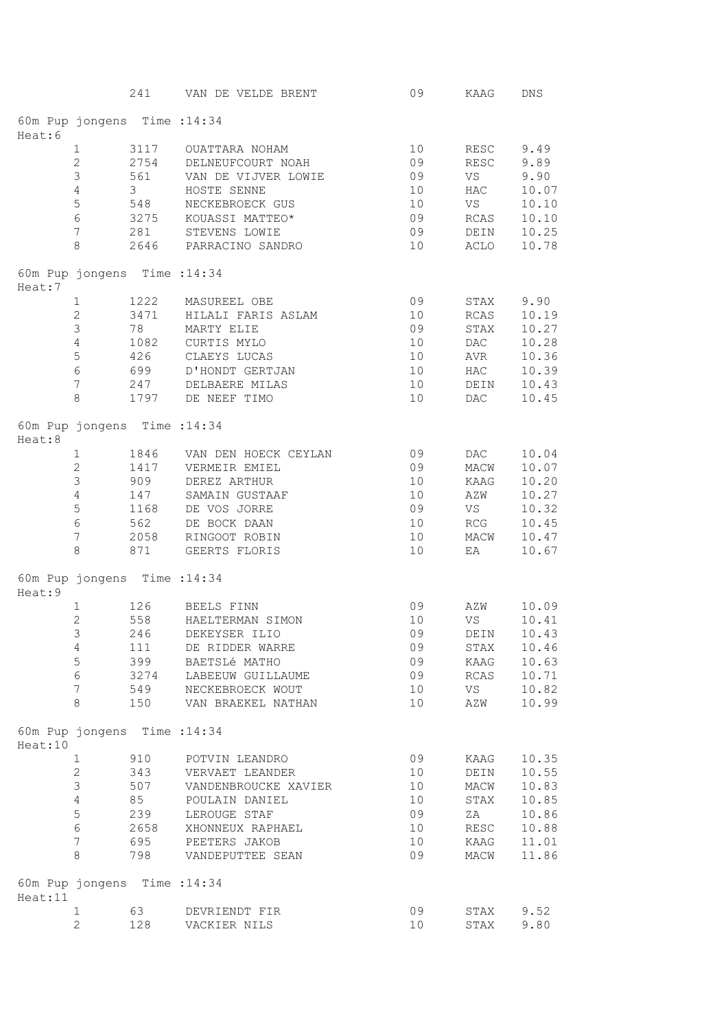| | | | | | |
|---|---|---|---|---|---|
| | 241 | VAN DE VELDE BRENT | 09 | KAAG | DNS |

60m Pup jongens Time :14:34
Heat:6

| | | | | | |
|---|---|---|---|---|---|
| 1 | 3117 | OUATTARA NOHAM | 10 | RESC | 9.49 |
| 2 | 2754 | DELNEUFCOURT NOAH | 09 | RESC | 9.89 |
| 3 | 561 | VAN DE VIJVER LOWIE | 09 | VS | 9.90 |
| 4 | 3 | HOSTE SENNE | 10 | HAC | 10.07 |
| 5 | 548 | NECKEBROECK GUS | 10 | VS | 10.10 |
| 6 | 3275 | KOUASSI MATTEO* | 09 | RCAS | 10.10 |
| 7 | 281 | STEVENS LOWIE | 09 | DEIN | 10.25 |
| 8 | 2646 | PARRACINO SANDRO | 10 | ACLO | 10.78 |

60m Pup jongens Time :14:34
Heat:7

| | | | | | |
|---|---|---|---|---|---|
| 1 | 1222 | MASUREEL OBE | 09 | STAX | 9.90 |
| 2 | 3471 | HILALI FARIS ASLAM | 10 | RCAS | 10.19 |
| 3 | 78 | MARTY ELIE | 09 | STAX | 10.27 |
| 4 | 1082 | CURTIS MYLO | 10 | DAC | 10.28 |
| 5 | 426 | CLAEYS LUCAS | 10 | AVR | 10.36 |
| 6 | 699 | D'HONDT GERTJAN | 10 | HAC | 10.39 |
| 7 | 247 | DELBAERE MILAS | 10 | DEIN | 10.43 |
| 8 | 1797 | DE NEEF TIMO | 10 | DAC | 10.45 |

60m Pup jongens Time :14:34
Heat:8

| | | | | | |
|---|---|---|---|---|---|
| 1 | 1846 | VAN DEN HOECK CEYLAN | 09 | DAC | 10.04 |
| 2 | 1417 | VERMEIR EMIEL | 09 | MACW | 10.07 |
| 3 | 909 | DEREZ ARTHUR | 10 | KAAG | 10.20 |
| 4 | 147 | SAMAIN GUSTAAF | 10 | AZW | 10.27 |
| 5 | 1168 | DE VOS JORRE | 09 | VS | 10.32 |
| 6 | 562 | DE BOCK DAAN | 10 | RCG | 10.45 |
| 7 | 2058 | RINGOOT ROBIN | 10 | MACW | 10.47 |
| 8 | 871 | GEERTS FLORIS | 10 | EA | 10.67 |

60m Pup jongens Time :14:34
Heat:9

| | | | | | |
|---|---|---|---|---|---|
| 1 | 126 | BEELS FINN | 09 | AZW | 10.09 |
| 2 | 558 | HAELTERMAN SIMON | 10 | VS | 10.41 |
| 3 | 246 | DEKEYSER ILIO | 09 | DEIN | 10.43 |
| 4 | 111 | DE RIDDER WARRE | 09 | STAX | 10.46 |
| 5 | 399 | BAETSLé MATHO | 09 | KAAG | 10.63 |
| 6 | 3274 | LABEEUW GUILLAUME | 09 | RCAS | 10.71 |
| 7 | 549 | NECKEBROECK WOUT | 10 | VS | 10.82 |
| 8 | 150 | VAN BRAEKEL NATHAN | 10 | AZW | 10.99 |

60m Pup jongens Time :14:34
Heat:10

| | | | | | |
|---|---|---|---|---|---|
| 1 | 910 | POTVIN LEANDRO | 09 | KAAG | 10.35 |
| 2 | 343 | VERVAET LEANDER | 10 | DEIN | 10.55 |
| 3 | 507 | VANDENBROUCKE XAVIER | 10 | MACW | 10.83 |
| 4 | 85 | POULAIN DANIEL | 10 | STAX | 10.85 |
| 5 | 239 | LEROUGE STAF | 09 | ZA | 10.86 |
| 6 | 2658 | XHONNEUX RAPHAEL | 10 | RESC | 10.88 |
| 7 | 695 | PEETERS JAKOB | 10 | KAAG | 11.01 |
| 8 | 798 | VANDEPUTTEE SEAN | 09 | MACW | 11.86 |

60m Pup jongens Time :14:34
Heat:11

| | | | | | |
|---|---|---|---|---|---|
| 1 | 63 | DEVRIENDT FIR | 09 | STAX | 9.52 |
| 2 | 128 | VACKIER NILS | 10 | STAX | 9.80 |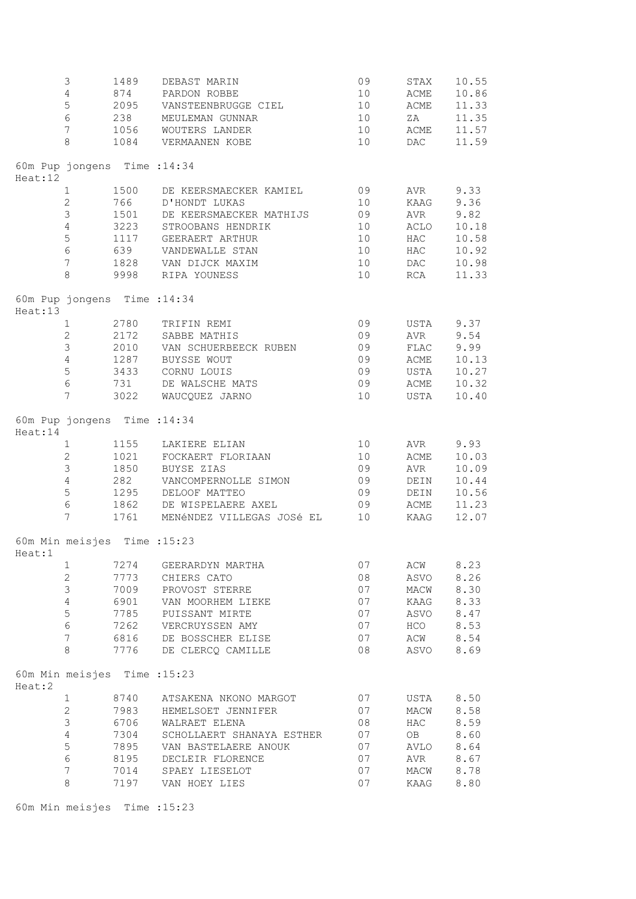| | | | | | |
|---|---|---|---|---|---|
| 3 | 1489 | DEBAST MARIN | 09 | STAX | 10.55 |
| 4 | 874 | PARDON ROBBE | 10 | ACME | 10.86 |
| 5 | 2095 | VANSTEENBRUGGE CIEL | 10 | ACME | 11.33 |
| 6 | 238 | MEULEMAN GUNNAR | 10 | ZA | 11.35 |
| 7 | 1056 | WOUTERS LANDER | 10 | ACME | 11.57 |
| 8 | 1084 | VERMAANEN KOBE | 10 | DAC | 11.59 |

60m Pup jongens Time :14:34
Heat:12

| | | | | | |
|---|---|---|---|---|---|
| 1 | 1500 | DE KEERSMAECKER KAMIEL | 09 | AVR | 9.33 |
| 2 | 766 | D'HONDT LUKAS | 10 | KAAG | 9.36 |
| 3 | 1501 | DE KEERSMAECKER MATHIJS | 09 | AVR | 9.82 |
| 4 | 3223 | STROOBANS HENDRIK | 10 | ACLO | 10.18 |
| 5 | 1117 | GEERAERT ARTHUR | 10 | HAC | 10.58 |
| 6 | 639 | VANDEWALLE STAN | 10 | HAC | 10.92 |
| 7 | 1828 | VAN DIJCK MAXIM | 10 | DAC | 10.98 |
| 8 | 9998 | RIPA YOUNESS | 10 | RCA | 11.33 |

60m Pup jongens Time :14:34
Heat:13

| | | | | | |
|---|---|---|---|---|---|
| 1 | 2780 | TRIFIN REMI | 09 | USTA | 9.37 |
| 2 | 2172 | SABBE MATHIS | 09 | AVR | 9.54 |
| 3 | 2010 | VAN SCHUERBEECK RUBEN | 09 | FLAC | 9.99 |
| 4 | 1287 | BUYSSE WOUT | 09 | ACME | 10.13 |
| 5 | 3433 | CORNU LOUIS | 09 | USTA | 10.27 |
| 6 | 731 | DE WALSCHE MATS | 09 | ACME | 10.32 |
| 7 | 3022 | WAUCQUEZ JARNO | 10 | USTA | 10.40 |

60m Pup jongens Time :14:34
Heat:14

| | | | | | |
|---|---|---|---|---|---|
| 1 | 1155 | LAKIERE ELIAN | 10 | AVR | 9.93 |
| 2 | 1021 | FOCKAERT FLORIAAN | 10 | ACME | 10.03 |
| 3 | 1850 | BUYSE ZIAS | 09 | AVR | 10.09 |
| 4 | 282 | VANCOMPERNOLLE SIMON | 09 | DEIN | 10.44 |
| 5 | 1295 | DELOOF MATTEO | 09 | DEIN | 10.56 |
| 6 | 1862 | DE WISPELAERE AXEL | 09 | ACME | 11.23 |
| 7 | 1761 | MENéNDEZ VILLEGAS JOSé EL | 10 | KAAG | 12.07 |

60m Min meisjes Time :15:23
Heat:1

| | | | | | |
|---|---|---|---|---|---|
| 1 | 7274 | GEERARDYN MARTHA | 07 | ACW | 8.23 |
| 2 | 7773 | CHIERS CATO | 08 | ASVO | 8.26 |
| 3 | 7009 | PROVOST STERRE | 07 | MACW | 8.30 |
| 4 | 6901 | VAN MOORHEM LIEKE | 07 | KAAG | 8.33 |
| 5 | 7785 | PUISSANT MIRTE | 07 | ASVO | 8.47 |
| 6 | 7262 | VERCRUYSSEN AMY | 07 | HCO | 8.53 |
| 7 | 6816 | DE BOSSCHER ELISE | 07 | ACW | 8.54 |
| 8 | 7776 | DE CLERCQ CAMILLE | 08 | ASVO | 8.69 |

60m Min meisjes Time :15:23
Heat:2

| | | | | | |
|---|---|---|---|---|---|
| 1 | 8740 | ATSAKENA NKONO MARGOT | 07 | USTA | 8.50 |
| 2 | 7983 | HEMELSOET JENNIFER | 07 | MACW | 8.58 |
| 3 | 6706 | WALRAET ELENA | 08 | HAC | 8.59 |
| 4 | 7304 | SCHOLLAERT SHANAYA ESTHER | 07 | OB | 8.60 |
| 5 | 7895 | VAN BASTELAERE ANOUK | 07 | AVLO | 8.64 |
| 6 | 8195 | DECLEIR FLORENCE | 07 | AVR | 8.67 |
| 7 | 7014 | SPAEY LIESELOT | 07 | MACW | 8.78 |
| 8 | 7197 | VAN HOEY LIES | 07 | KAAG | 8.80 |

60m Min meisjes Time :15:23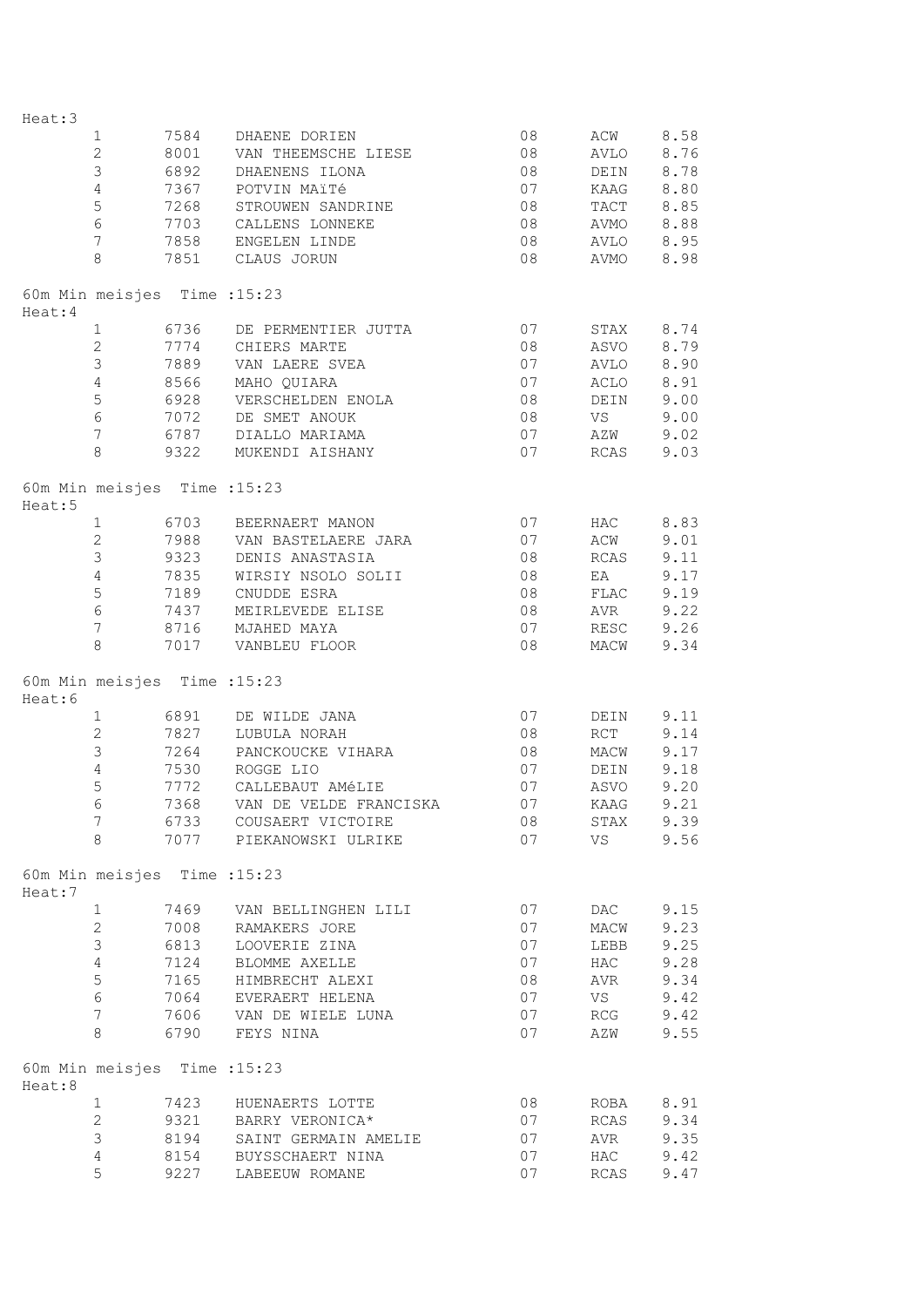Heat:3

| | | | | | |
|---|---|---|---|---|---|
| 1 | 7584 | DHAENE DORIEN | 08 | ACW | 8.58 |
| 2 | 8001 | VAN THEEMSCHE LIESE | 08 | AVLO | 8.76 |
| 3 | 6892 | DHAENENS ILONA | 08 | DEIN | 8.78 |
| 4 | 7367 | POTVIN MAïTé | 07 | KAAG | 8.80 |
| 5 | 7268 | STROUWEN SANDRINE | 08 | TACT | 8.85 |
| 6 | 7703 | CALLENS LONNEKE | 08 | AVMO | 8.88 |
| 7 | 7858 | ENGELEN LINDE | 08 | AVLO | 8.95 |
| 8 | 7851 | CLAUS JORUN | 08 | AVMO | 8.98 |

60m Min meisjes Time :15:23

Heat:4

| | | | | | |
|---|---|---|---|---|---|
| 1 | 6736 | DE PERMENTIER JUTTA | 07 | STAX | 8.74 |
| 2 | 7774 | CHIERS MARTE | 08 | ASVO | 8.79 |
| 3 | 7889 | VAN LAERE SVEA | 07 | AVLO | 8.90 |
| 4 | 8566 | MAHO QUIARA | 07 | ACLO | 8.91 |
| 5 | 6928 | VERSCHELDEN ENOLA | 08 | DEIN | 9.00 |
| 6 | 7072 | DE SMET ANOUK | 08 | VS | 9.00 |
| 7 | 6787 | DIALLO MARIAMA | 07 | AZW | 9.02 |
| 8 | 9322 | MUKENDI AISHANY | 07 | RCAS | 9.03 |

60m Min meisjes Time :15:23

Heat:5

| | | | | | |
|---|---|---|---|---|---|
| 1 | 6703 | BEERNAERT MANON | 07 | HAC | 8.83 |
| 2 | 7988 | VAN BASTELAERE JARA | 07 | ACW | 9.01 |
| 3 | 9323 | DENIS ANASTASIA | 08 | RCAS | 9.11 |
| 4 | 7835 | WIRSIY NSOLO SOLII | 08 | EA | 9.17 |
| 5 | 7189 | CNUDDE ESRA | 08 | FLAC | 9.19 |
| 6 | 7437 | MEIRLEVEDE ELISE | 08 | AVR | 9.22 |
| 7 | 8716 | MJAHED MAYA | 07 | RESC | 9.26 |
| 8 | 7017 | VANBLEU FLOOR | 08 | MACW | 9.34 |

60m Min meisjes Time :15:23

Heat:6

| | | | | | |
|---|---|---|---|---|---|
| 1 | 6891 | DE WILDE JANA | 07 | DEIN | 9.11 |
| 2 | 7827 | LUBULA NORAH | 08 | RCT | 9.14 |
| 3 | 7264 | PANCKOUCKE VIHARA | 08 | MACW | 9.17 |
| 4 | 7530 | ROGGE LIO | 07 | DEIN | 9.18 |
| 5 | 7772 | CALLEBAUT AMéLIE | 07 | ASVO | 9.20 |
| 6 | 7368 | VAN DE VELDE FRANCISKA | 07 | KAAG | 9.21 |
| 7 | 6733 | COUSAERT VICTOIRE | 08 | STAX | 9.39 |
| 8 | 7077 | PIEKANOWSKI ULRIKE | 07 | VS | 9.56 |

60m Min meisjes Time :15:23

Heat:7

| | | | | | |
|---|---|---|---|---|---|
| 1 | 7469 | VAN BELLINGHEN LILI | 07 | DAC | 9.15 |
| 2 | 7008 | RAMAKERS JORE | 07 | MACW | 9.23 |
| 3 | 6813 | LOOVERIE ZINA | 07 | LEBB | 9.25 |
| 4 | 7124 | BLOMME AXELLE | 07 | HAC | 9.28 |
| 5 | 7165 | HIMBRECHT ALEXI | 08 | AVR | 9.34 |
| 6 | 7064 | EVERAERT HELENA | 07 | VS | 9.42 |
| 7 | 7606 | VAN DE WIELE LUNA | 07 | RCG | 9.42 |
| 8 | 6790 | FEYS NINA | 07 | AZW | 9.55 |

60m Min meisjes Time :15:23

Heat:8

| | | | | | |
|---|---|---|---|---|---|
| 1 | 7423 | HUENAERTS LOTTE | 08 | ROBA | 8.91 |
| 2 | 9321 | BARRY VERONICA* | 07 | RCAS | 9.34 |
| 3 | 8194 | SAINT GERMAIN AMELIE | 07 | AVR | 9.35 |
| 4 | 8154 | BUYSSCHAERT NINA | 07 | HAC | 9.42 |
| 5 | 9227 | LABEEUW ROMANE | 07 | RCAS | 9.47 |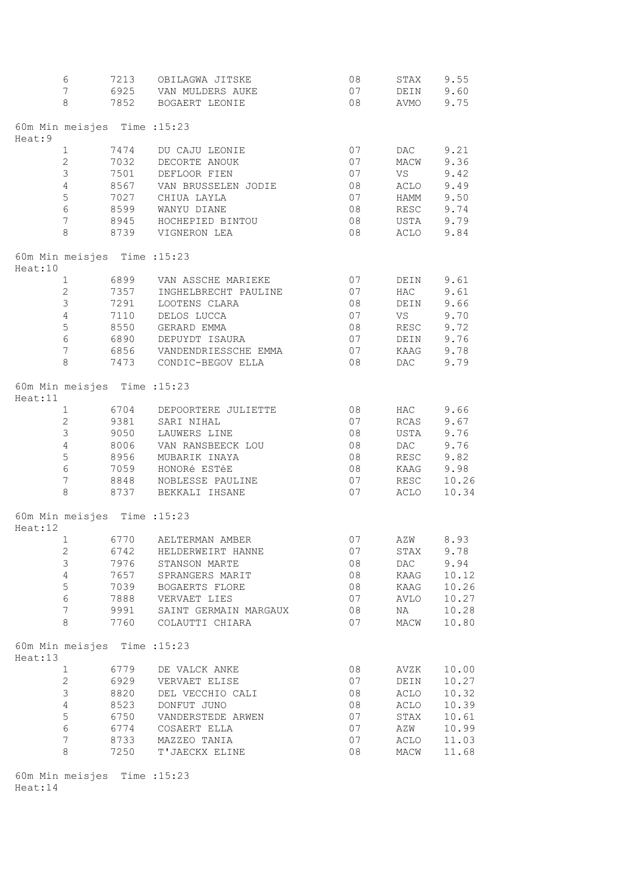| | | | | | |
|---|---|---|---|---|---|
| 6 | 7213 | OBILAGWA JITSKE | 08 | STAX | 9.55 |
| 7 | 6925 | VAN MULDERS AUKE | 07 | DEIN | 9.60 |
| 8 | 7852 | BOGAERT LEONIE | 08 | AVMO | 9.75 |

60m Min meisjes Time :15:23
Heat:9

| | | | | | |
|---|---|---|---|---|---|
| 1 | 7474 | DU CAJU LEONIE | 07 | DAC | 9.21 |
| 2 | 7032 | DECORTE ANOUK | 07 | MACW | 9.36 |
| 3 | 7501 | DEFLOOR FIEN | 07 | VS | 9.42 |
| 4 | 8567 | VAN BRUSSELEN JODIE | 08 | ACLO | 9.49 |
| 5 | 7027 | CHIUA LAYLA | 07 | HAMM | 9.50 |
| 6 | 8599 | WANYU DIANE | 08 | RESC | 9.74 |
| 7 | 8945 | HOCHEPIED BINTOU | 08 | USTA | 9.79 |
| 8 | 8739 | VIGNERON LEA | 08 | ACLO | 9.84 |

60m Min meisjes Time :15:23
Heat:10

| | | | | | |
|---|---|---|---|---|---|
| 1 | 6899 | VAN ASSCHE MARIEKE | 07 | DEIN | 9.61 |
| 2 | 7357 | INGHELBRECHT PAULINE | 07 | HAC | 9.61 |
| 3 | 7291 | LOOTENS CLARA | 08 | DEIN | 9.66 |
| 4 | 7110 | DELOS LUCCA | 07 | VS | 9.70 |
| 5 | 8550 | GERARD EMMA | 08 | RESC | 9.72 |
| 6 | 6890 | DEPUYDT ISAURA | 07 | DEIN | 9.76 |
| 7 | 6856 | VANDENDRIESSCHE EMMA | 07 | KAAG | 9.78 |
| 8 | 7473 | CONDIC-BEGOV ELLA | 08 | DAC | 9.79 |

60m Min meisjes Time :15:23
Heat:11

| | | | | | |
|---|---|---|---|---|---|
| 1 | 6704 | DEPOORTERE JULIETTE | 08 | HAC | 9.66 |
| 2 | 9381 | SARI NIHAL | 07 | RCAS | 9.67 |
| 3 | 9050 | LAUWERS LINE | 08 | USTA | 9.76 |
| 4 | 8006 | VAN RANSBEECK LOU | 08 | DAC | 9.76 |
| 5 | 8956 | MUBARIK INAYA | 08 | RESC | 9.82 |
| 6 | 7059 | HONORé ESTéE | 08 | KAAG | 9.98 |
| 7 | 8848 | NOBLESSE PAULINE | 07 | RESC | 10.26 |
| 8 | 8737 | BEKKALI IHSANE | 07 | ACLO | 10.34 |

60m Min meisjes Time :15:23
Heat:12

| | | | | | |
|---|---|---|---|---|---|
| 1 | 6770 | AELTERMAN AMBER | 07 | AZW | 8.93 |
| 2 | 6742 | HELDERWEIRT HANNE | 07 | STAX | 9.78 |
| 3 | 7976 | STANSON MARTE | 08 | DAC | 9.94 |
| 4 | 7657 | SPRANGERS MARIT | 08 | KAAG | 10.12 |
| 5 | 7039 | BOGAERTS FLORE | 08 | KAAG | 10.26 |
| 6 | 7888 | VERVAET LIES | 07 | AVLO | 10.27 |
| 7 | 9991 | SAINT GERMAIN MARGAUX | 08 | NA | 10.28 |
| 8 | 7760 | COLAUTTI CHIARA | 07 | MACW | 10.80 |

60m Min meisjes Time :15:23
Heat:13

| | | | | | |
|---|---|---|---|---|---|
| 1 | 6779 | DE VALCK ANKE | 08 | AVZK | 10.00 |
| 2 | 6929 | VERVAET ELISE | 07 | DEIN | 10.27 |
| 3 | 8820 | DEL VECCHIO CALI | 08 | ACLO | 10.32 |
| 4 | 8523 | DONFUT JUNO | 08 | ACLO | 10.39 |
| 5 | 6750 | VANDERSTEDE ARWEN | 07 | STAX | 10.61 |
| 6 | 6774 | COSAERT ELLA | 07 | AZW | 10.99 |
| 7 | 8733 | MAZZEO TANIA | 07 | ACLO | 11.03 |
| 8 | 7250 | T'JAECKX ELINE | 08 | MACW | 11.68 |

60m Min meisjes Time :15:23
Heat:14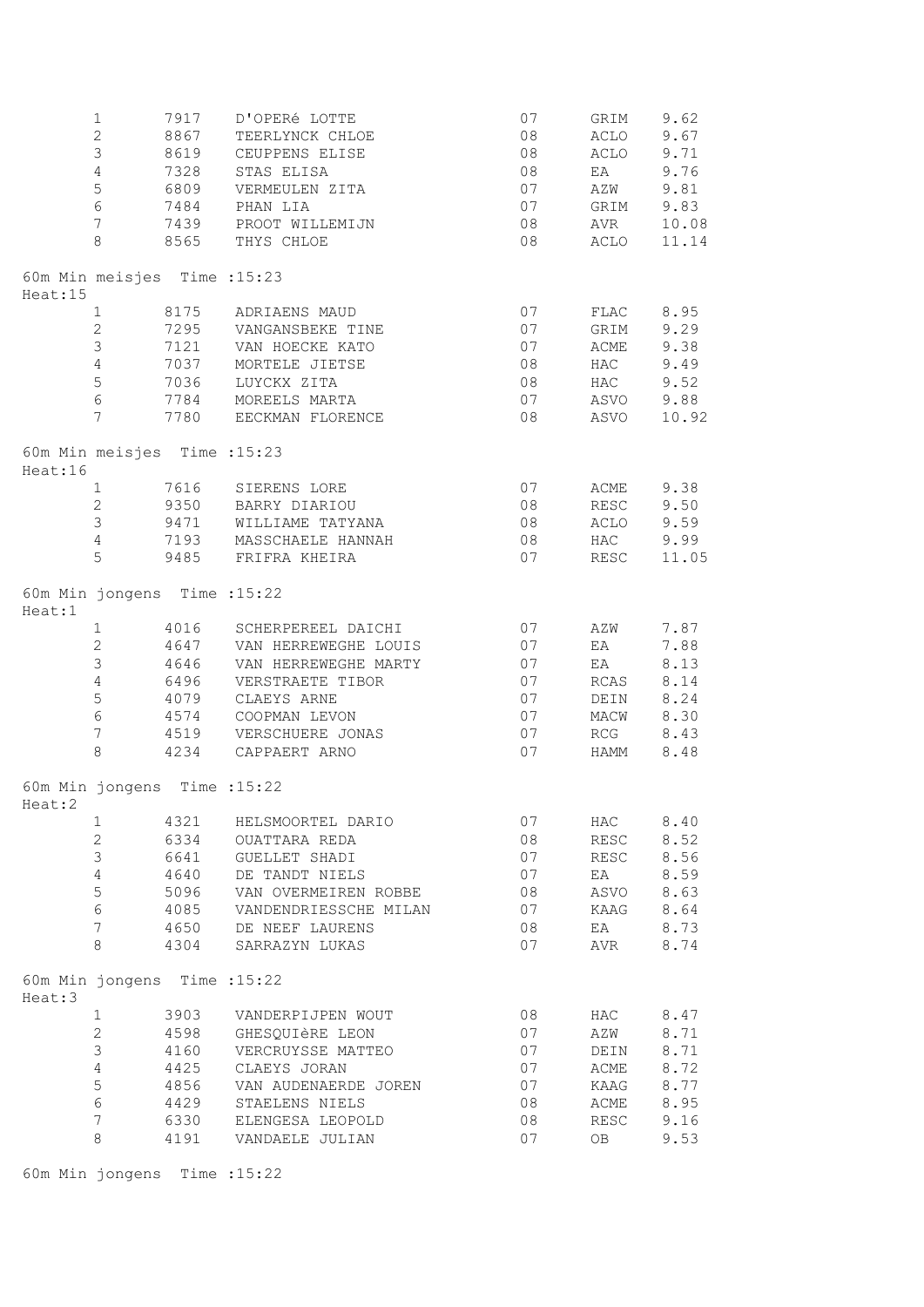| | | | | | |
|---|---|---|---|---|---|
| 1 | 7917 | D'OPERé LOTTE | 07 | GRIM | 9.62 |
| 2 | 8867 | TEERLYNCK CHLOE | 08 | ACLO | 9.67 |
| 3 | 8619 | CEUPPENS ELISE | 08 | ACLO | 9.71 |
| 4 | 7328 | STAS ELISA | 08 | EA | 9.76 |
| 5 | 6809 | VERMEULEN ZITA | 07 | AZW | 9.81 |
| 6 | 7484 | PHAN LIA | 07 | GRIM | 9.83 |
| 7 | 7439 | PROOT WILLEMIJN | 08 | AVR | 10.08 |
| 8 | 8565 | THYS CHLOE | 08 | ACLO | 11.14 |

60m Min meisjes Time :15:23
Heat:15

| | | | | | |
|---|---|---|---|---|---|
| 1 | 8175 | ADRIAENS MAUD | 07 | FLAC | 8.95 |
| 2 | 7295 | VANGANSBEKE TINE | 07 | GRIM | 9.29 |
| 3 | 7121 | VAN HOECKE KATO | 07 | ACME | 9.38 |
| 4 | 7037 | MORTELE JIETSE | 08 | HAC | 9.49 |
| 5 | 7036 | LUYCKX ZITA | 08 | HAC | 9.52 |
| 6 | 7784 | MOREELS MARTA | 07 | ASVO | 9.88 |
| 7 | 7780 | EECKMAN FLORENCE | 08 | ASVO | 10.92 |

60m Min meisjes Time :15:23
Heat:16

| | | | | | |
|---|---|---|---|---|---|
| 1 | 7616 | SIERENS LORE | 07 | ACME | 9.38 |
| 2 | 9350 | BARRY DIARIOU | 08 | RESC | 9.50 |
| 3 | 9471 | WILLIAME TATYANA | 08 | ACLO | 9.59 |
| 4 | 7193 | MASSCHAELE HANNAH | 08 | HAC | 9.99 |
| 5 | 9485 | FRIFRA KHEIRA | 07 | RESC | 11.05 |

60m Min jongens Time :15:22
Heat:1

| | | | | | |
|---|---|---|---|---|---|
| 1 | 4016 | SCHERPEREEL DAICHI | 07 | AZW | 7.87 |
| 2 | 4647 | VAN HERREWEGHE LOUIS | 07 | EA | 7.88 |
| 3 | 4646 | VAN HERREWEGHE MARTY | 07 | EA | 8.13 |
| 4 | 6496 | VERSTRAETE TIBOR | 07 | RCAS | 8.14 |
| 5 | 4079 | CLAEYS ARNE | 07 | DEIN | 8.24 |
| 6 | 4574 | COOPMAN LEVON | 07 | MACW | 8.30 |
| 7 | 4519 | VERSCHUERE JONAS | 07 | RCG | 8.43 |
| 8 | 4234 | CAPPAERT ARNO | 07 | HAMM | 8.48 |

60m Min jongens Time :15:22
Heat:2

| | | | | | |
|---|---|---|---|---|---|
| 1 | 4321 | HELSMOORTEL DARIO | 07 | HAC | 8.40 |
| 2 | 6334 | OUATTARA REDA | 08 | RESC | 8.52 |
| 3 | 6641 | GUELLET SHADI | 07 | RESC | 8.56 |
| 4 | 4640 | DE TANDT NIELS | 07 | EA | 8.59 |
| 5 | 5096 | VAN OVERMEIREN ROBBE | 08 | ASVO | 8.63 |
| 6 | 4085 | VANDENDRIESSCHE MILAN | 07 | KAAG | 8.64 |
| 7 | 4650 | DE NEEF LAURENS | 08 | EA | 8.73 |
| 8 | 4304 | SARRAZYN LUKAS | 07 | AVR | 8.74 |

60m Min jongens Time :15:22
Heat:3

| | | | | | |
|---|---|---|---|---|---|
| 1 | 3903 | VANDERPIJPEN WOUT | 08 | HAC | 8.47 |
| 2 | 4598 | GHESQUIèRE LEON | 07 | AZW | 8.71 |
| 3 | 4160 | VERCRUYSSE MATTEO | 07 | DEIN | 8.71 |
| 4 | 4425 | CLAEYS JORAN | 07 | ACME | 8.72 |
| 5 | 4856 | VAN AUDENAERDE JOREN | 07 | KAAG | 8.77 |
| 6 | 4429 | STAELENS NIELS | 08 | ACME | 8.95 |
| 7 | 6330 | ELENGESA LEOPOLD | 08 | RESC | 9.16 |
| 8 | 4191 | VANDAELE JULIAN | 07 | OB | 9.53 |

60m Min jongens Time :15:22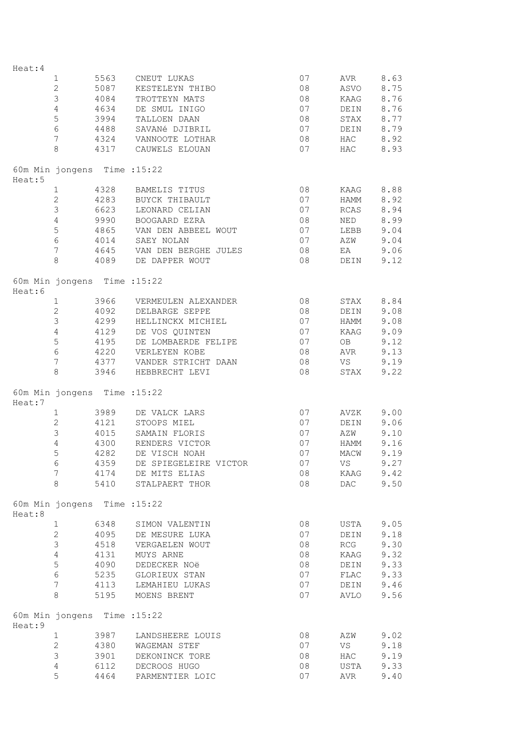Heat:4

| | | | | | |
|---|---|---|---|---|---|
| 1 | 5563 | CNEUT LUKAS | 07 | AVR | 8.63 |
| 2 | 5087 | KESTELEYN THIBO | 08 | ASVO | 8.75 |
| 3 | 4084 | TROTTEYN MATS | 08 | KAAG | 8.76 |
| 4 | 4634 | DE SMUL INIGO | 07 | DEIN | 8.76 |
| 5 | 3994 | TALLOEN DAAN | 08 | STAX | 8.77 |
| 6 | 4488 | SAVANé DJIBRIL | 07 | DEIN | 8.79 |
| 7 | 4324 | VANNOOTE LOTHAR | 08 | HAC | 8.92 |
| 8 | 4317 | CAUWELS ELOUAN | 07 | HAC | 8.93 |

60m Min jongens Time :15:22

Heat:5

| | | | | | |
|---|---|---|---|---|---|
| 1 | 4328 | BAMELIS TITUS | 08 | KAAG | 8.88 |
| 2 | 4283 | BUYCK THIBAULT | 07 | HAMM | 8.92 |
| 3 | 6623 | LEONARD CELIAN | 07 | RCAS | 8.94 |
| 4 | 9990 | BOOGAARD EZRA | 08 | NED | 8.99 |
| 5 | 4865 | VAN DEN ABBEEL WOUT | 07 | LEBB | 9.04 |
| 6 | 4014 | SAEY NOLAN | 07 | AZW | 9.04 |
| 7 | 4645 | VAN DEN BERGHE JULES | 08 | EA | 9.06 |
| 8 | 4089 | DE DAPPER WOUT | 08 | DEIN | 9.12 |

60m Min jongens Time :15:22

Heat:6

| | | | | | |
|---|---|---|---|---|---|
| 1 | 3966 | VERMEULEN ALEXANDER | 08 | STAX | 8.84 |
| 2 | 4092 | DELBARGE SEPPE | 08 | DEIN | 9.08 |
| 3 | 4299 | HELLINCKX MICHIEL | 07 | HAMM | 9.08 |
| 4 | 4129 | DE VOS QUINTEN | 07 | KAAG | 9.09 |
| 5 | 4195 | DE LOMBAERDE FELIPE | 07 | OB | 9.12 |
| 6 | 4220 | VERLEYEN KOBE | 08 | AVR | 9.13 |
| 7 | 4377 | VANDER STRICHT DAAN | 08 | VS | 9.19 |
| 8 | 3946 | HEBBRECHT LEVI | 08 | STAX | 9.22 |

60m Min jongens Time :15:22

Heat:7

| | | | | | |
|---|---|---|---|---|---|
| 1 | 3989 | DE VALCK LARS | 07 | AVZK | 9.00 |
| 2 | 4121 | STOOPS MIEL | 07 | DEIN | 9.06 |
| 3 | 4015 | SAMAIN FLORIS | 07 | AZW | 9.10 |
| 4 | 4300 | RENDERS VICTOR | 07 | HAMM | 9.16 |
| 5 | 4282 | DE VISCH NOAH | 07 | MACW | 9.19 |
| 6 | 4359 | DE SPIEGELEIRE VICTOR | 07 | VS | 9.27 |
| 7 | 4174 | DE MITS ELIAS | 08 | KAAG | 9.42 |
| 8 | 5410 | STALPAERT THOR | 08 | DAC | 9.50 |

60m Min jongens Time :15:22

Heat:8

| | | | | | |
|---|---|---|---|---|---|
| 1 | 6348 | SIMON VALENTIN | 08 | USTA | 9.05 |
| 2 | 4095 | DE MESURE LUKA | 07 | DEIN | 9.18 |
| 3 | 4518 | VERGAELEN WOUT | 08 | RCG | 9.30 |
| 4 | 4131 | MUYS ARNE | 08 | KAAG | 9.32 |
| 5 | 4090 | DEDECKER NOë | 08 | DEIN | 9.33 |
| 6 | 5235 | GLORIEUX STAN | 07 | FLAC | 9.33 |
| 7 | 4113 | LEMAHIEU LUKAS | 07 | DEIN | 9.46 |
| 8 | 5195 | MOENS BRENT | 07 | AVLO | 9.56 |

60m Min jongens Time :15:22

Heat:9

| | | | | | |
|---|---|---|---|---|---|
| 1 | 3987 | LANDSHEERE LOUIS | 08 | AZW | 9.02 |
| 2 | 4380 | WAGEMAN STEF | 07 | VS | 9.18 |
| 3 | 3901 | DEKONINCK TORE | 08 | HAC | 9.19 |
| 4 | 6112 | DECROOS HUGO | 08 | USTA | 9.33 |
| 5 | 4464 | PARMENTIER LOIC | 07 | AVR | 9.40 |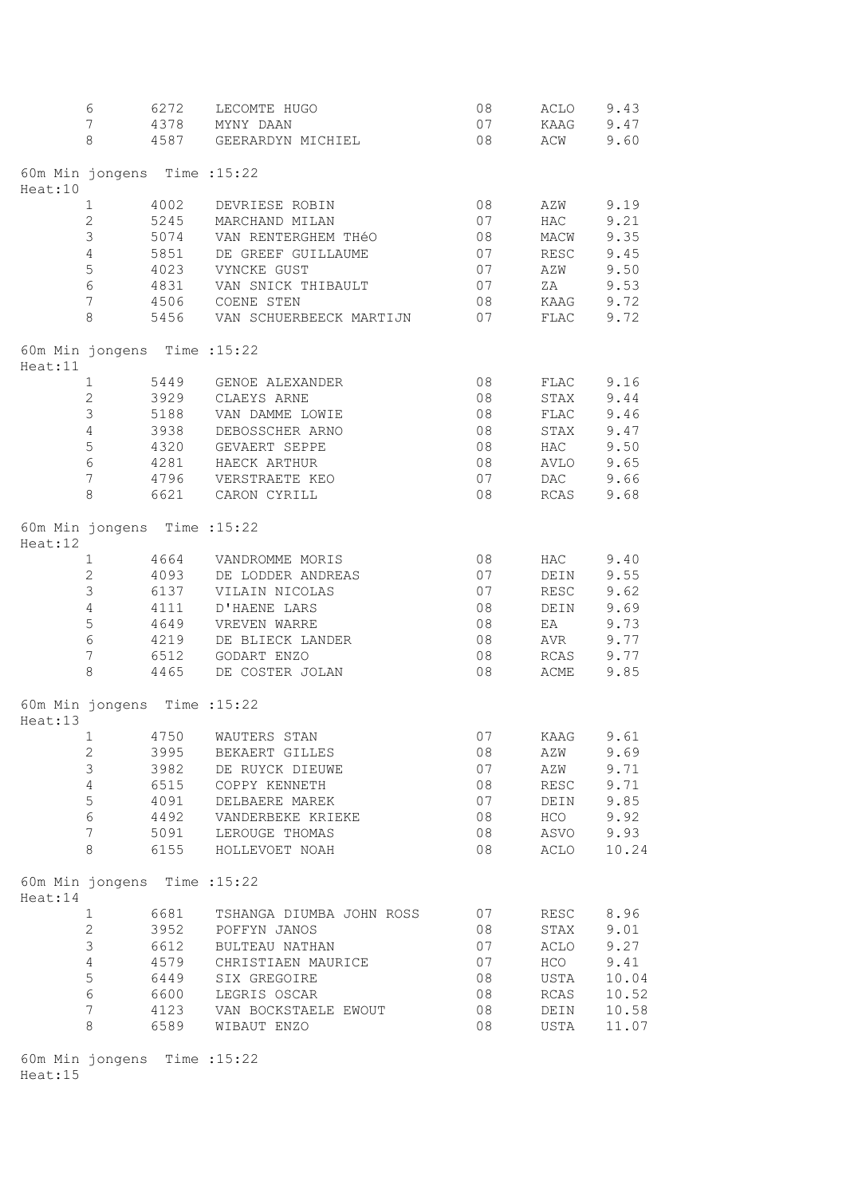| | | | | | |
|---|---|---|---|---|---|
| 6 | 6272 | LECOMTE HUGO | 08 | ACLO | 9.43 |
| 7 | 4378 | MYNY DAAN | 07 | KAAG | 9.47 |
| 8 | 4587 | GEERARDYN MICHIEL | 08 | ACW | 9.60 |

60m Min jongens Time :15:22
Heat:10

| | | | | | |
|---|---|---|---|---|---|
| 1 | 4002 | DEVRIESE ROBIN | 08 | AZW | 9.19 |
| 2 | 5245 | MARCHAND MILAN | 07 | HAC | 9.21 |
| 3 | 5074 | VAN RENTERGHEM THéO | 08 | MACW | 9.35 |
| 4 | 5851 | DE GREEF GUILLAUME | 07 | RESC | 9.45 |
| 5 | 4023 | VYNCKE GUST | 07 | AZW | 9.50 |
| 6 | 4831 | VAN SNICK THIBAULT | 07 | ZA | 9.53 |
| 7 | 4506 | COENE STEN | 08 | KAAG | 9.72 |
| 8 | 5456 | VAN SCHUERBEECK MARTIJN | 07 | FLAC | 9.72 |

60m Min jongens Time :15:22
Heat:11

| | | | | | |
|---|---|---|---|---|---|
| 1 | 5449 | GENOE ALEXANDER | 08 | FLAC | 9.16 |
| 2 | 3929 | CLAEYS ARNE | 08 | STAX | 9.44 |
| 3 | 5188 | VAN DAMME LOWIE | 08 | FLAC | 9.46 |
| 4 | 3938 | DEBOSSCHER ARNO | 08 | STAX | 9.47 |
| 5 | 4320 | GEVAERT SEPPE | 08 | HAC | 9.50 |
| 6 | 4281 | HAECK ARTHUR | 08 | AVLO | 9.65 |
| 7 | 4796 | VERSTRAETE KEO | 07 | DAC | 9.66 |
| 8 | 6621 | CARON CYRILL | 08 | RCAS | 9.68 |

60m Min jongens Time :15:22
Heat:12

| | | | | | |
|---|---|---|---|---|---|
| 1 | 4664 | VANDROMME MORIS | 08 | HAC | 9.40 |
| 2 | 4093 | DE LODDER ANDREAS | 07 | DEIN | 9.55 |
| 3 | 6137 | VILAIN NICOLAS | 07 | RESC | 9.62 |
| 4 | 4111 | D'HAENE LARS | 08 | DEIN | 9.69 |
| 5 | 4649 | VREVEN WARRE | 08 | EA | 9.73 |
| 6 | 4219 | DE BLIECK LANDER | 08 | AVR | 9.77 |
| 7 | 6512 | GODART ENZO | 08 | RCAS | 9.77 |
| 8 | 4465 | DE COSTER JOLAN | 08 | ACME | 9.85 |

60m Min jongens Time :15:22
Heat:13

| | | | | | |
|---|---|---|---|---|---|
| 1 | 4750 | WAUTERS STAN | 07 | KAAG | 9.61 |
| 2 | 3995 | BEKAERT GILLES | 08 | AZW | 9.69 |
| 3 | 3982 | DE RUYCK DIEUWE | 07 | AZW | 9.71 |
| 4 | 6515 | COPPY KENNETH | 08 | RESC | 9.71 |
| 5 | 4091 | DELBAERE MAREK | 07 | DEIN | 9.85 |
| 6 | 4492 | VANDERBEKE KRIEKE | 08 | HCO | 9.92 |
| 7 | 5091 | LEROUGE THOMAS | 08 | ASVO | 9.93 |
| 8 | 6155 | HOLLEVOET NOAH | 08 | ACLO | 10.24 |

60m Min jongens Time :15:22
Heat:14

| | | | | | |
|---|---|---|---|---|---|
| 1 | 6681 | TSHANGA DIUMBA JOHN ROSS | 07 | RESC | 8.96 |
| 2 | 3952 | POFFYN JANOS | 08 | STAX | 9.01 |
| 3 | 6612 | BULTEAU NATHAN | 07 | ACLO | 9.27 |
| 4 | 4579 | CHRISTIAEN MAURICE | 07 | HCO | 9.41 |
| 5 | 6449 | SIX GREGOIRE | 08 | USTA | 10.04 |
| 6 | 6600 | LEGRIS OSCAR | 08 | RCAS | 10.52 |
| 7 | 4123 | VAN BOCKSTAELE EWOUT | 08 | DEIN | 10.58 |
| 8 | 6589 | WIBAUT ENZO | 08 | USTA | 11.07 |

60m Min jongens Time :15:22
Heat:15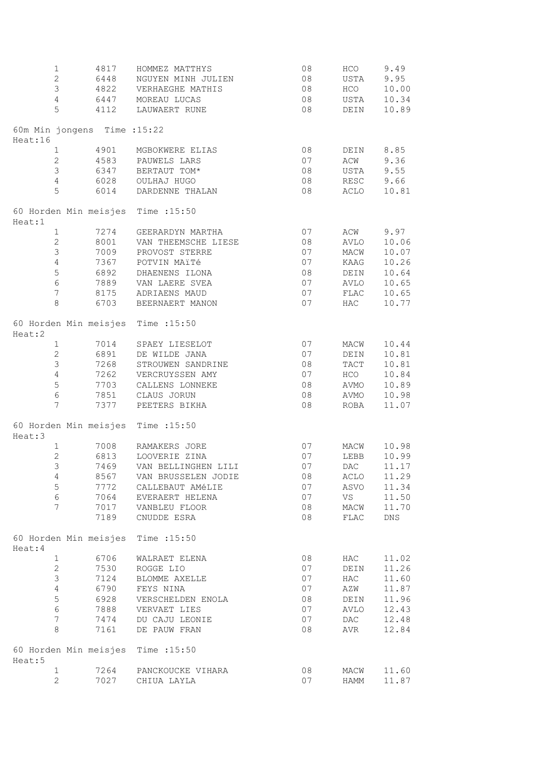| | | | | | |
|---|---|---|---|---|---|
| 1 | 4817 | HOMMEZ MATTHYS | 08 | HCO | 9.49 |
| 2 | 6448 | NGUYEN MINH JULIEN | 08 | USTA | 9.95 |
| 3 | 4822 | VERHAEGHE MATHIS | 08 | HCO | 10.00 |
| 4 | 6447 | MOREAU LUCAS | 08 | USTA | 10.34 |
| 5 | 4112 | LAUWAERT RUNE | 08 | DEIN | 10.89 |

60m Min jongens Time :15:22

Heat:16

| | | | | | |
|---|---|---|---|---|---|
| 1 | 4901 | MGBOKWERE ELIAS | 08 | DEIN | 8.85 |
| 2 | 4583 | PAUWELS LARS | 07 | ACW | 9.36 |
| 3 | 6347 | BERTAUT TOM* | 08 | USTA | 9.55 |
| 4 | 6028 | OULHAJ HUGO | 08 | RESC | 9.66 |
| 5 | 6014 | DARDENNE THALAN | 08 | ACLO | 10.81 |

60 Horden Min meisjes Time :15:50

Heat:1

| | | | | | |
|---|---|---|---|---|---|
| 1 | 7274 | GEERARDYN MARTHA | 07 | ACW | 9.97 |
| 2 | 8001 | VAN THEEMSCHE LIESE | 08 | AVLO | 10.06 |
| 3 | 7009 | PROVOST STERRE | 07 | MACW | 10.07 |
| 4 | 7367 | POTVIN MAïTé | 07 | KAAG | 10.26 |
| 5 | 6892 | DHAENENS ILONA | 08 | DEIN | 10.64 |
| 6 | 7889 | VAN LAERE SVEA | 07 | AVLO | 10.65 |
| 7 | 8175 | ADRIAENS MAUD | 07 | FLAC | 10.65 |
| 8 | 6703 | BEERNAERT MANON | 07 | HAC | 10.77 |

60 Horden Min meisjes Time :15:50

Heat:2

| | | | | | |
|---|---|---|---|---|---|
| 1 | 7014 | SPAEY LIESELOT | 07 | MACW | 10.44 |
| 2 | 6891 | DE WILDE JANA | 07 | DEIN | 10.81 |
| 3 | 7268 | STROUWEN SANDRINE | 08 | TACT | 10.81 |
| 4 | 7262 | VERCRUYSSEN AMY | 07 | HCO | 10.84 |
| 5 | 7703 | CALLENS LONNEKE | 08 | AVMO | 10.89 |
| 6 | 7851 | CLAUS JORUN | 08 | AVMO | 10.98 |
| 7 | 7377 | PEETERS BIKHA | 08 | ROBA | 11.07 |

60 Horden Min meisjes Time :15:50

Heat:3

| | | | | | |
|---|---|---|---|---|---|
| 1 | 7008 | RAMAKERS JORE | 07 | MACW | 10.98 |
| 2 | 6813 | LOOVERIE ZINA | 07 | LEBB | 10.99 |
| 3 | 7469 | VAN BELLINGHEN LILI | 07 | DAC | 11.17 |
| 4 | 8567 | VAN BRUSSELEN JODIE | 08 | ACLO | 11.29 |
| 5 | 7772 | CALLEBAUT AMéLIE | 07 | ASVO | 11.34 |
| 6 | 7064 | EVERAERT HELENA | 07 | VS | 11.50 |
| 7 | 7017 | VANBLEU FLOOR | 08 | MACW | 11.70 |
| | 7189 | CNUDDE ESRA | 08 | FLAC | DNS |

60 Horden Min meisjes Time :15:50

Heat:4

| | | | | | |
|---|---|---|---|---|---|
| 1 | 6706 | WALRAET ELENA | 08 | HAC | 11.02 |
| 2 | 7530 | ROGGE LIO | 07 | DEIN | 11.26 |
| 3 | 7124 | BLOMME AXELLE | 07 | HAC | 11.60 |
| 4 | 6790 | FEYS NINA | 07 | AZW | 11.87 |
| 5 | 6928 | VERSCHELDEN ENOLA | 08 | DEIN | 11.96 |
| 6 | 7888 | VERVAET LIES | 07 | AVLO | 12.43 |
| 7 | 7474 | DU CAJU LEONIE | 07 | DAC | 12.48 |
| 8 | 7161 | DE PAUW FRAN | 08 | AVR | 12.84 |

60 Horden Min meisjes Time :15:50

Heat:5

| | | | | | |
|---|---|---|---|---|---|
| 1 | 7264 | PANCKOUCKE VIHARA | 08 | MACW | 11.60 |
| 2 | 7027 | CHIUA LAYLA | 07 | HAMM | 11.87 |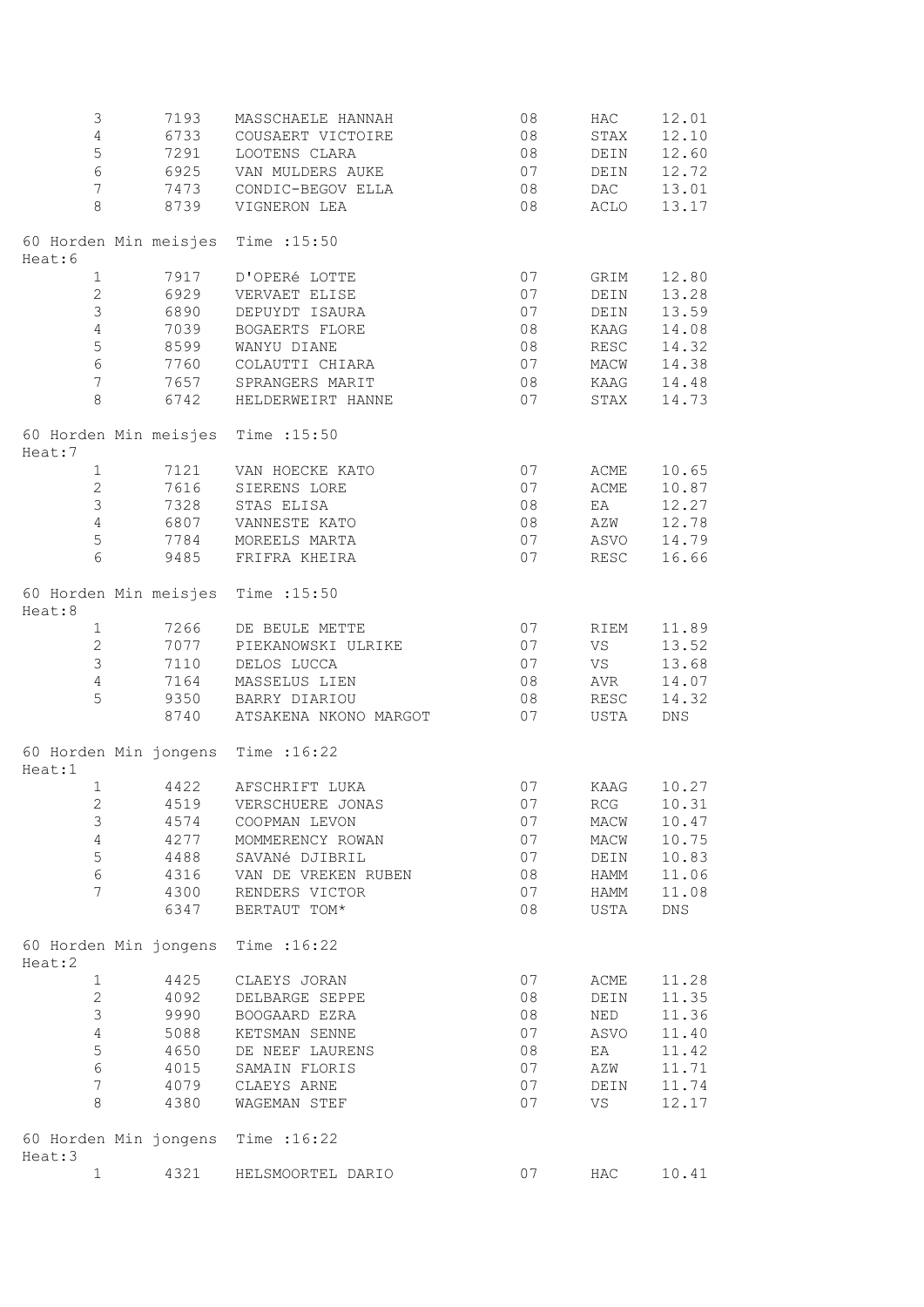| | | | | | |
|---|---|---|---|---|---|
| 3 | 7193 | MASSCHAELE HANNAH | 08 | HAC | 12.01 |
| 4 | 6733 | COUSAERT VICTOIRE | 08 | STAX | 12.10 |
| 5 | 7291 | LOOTENS CLARA | 08 | DEIN | 12.60 |
| 6 | 6925 | VAN MULDERS AUKE | 07 | DEIN | 12.72 |
| 7 | 7473 | CONDIC-BEGOV ELLA | 08 | DAC | 13.01 |
| 8 | 8739 | VIGNERON LEA | 08 | ACLO | 13.17 |

60 Horden Min meisjes Time :15:50
Heat:6

| | | | | | |
|---|---|---|---|---|---|
| 1 | 7917 | D'OPERé LOTTE | 07 | GRIM | 12.80 |
| 2 | 6929 | VERVAET ELISE | 07 | DEIN | 13.28 |
| 3 | 6890 | DEPUYDT ISAURA | 07 | DEIN | 13.59 |
| 4 | 7039 | BOGAERTS FLORE | 08 | KAAG | 14.08 |
| 5 | 8599 | WANYU DIANE | 08 | RESC | 14.32 |
| 6 | 7760 | COLAUTTI CHIARA | 07 | MACW | 14.38 |
| 7 | 7657 | SPRANGERS MARIT | 08 | KAAG | 14.48 |
| 8 | 6742 | HELDERWEIRT HANNE | 07 | STAX | 14.73 |

60 Horden Min meisjes Time :15:50
Heat:7

| | | | | | |
|---|---|---|---|---|---|
| 1 | 7121 | VAN HOECKE KATO | 07 | ACME | 10.65 |
| 2 | 7616 | SIERENS LORE | 07 | ACME | 10.87 |
| 3 | 7328 | STAS ELISA | 08 | EA | 12.27 |
| 4 | 6807 | VANNESTE KATO | 08 | AZW | 12.78 |
| 5 | 7784 | MOREELS MARTA | 07 | ASVO | 14.79 |
| 6 | 9485 | FRIFRA KHEIRA | 07 | RESC | 16.66 |

60 Horden Min meisjes Time :15:50
Heat:8

| | | | | | |
|---|---|---|---|---|---|
| 1 | 7266 | DE BEULE METTE | 07 | RIEM | 11.89 |
| 2 | 7077 | PIEKANOWSKI ULRIKE | 07 | VS | 13.52 |
| 3 | 7110 | DELOS LUCCA | 07 | VS | 13.68 |
| 4 | 7164 | MASSELUS LIEN | 08 | AVR | 14.07 |
| 5 | 9350 | BARRY DIARIOU | 08 | RESC | 14.32 |
| | 8740 | ATSAKENA NKONO MARGOT | 07 | USTA | DNS |

60 Horden Min jongens Time :16:22
Heat:1

| | | | | | |
|---|---|---|---|---|---|
| 1 | 4422 | AFSCHRIFT LUKA | 07 | KAAG | 10.27 |
| 2 | 4519 | VERSCHUERE JONAS | 07 | RCG | 10.31 |
| 3 | 4574 | COOPMAN LEVON | 07 | MACW | 10.47 |
| 4 | 4277 | MOMMERENCY ROWAN | 07 | MACW | 10.75 |
| 5 | 4488 | SAVANé DJIBRIL | 07 | DEIN | 10.83 |
| 6 | 4316 | VAN DE VREKEN RUBEN | 08 | HAMM | 11.06 |
| 7 | 4300 | RENDERS VICTOR | 07 | HAMM | 11.08 |
| | 6347 | BERTAUT TOM* | 08 | USTA | DNS |

60 Horden Min jongens Time :16:22
Heat:2

| | | | | | |
|---|---|---|---|---|---|
| 1 | 4425 | CLAEYS JORAN | 07 | ACME | 11.28 |
| 2 | 4092 | DELBARGE SEPPE | 08 | DEIN | 11.35 |
| 3 | 9990 | BOOGAARD EZRA | 08 | NED | 11.36 |
| 4 | 5088 | KETSMAN SENNE | 07 | ASVO | 11.40 |
| 5 | 4650 | DE NEEF LAURENS | 08 | EA | 11.42 |
| 6 | 4015 | SAMAIN FLORIS | 07 | AZW | 11.71 |
| 7 | 4079 | CLAEYS ARNE | 07 | DEIN | 11.74 |
| 8 | 4380 | WAGEMAN STEF | 07 | VS | 12.17 |

60 Horden Min jongens Time :16:22
Heat:3

| | | | | | |
|---|---|---|---|---|---|
| 1 | 4321 | HELSMOORTEL DARIO | 07 | HAC | 10.41 |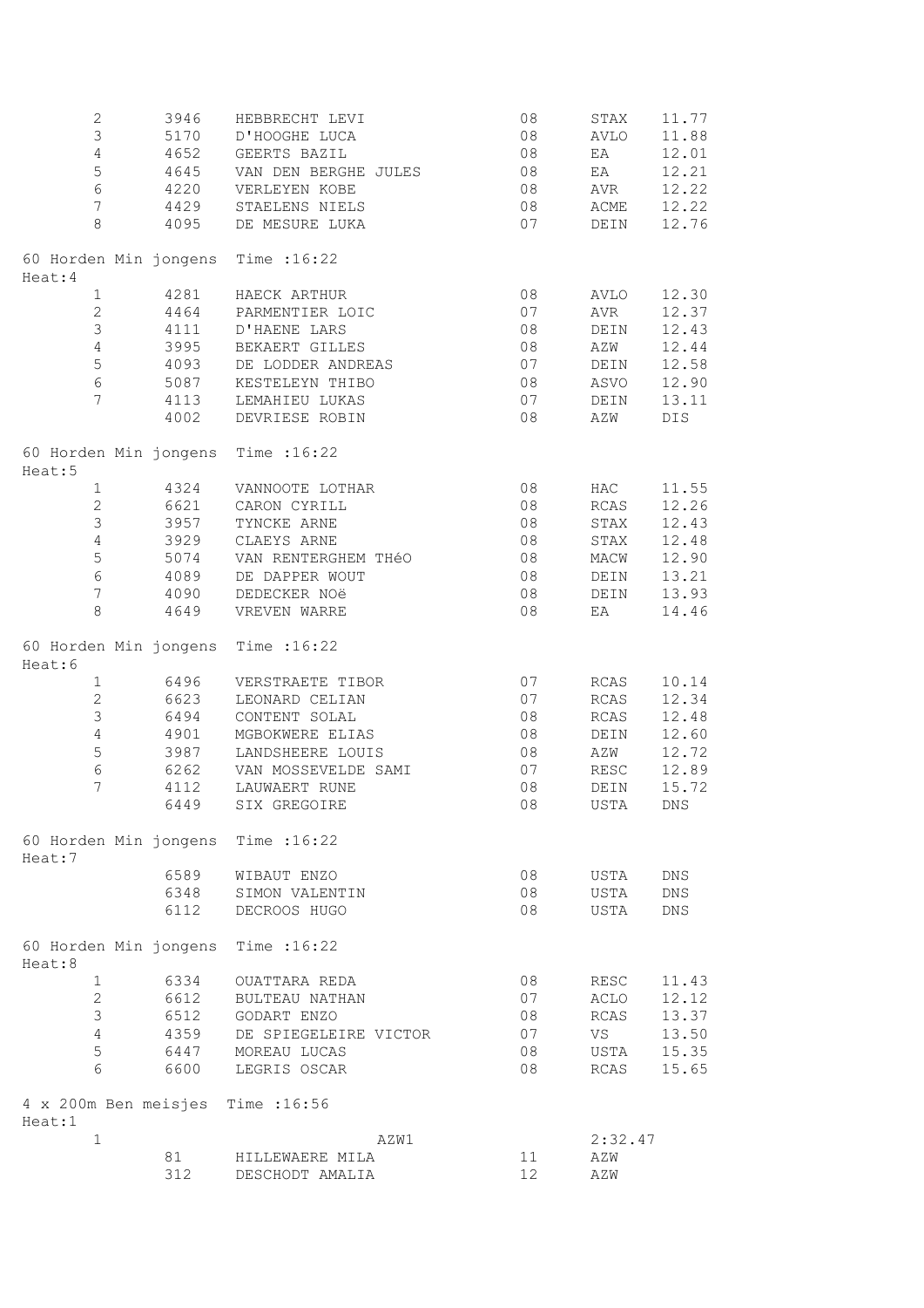| | | | | | |
|---|---|---|---|---|---|
| 2 | 3946 | HEBBRECHT LEVI | 08 | STAX | 11.77 |
| 3 | 5170 | D'HOOGHE LUCA | 08 | AVLO | 11.88 |
| 4 | 4652 | GEERTS BAZIL | 08 | EA | 12.01 |
| 5 | 4645 | VAN DEN BERGHE JULES | 08 | EA | 12.21 |
| 6 | 4220 | VERLEYEN KOBE | 08 | AVR | 12.22 |
| 7 | 4429 | STAELENS NIELS | 08 | ACME | 12.22 |
| 8 | 4095 | DE MESURE LUKA | 07 | DEIN | 12.76 |

60 Horden Min jongens Time :16:22
Heat:4

| | | | | | |
|---|---|---|---|---|---|
| 1 | 4281 | HAECK ARTHUR | 08 | AVLO | 12.30 |
| 2 | 4464 | PARMENTIER LOIC | 07 | AVR | 12.37 |
| 3 | 4111 | D'HAENE LARS | 08 | DEIN | 12.43 |
| 4 | 3995 | BEKAERT GILLES | 08 | AZW | 12.44 |
| 5 | 4093 | DE LODDER ANDREAS | 07 | DEIN | 12.58 |
| 6 | 5087 | KESTELEYN THIBO | 08 | ASVO | 12.90 |
| 7 | 4113 | LEMAHIEU LUKAS | 07 | DEIN | 13.11 |
| | 4002 | DEVRIESE ROBIN | 08 | AZW | DIS |

60 Horden Min jongens Time :16:22
Heat:5

| | | | | | |
|---|---|---|---|---|---|
| 1 | 4324 | VANNOOTE LOTHAR | 08 | HAC | 11.55 |
| 2 | 6621 | CARON CYRILL | 08 | RCAS | 12.26 |
| 3 | 3957 | TYNCKE ARNE | 08 | STAX | 12.43 |
| 4 | 3929 | CLAEYS ARNE | 08 | STAX | 12.48 |
| 5 | 5074 | VAN RENTERGHEM THéO | 08 | MACW | 12.90 |
| 6 | 4089 | DE DAPPER WOUT | 08 | DEIN | 13.21 |
| 7 | 4090 | DEDECKER NOë | 08 | DEIN | 13.93 |
| 8 | 4649 | VREVEN WARRE | 08 | EA | 14.46 |

60 Horden Min jongens Time :16:22
Heat:6

| | | | | | |
|---|---|---|---|---|---|
| 1 | 6496 | VERSTRAETE TIBOR | 07 | RCAS | 10.14 |
| 2 | 6623 | LEONARD CELIAN | 07 | RCAS | 12.34 |
| 3 | 6494 | CONTENT SOLAL | 08 | RCAS | 12.48 |
| 4 | 4901 | MGBOKWERE ELIAS | 08 | DEIN | 12.60 |
| 5 | 3987 | LANDSHEERE LOUIS | 08 | AZW | 12.72 |
| 6 | 6262 | VAN MOSSEVELDE SAMI | 07 | RESC | 12.89 |
| 7 | 4112 | LAUWAERT RUNE | 08 | DEIN | 15.72 |
| | 6449 | SIX GREGOIRE | 08 | USTA | DNS |

60 Horden Min jongens Time :16:22
Heat:7

| | | | | | |
|---|---|---|---|---|---|
| | 6589 | WIBAUT ENZO | 08 | USTA | DNS |
| | 6348 | SIMON VALENTIN | 08 | USTA | DNS |
| | 6112 | DECROOS HUGO | 08 | USTA | DNS |

60 Horden Min jongens Time :16:22
Heat:8

| | | | | | |
|---|---|---|---|---|---|
| 1 | 6334 | OUATTARA REDA | 08 | RESC | 11.43 |
| 2 | 6612 | BULTEAU NATHAN | 07 | ACLO | 12.12 |
| 3 | 6512 | GODART ENZO | 08 | RCAS | 13.37 |
| 4 | 4359 | DE SPIEGELEIRE VICTOR | 07 | VS | 13.50 |
| 5 | 6447 | MOREAU LUCAS | 08 | USTA | 15.35 |
| 6 | 6600 | LEGRIS OSCAR | 08 | RCAS | 15.65 |

4 x 200m Ben meisjes Time :16:56
Heat:1

| | | | | | |
|---|---|---|---|---|---|
| 1 | | AZW1 | | 2:32.47 | |
| | 81 | HILLEWAERE MILA | 11 | AZW | |
| | 312 | DESCHODT AMALIA | 12 | AZW | |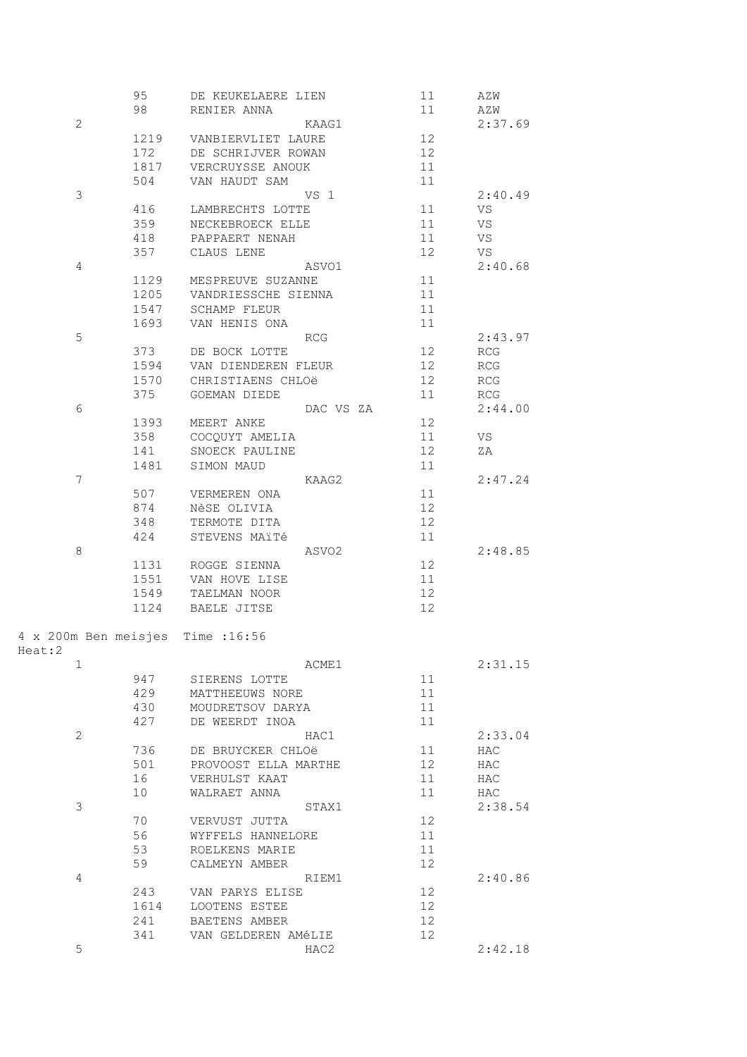| | | | | | |
|---|---|---|---|---|---|
| | 95 | DE KEUKELAERE LIEN | | 11 | AZW |
| | 98 | RENIER ANNA | | 11 | AZW |
| 2 | | | KAAG1 | | 2:37.69 |
| | 1219 | VANBIERVLIET LAURE | | 12 | |
| | 172 | DE SCHRIJVER ROWAN | | 12 | |
| | 1817 | VERCRUYSSE ANOUK | | 11 | |
| | 504 | VAN HAUDT SAM | | 11 | |
| 3 | | | VS 1 | | 2:40.49 |
| | 416 | LAMBRECHTS LOTTE | | 11 | VS |
| | 359 | NECKEBROECK ELLE | | 11 | VS |
| | 418 | PAPPAERT NENAH | | 11 | VS |
| | 357 | CLAUS LENE | | 12 | VS |
| 4 | | | ASVO1 | | 2:40.68 |
| | 1129 | MESPREUVE SUZANNE | | 11 | |
| | 1205 | VANDRIESSCHE SIENNA | | 11 | |
| | 1547 | SCHAMP FLEUR | | 11 | |
| | 1693 | VAN HENIS ONA | | 11 | |
| 5 | | | RCG | | 2:43.97 |
| | 373 | DE BOCK LOTTE | | 12 | RCG |
| | 1594 | VAN DIENDEREN FLEUR | | 12 | RCG |
| | 1570 | CHRISTIAENS CHLOë | | 12 | RCG |
| | 375 | GOEMAN DIEDE | | 11 | RCG |
| 6 | | | DAC VS ZA | | 2:44.00 |
| | 1393 | MEERT ANKE | | 12 | |
| | 358 | COCQUYT AMELIA | | 11 | VS |
| | 141 | SNOECK PAULINE | | 12 | ZA |
| | 1481 | SIMON MAUD | | 11 | |
| 7 | | | KAAG2 | | 2:47.24 |
| | 507 | VERMEREN ONA | | 11 | |
| | 874 | NèSE OLIVIA | | 12 | |
| | 348 | TERMOTE DITA | | 12 | |
| | 424 | STEVENS MAïTé | | 11 | |
| 8 | | | ASVO2 | | 2:48.85 |
| | 1131 | ROGGE SIENNA | | 12 | |
| | 1551 | VAN HOVE LISE | | 11 | |
| | 1549 | TAELMAN NOOR | | 12 | |
| | 1124 | BAELE JITSE | | 12 | |

4 x 200m Ben meisjes Time :16:56
Heat:2

| | | | | | |
|---|---|---|---|---|---|
| 1 | | | ACME1 | | 2:31.15 |
| | 947 | SIERENS LOTTE | | 11 | |
| | 429 | MATTHEEUWS NORE | | 11 | |
| | 430 | MOUDRETSOV DARYA | | 11 | |
| | 427 | DE WEERDT INOA | | 11 | |
| 2 | | | HAC1 | | 2:33.04 |
| | 736 | DE BRUYCKER CHLOë | | 11 | HAC |
| | 501 | PROVOOST ELLA MARTHE | | 12 | HAC |
| | 16 | VERHULST KAAT | | 11 | HAC |
| | 10 | WALRAET ANNA | | 11 | HAC |
| 3 | | | STAX1 | | 2:38.54 |
| | 70 | VERVUST JUTTA | | 12 | |
| | 56 | WYFFELS HANNELORE | | 11 | |
| | 53 | ROELKENS MARIE | | 11 | |
| | 59 | CALMEYN AMBER | | 12 | |
| 4 | | | RIEM1 | | 2:40.86 |
| | 243 | VAN PARYS ELISE | | 12 | |
| | 1614 | LOOTENS ESTEE | | 12 | |
| | 241 | BAETENS AMBER | | 12 | |
| | 341 | VAN GELDEREN AMéLIE | | 12 | |
| 5 | | | HAC2 | | 2:42.18 |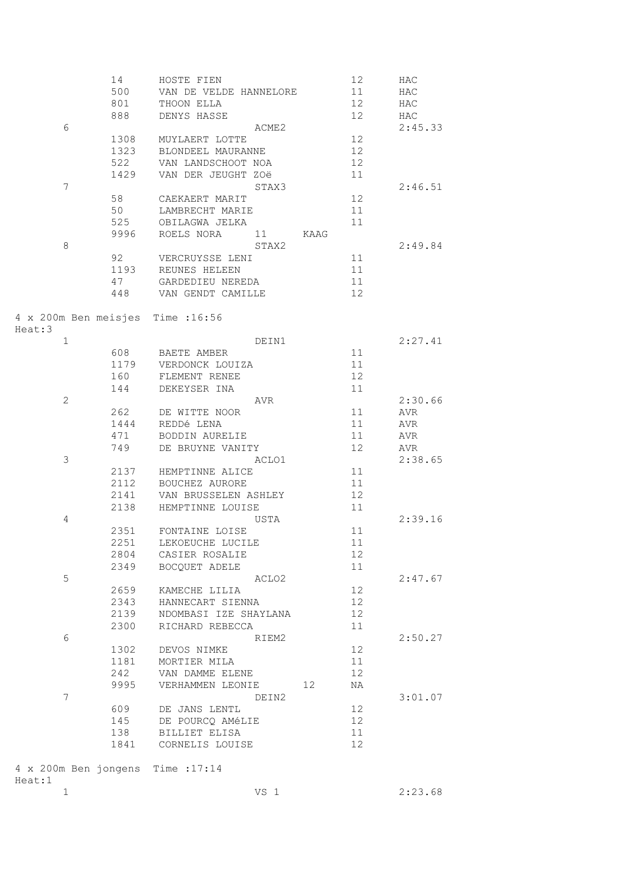| | | | | |
|---|---|---|---|---|
| | 14 | HOSTE FIEN | 12 | HAC |
| | 500 | VAN DE VELDE HANNELORE | 11 | HAC |
| | 801 | THOON ELLA | 12 | HAC |
| | 888 | DENYS HASSE | 12 | HAC |
| 6 | | ACME2 | | 2:45.33 |
| | 1308 | MUYLAERT LOTTE | 12 | |
| | 1323 | BLONDEEL MAURANNE | 12 | |
| | 522 | VAN LANDSCHOOT NOA | 12 | |
| | 1429 | VAN DER JEUGHT ZOë | 11 | |
| 7 | | STAX3 | | 2:46.51 |
| | 58 | CAEKAERT MARIT | 12 | |
| | 50 | LAMBRECHT MARIE | 11 | |
| | 525 | OBILAGWA JELKA | 11 | |
| | 9996 | ROELS NORA 11 KAAG | | |
| 8 | | STAX2 | | 2:49.84 |
| | 92 | VERCRUYSSE LENI | 11 | |
| | 1193 | REUNES HELEEN | 11 | |
| | 47 | GARDEDIEU NEREDA | 11 | |
| | 448 | VAN GENDT CAMILLE | 12 | |

4 x 200m Ben meisjes Time :16:56
Heat:3

| | | | | |
|---|---|---|---|---|
| 1 | | DEIN1 | | 2:27.41 |
| | 608 | BAETE AMBER | 11 | |
| | 1179 | VERDONCK LOUIZA | 11 | |
| | 160 | FLEMENT RENEE | 12 | |
| | 144 | DEKEYSER INA | 11 | |
| 2 | | AVR | | 2:30.66 |
| | 262 | DE WITTE NOOR | 11 | AVR |
| | 1444 | REDDé LENA | 11 | AVR |
| | 471 | BODDIN AURELIE | 11 | AVR |
| | 749 | DE BRUYNE VANITY | 12 | AVR |
| 3 | | ACLO1 | | 2:38.65 |
| | 2137 | HEMPTINNE ALICE | 11 | |
| | 2112 | BOUCHEZ AURORE | 11 | |
| | 2141 | VAN BRUSSELEN ASHLEY | 12 | |
| | 2138 | HEMPTINNE LOUISE | 11 | |
| 4 | | USTA | | 2:39.16 |
| | 2351 | FONTAINE LOISE | 11 | |
| | 2251 | LEKOEUCHE LUCILE | 11 | |
| | 2804 | CASIER ROSALIE | 12 | |
| | 2349 | BOCQUET ADELE | 11 | |
| 5 | | ACLO2 | | 2:47.67 |
| | 2659 | KAMECHE LILIA | 12 | |
| | 2343 | HANNECART SIENNA | 12 | |
| | 2139 | NDOMBASI IZE SHAYLANA | 12 | |
| | 2300 | RICHARD REBECCA | 11 | |
| 6 | | RIEM2 | | 2:50.27 |
| | 1302 | DEVOS NIMKE | 12 | |
| | 1181 | MORTIER MILA | 11 | |
| | 242 | VAN DAMME ELENE | 12 | |
| | 9995 | VERHAMMEN LEONIE 12 | NA | |
| 7 | | DEIN2 | | 3:01.07 |
| | 609 | DE JANS LENTL | 12 | |
| | 145 | DE POURCQ AMéLIE | 12 | |
| | 138 | BILLIET ELISA | 11 | |
| | 1841 | CORNELIS LOUISE | 12 | |

4 x 200m Ben jongens Time :17:14
Heat:1

| | | | | |
|---|---|---|---|---|
| 1 | | VS 1 | | 2:23.68 |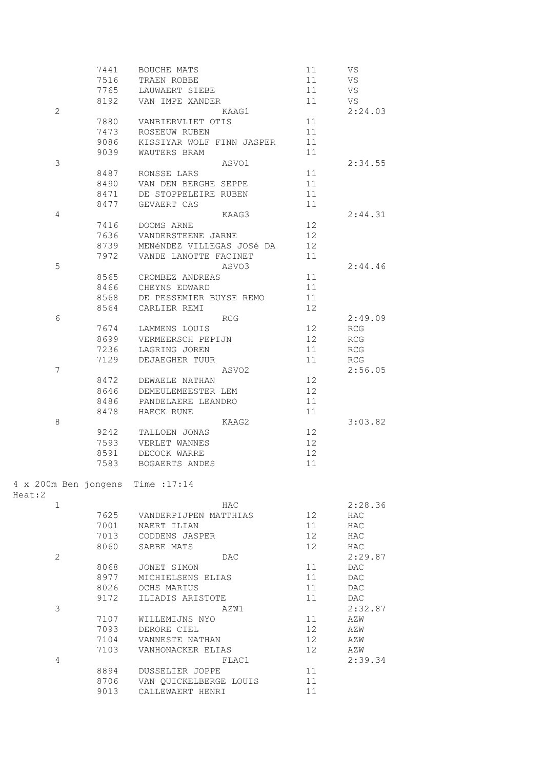| | | | | |
|---|---|---|---|---|
| | 7441 | BOUCHE MATS | 11 | VS |
| | 7516 | TRAEN ROBBE | 11 | VS |
| | 7765 | LAUWAERT SIEBE | 11 | VS |
| | 8192 | VAN IMPE XANDER | 11 | VS |
| 2 | | KAAG1 | | 2:24.03 |
| | 7880 | VANBIERVLIET OTIS | 11 | |
| | 7473 | ROSEEUW RUBEN | 11 | |
| | 9086 | KISSIYAR WOLF FINN JASPER | 11 | |
| | 9039 | WAUTERS BRAM | 11 | |
| 3 | | ASVO1 | | 2:34.55 |
| | 8487 | RONSSE LARS | 11 | |
| | 8490 | VAN DEN BERGHE SEPPE | 11 | |
| | 8471 | DE STOPPELEIRE RUBEN | 11 | |
| | 8477 | GEVAERT CAS | 11 | |
| 4 | | KAAG3 | | 2:44.31 |
| | 7416 | DOOMS ARNE | 12 | |
| | 7636 | VANDERSTEENE JARNE | 12 | |
| | 8739 | MENéNDEZ VILLEGAS JOSé DA | 12 | |
| | 7972 | VANDE LANOTTE FACINET | 11 | |
| 5 | | ASVO3 | | 2:44.46 |
| | 8565 | CROMBEZ ANDREAS | 11 | |
| | 8466 | CHEYNS EDWARD | 11 | |
| | 8568 | DE PESSEMIER BUYSE REMO | 11 | |
| | 8564 | CARLIER REMI | 12 | |
| 6 | | RCG | | 2:49.09 |
| | 7674 | LAMMENS LOUIS | 12 | RCG |
| | 8699 | VERMEERSCH PEPIJN | 12 | RCG |
| | 7236 | LAGRING JOREN | 11 | RCG |
| | 7129 | DEJAEGHER TUUR | 11 | RCG |
| 7 | | ASVO2 | | 2:56.05 |
| | 8472 | DEWAELE NATHAN | 12 | |
| | 8646 | DEMEULEMEESTER LEM | 12 | |
| | 8486 | PANDELAERE LEANDRO | 11 | |
| | 8478 | HAECK RUNE | 11 | |
| 8 | | KAAG2 | | 3:03.82 |
| | 9242 | TALLOEN JONAS | 12 | |
| | 7593 | VERLET WANNES | 12 | |
| | 8591 | DECOCK WARRE | 12 | |
| | 7583 | BOGAERTS ANDES | 11 | |

4 x 200m Ben jongens Time :17:14

Heat:2

| | | | | |
|---|---|---|---|---|
| 1 | | HAC | | 2:28.36 |
| | 7625 | VANDERPIJPEN MATTHIAS | 12 | HAC |
| | 7001 | NAERT ILIAN | 11 | HAC |
| | 7013 | CODDENS JASPER | 12 | HAC |
| | 8060 | SABBE MATS | 12 | HAC |
| 2 | | DAC | | 2:29.87 |
| | 8068 | JONET SIMON | 11 | DAC |
| | 8977 | MICHIELSENS ELIAS | 11 | DAC |
| | 8026 | OCHS MARIUS | 11 | DAC |
| | 9172 | ILIADIS ARISTOTE | 11 | DAC |
| 3 | | AZW1 | | 2:32.87 |
| | 7107 | WILLEMIJNS NYO | 11 | AZW |
| | 7093 | DERORE CIEL | 12 | AZW |
| | 7104 | VANNESTE NATHAN | 12 | AZW |
| | 7103 | VANHONACKER ELIAS | 12 | AZW |
| 4 | | FLAC1 | | 2:39.34 |
| | 8894 | DUSSELIER JOPPE | 11 | |
| | 8706 | VAN QUICKELBERGE LOUIS | 11 | |
| | 9013 | CALLEWAERT HENRI | 11 | |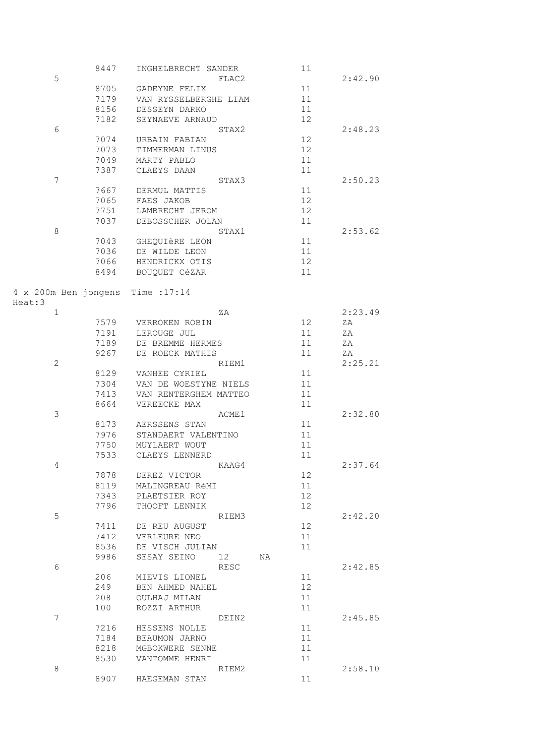| | | | | |
|---|---|---|---|---|
| | 8447 | INGHELBRECHT SANDER | 11 | |
| 5 | | FLAC2 | | 2:42.90 |
| | 8705 | GADEYNE FELIX | 11 | |
| | 7179 | VAN RYSSELBERGHE LIAM | 11 | |
| | 8156 | DESSEYN DARKO | 11 | |
| | 7182 | SEYNAEVE ARNAUD | 12 | |
| 6 | | STAX2 | | 2:48.23 |
| | 7074 | URBAIN FABIAN | 12 | |
| | 7073 | TIMMERMAN LINUS | 12 | |
| | 7049 | MARTY PABLO | 11 | |
| | 7387 | CLAEYS DAAN | 11 | |
| 7 | | STAX3 | | 2:50.23 |
| | 7667 | DERMUL MATTIS | 11 | |
| | 7065 | FAES JAKOB | 12 | |
| | 7751 | LAMBRECHT JEROM | 12 | |
| | 7037 | DEBOSSCHER JOLAN | 11 | |
| 8 | | STAX1 | | 2:53.62 |
| | 7043 | GHEQUIèRE LEON | 11 | |
| | 7036 | DE WILDE LEON | 11 | |
| | 7066 | HENDRICKX OTIS | 12 | |
| | 8494 | BOUQUET CéZAR | 11 | |

4 x 200m Ben jongens Time :17:14
Heat:3

| | | | | |
|---|---|---|---|---|
| 1 | | ZA | | 2:23.49 |
| | 7579 | VERROKEN ROBIN | 12 | ZA |
| | 7191 | LEROUGE JUL | 11 | ZA |
| | 7189 | DE BREMME HERMES | 11 | ZA |
| | 9267 | DE ROECK MATHIS | 11 | ZA |
| 2 | | RIEM1 | | 2:25.21 |
| | 8129 | VANHEE CYRIEL | 11 | |
| | 7304 | VAN DE WOESTYNE NIELS | 11 | |
| | 7413 | VAN RENTERGHEM MATTEO | 11 | |
| | 8664 | VEREECKE MAX | 11 | |
| 3 | | ACME1 | | 2:32.80 |
| | 8173 | AERSSENS STAN | 11 | |
| | 7976 | STANDAERT VALENTINO | 11 | |
| | 7750 | MUYLAERT WOUT | 11 | |
| | 7533 | CLAEYS LENNERD | 11 | |
| 4 | | KAAG4 | | 2:37.64 |
| | 7878 | DEREZ VICTOR | 12 | |
| | 8119 | MALINGREAU RéMI | 11 | |
| | 7343 | PLAETSIER ROY | 12 | |
| | 7796 | THOOFT LENNIK | 12 | |
| 5 | | RIEM3 | | 2:42.20 |
| | 7411 | DE REU AUGUST | 12 | |
| | 7412 | VERLEURE NEO | 11 | |
| | 8536 | DE VISCH JULIAN | 11 | |
| | 9986 | SESAY SEINO 12 NA | | |
| 6 | | RESC | | 2:42.85 |
| | 206 | MIEVIS LIONEL | 11 | |
| | 249 | BEN AHMED NAHEL | 12 | |
| | 208 | OULHAJ MILAN | 11 | |
| | 100 | ROZZI ARTHUR | 11 | |
| 7 | | DEIN2 | | 2:45.85 |
| | 7216 | HESSENS NOLLE | 11 | |
| | 7184 | BEAUMON JARNO | 11 | |
| | 8218 | MGBOKWERE SENNE | 11 | |
| | 8530 | VANTOMME HENRI | 11 | |
| 8 | | RIEM2 | | 2:58.10 |
| | 8907 | HAEGEMAN STAN | 11 | |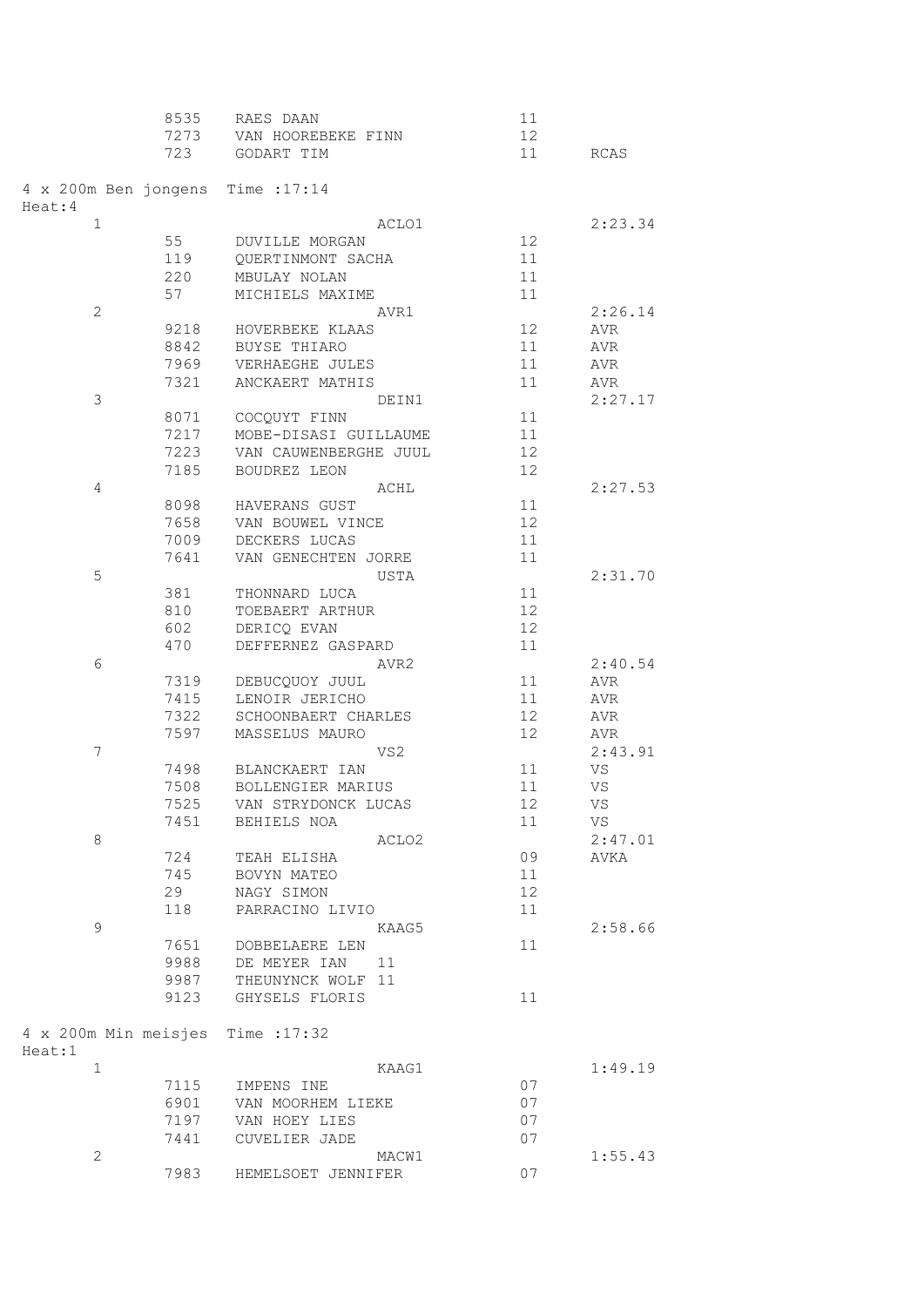| | | | | |
|---|---|---|---|---|
| | 8535 | RAES DAAN | 11 | |
| | 7273 | VAN HOOREBEKE FINN | 12 | |
| | 723 | GODART TIM | 11 | RCAS |

4 x 200m Ben jongens Time :17:14

Heat:4

| | | | | |
|---|---|---|---|---|
| 1 | | ACLO1 | | 2:23.34 |
| | 55 | DUVILLE MORGAN | 12 | |
| | 119 | QUERTINMONT SACHA | 11 | |
| | 220 | MBULAY NOLAN | 11 | |
| | 57 | MICHIELS MAXIME | 11 | |
| 2 | | AVR1 | | 2:26.14 |
| | 9218 | HOVERBEKE KLAAS | 12 | AVR |
| | 8842 | BUYSE THIARO | 11 | AVR |
| | 7969 | VERHAEGHE JULES | 11 | AVR |
| | 7321 | ANCKAERT MATHIS | 11 | AVR |
| 3 | | DEIN1 | | 2:27.17 |
| | 8071 | COCQUYT FINN | 11 | |
| | 7217 | MOBE-DISASI GUILLAUME | 11 | |
| | 7223 | VAN CAUWENBERGHE JUUL | 12 | |
| | 7185 | BOUDREZ LEON | 12 | |
| 4 | | ACHL | | 2:27.53 |
| | 8098 | HAVERANS GUST | 11 | |
| | 7658 | VAN BOUWEL VINCE | 12 | |
| | 7009 | DECKERS LUCAS | 11 | |
| | 7641 | VAN GENECHTEN JORRE | 11 | |
| 5 | | USTA | | 2:31.70 |
| | 381 | THONNARD LUCA | 11 | |
| | 810 | TOEBAERT ARTHUR | 12 | |
| | 602 | DERICQ EVAN | 12 | |
| | 470 | DEFFERNEZ GASPARD | 11 | |
| 6 | | AVR2 | | 2:40.54 |
| | 7319 | DEBUCQUOY JUUL | 11 | AVR |
| | 7415 | LENOIR JERICHO | 11 | AVR |
| | 7322 | SCHOONBAERT CHARLES | 12 | AVR |
| | 7597 | MASSELUS MAURO | 12 | AVR |
| 7 | | VS2 | | 2:43.91 |
| | 7498 | BLANCKAERT IAN | 11 | VS |
| | 7508 | BOLLENGIER MARIUS | 11 | VS |
| | 7525 | VAN STRYDONCK LUCAS | 12 | VS |
| | 7451 | BEHIELS NOA | 11 | VS |
| 8 | | ACLO2 | | 2:47.01 |
| | 724 | TEAH ELISHA | 09 | AVKA |
| | 745 | BOVYN MATEO | 11 | |
| | 29 | NAGY SIMON | 12 | |
| | 118 | PARRACINO LIVIO | 11 | |
| 9 | | KAAG5 | | 2:58.66 |
| | 7651 | DOBBELAERE LEN | 11 | |
| | 9988 | DE MEYER IAN 11 | | |
| | 9987 | THEUNYNCK WOLF 11 | | |
| | 9123 | GHYSELS FLORIS | 11 | |

4 x 200m Min meisjes Time :17:32

Heat:1

| | | | | |
|---|---|---|---|---|
| 1 | | KAAG1 | | 1:49.19 |
| | 7115 | IMPENS INE | 07 | |
| | 6901 | VAN MOORHEM LIEKE | 07 | |
| | 7197 | VAN HOEY LIES | 07 | |
| | 7441 | CUVELIER JADE | 07 | |
| 2 | | MACW1 | | 1:55.43 |
| | 7983 | HEMELSOET JENNIFER | 07 | |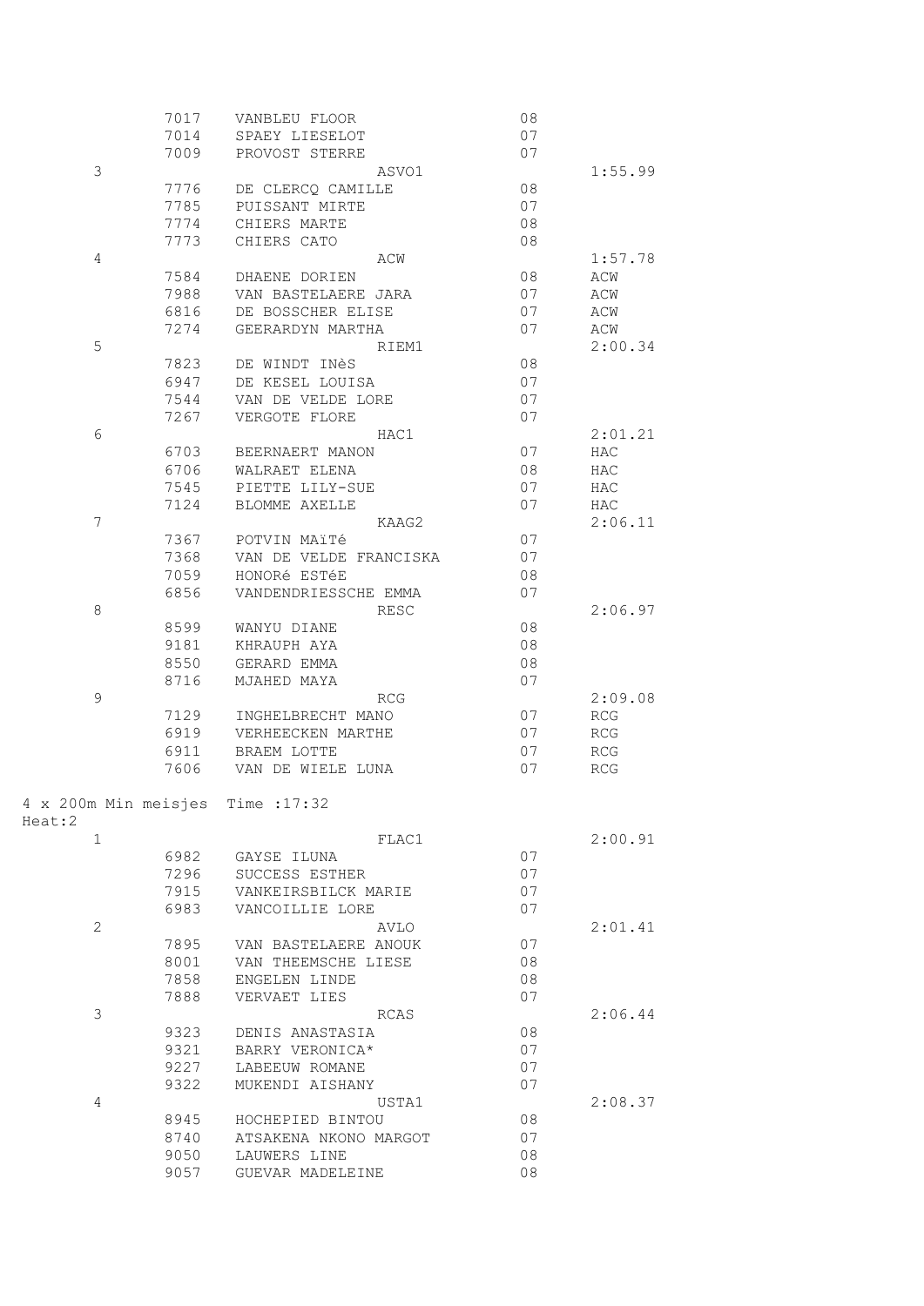| | | | | | |
|---|---|---|---|---|---|
| | 7017 | VANBLEU FLOOR | 08 | | |
| | 7014 | SPAEY LIESELOT | 07 | | |
| | 7009 | PROVOST STERRE | 07 | | |
| 3 | | ASVO1 | | | 1:55.99 |
| | 7776 | DE CLERCQ CAMILLE | 08 | | |
| | 7785 | PUISSANT MIRTE | 07 | | |
| | 7774 | CHIERS MARTE | 08 | | |
| | 7773 | CHIERS CATO | 08 | | |
| 4 | | ACW | | | 1:57.78 |
| | 7584 | DHAENE DORIEN | 08 | ACW | |
| | 7988 | VAN BASTELAERE JARA | 07 | ACW | |
| | 6816 | DE BOSSCHER ELISE | 07 | ACW | |
| | 7274 | GEERARDYN MARTHA | 07 | ACW | |
| 5 | | RIEM1 | | | 2:00.34 |
| | 7823 | DE WINDT INèS | 08 | | |
| | 6947 | DE KESEL LOUISA | 07 | | |
| | 7544 | VAN DE VELDE LORE | 07 | | |
| | 7267 | VERGOTE FLORE | 07 | | |
| 6 | | HAC1 | | | 2:01.21 |
| | 6703 | BEERNAERT MANON | 07 | HAC | |
| | 6706 | WALRAET ELENA | 08 | HAC | |
| | 7545 | PIETTE LILY-SUE | 07 | HAC | |
| | 7124 | BLOMME AXELLE | 07 | HAC | |
| 7 | | KAAG2 | | | 2:06.11 |
| | 7367 | POTVIN MAïTé | 07 | | |
| | 7368 | VAN DE VELDE FRANCISKA | 07 | | |
| | 7059 | HONORé ESTéE | 08 | | |
| | 6856 | VANDENDRIESSCHE EMMA | 07 | | |
| 8 | | RESC | | | 2:06.97 |
| | 8599 | WANYU DIANE | 08 | | |
| | 9181 | KHRAUPH AYA | 08 | | |
| | 8550 | GERARD EMMA | 08 | | |
| | 8716 | MJAHED MAYA | 07 | | |
| 9 | | RCG | | | 2:09.08 |
| | 7129 | INGHELBRECHT MANO | 07 | RCG | |
| | 6919 | VERHEECKEN MARTHE | 07 | RCG | |
| | 6911 | BRAEM LOTTE | 07 | RCG | |
| | 7606 | VAN DE WIELE LUNA | 07 | RCG | |

4 x 200m Min meisjes Time :17:32
Heat:2

| | | | | | |
|---|---|---|---|---|---|
| 1 | | FLAC1 | | | 2:00.91 |
| | 6982 | GAYSE ILUNA | 07 | | |
| | 7296 | SUCCESS ESTHER | 07 | | |
| | 7915 | VANKEIRSBILCK MARIE | 07 | | |
| | 6983 | VANCOILLIE LORE | 07 | | |
| 2 | | AVLO | | | 2:01.41 |
| | 7895 | VAN BASTELAERE ANOUK | 07 | | |
| | 8001 | VAN THEEMSCHE LIESE | 08 | | |
| | 7858 | ENGELEN LINDE | 08 | | |
| | 7888 | VERVAET LIES | 07 | | |
| 3 | | RCAS | | | 2:06.44 |
| | 9323 | DENIS ANASTASIA | 08 | | |
| | 9321 | BARRY VERONICA* | 07 | | |
| | 9227 | LABEEUW ROMANE | 07 | | |
| | 9322 | MUKENDI AISHANY | 07 | | |
| 4 | | USTA1 | | | 2:08.37 |
| | 8945 | HOCHEPIED BINTOU | 08 | | |
| | 8740 | ATSAKENA NKONO MARGOT | 07 | | |
| | 9050 | LAUWERS LINE | 08 | | |
| | 9057 | GUEVAR MADELEINE | 08 | | |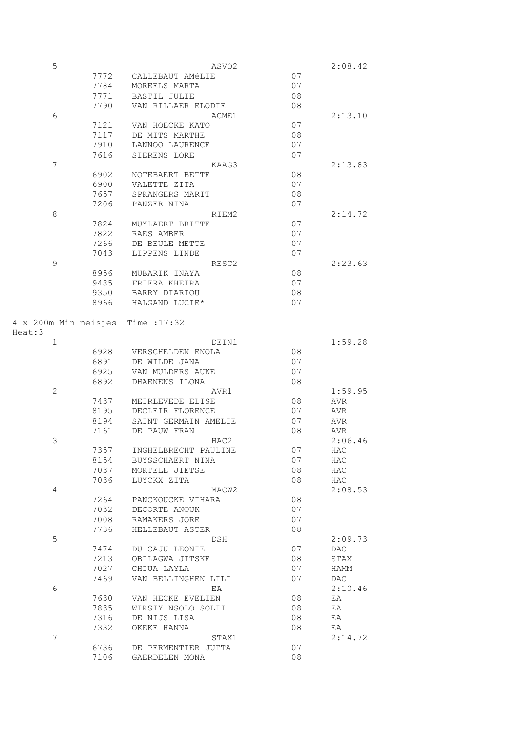| | | | | | |
|---|---|---|---|---|---|
| 5 | | ASVO2 | | | 2:08.42 |
| | 7772 | CALLEBAUT AMéLIE | 07 | | |
| | 7784 | MOREELS MARTA | 07 | | |
| | 7771 | BASTIL JULIE | 08 | | |
| | 7790 | VAN RILLAER ELODIE | 08 | | |
| 6 | | ACME1 | | | 2:13.10 |
| | 7121 | VAN HOECKE KATO | 07 | | |
| | 7117 | DE MITS MARTHE | 08 | | |
| | 7910 | LANNOO LAURENCE | 07 | | |
| | 7616 | SIERENS LORE | 07 | | |
| 7 | | KAAG3 | | | 2:13.83 |
| | 6902 | NOTEBAERT BETTE | 08 | | |
| | 6900 | VALETTE ZITA | 07 | | |
| | 7657 | SPRANGERS MARIT | 08 | | |
| | 7206 | PANZER NINA | 07 | | |
| 8 | | RIEM2 | | | 2:14.72 |
| | 7824 | MUYLAERT BRITTE | 07 | | |
| | 7822 | RAES AMBER | 07 | | |
| | 7266 | DE BEULE METTE | 07 | | |
| | 7043 | LIPPENS LINDE | 07 | | |
| 9 | | RESC2 | | | 2:23.63 |
| | 8956 | MUBARIK INAYA | 08 | | |
| | 9485 | FRIFRA KHEIRA | 07 | | |
| | 9350 | BARRY DIARIOU | 08 | | |
| | 8966 | HALGAND LUCIE* | 07 | | |

4 x 200m Min meisjes Time :17:32
Heat:3

| | | | | | |
|---|---|---|---|---|---|
| 1 | | DEIN1 | | | 1:59.28 |
| | 6928 | VERSCHELDEN ENOLA | 08 | | |
| | 6891 | DE WILDE JANA | 07 | | |
| | 6925 | VAN MULDERS AUKE | 07 | | |
| | 6892 | DHAENENS ILONA | 08 | | |
| 2 | | AVR1 | | | 1:59.95 |
| | 7437 | MEIRLEVEDE ELISE | 08 | AVR | |
| | 8195 | DECLEIR FLORENCE | 07 | AVR | |
| | 8194 | SAINT GERMAIN AMELIE | 07 | AVR | |
| | 7161 | DE PAUW FRAN | 08 | AVR | |
| 3 | | HAC2 | | | 2:06.46 |
| | 7357 | INGHELBRECHT PAULINE | 07 | HAC | |
| | 8154 | BUYSSCHAERT NINA | 07 | HAC | |
| | 7037 | MORTELE JIETSE | 08 | HAC | |
| | 7036 | LUYCKX ZITA | 08 | HAC | |
| 4 | | MACW2 | | | 2:08.53 |
| | 7264 | PANCKOUCKE VIHARA | 08 | | |
| | 7032 | DECORTE ANOUK | 07 | | |
| | 7008 | RAMAKERS JORE | 07 | | |
| | 7736 | HELLEBAUT ASTER | 08 | | |
| 5 | | DSH | | | 2:09.73 |
| | 7474 | DU CAJU LEONIE | 07 | DAC | |
| | 7213 | OBILAGWA JITSKE | 08 | STAX | |
| | 7027 | CHIUA LAYLA | 07 | HAMM | |
| | 7469 | VAN BELLINGHEN LILI | 07 | DAC | |
| 6 | | EA | | | 2:10.46 |
| | 7630 | VAN HECKE EVELIEN | 08 | EA | |
| | 7835 | WIRSIY NSOLO SOLII | 08 | EA | |
| | 7316 | DE NIJS LISA | 08 | EA | |
| | 7332 | OKEKE HANNA | 08 | EA | |
| 7 | | STAX1 | | | 2:14.72 |
| | 6736 | DE PERMENTIER JUTTA | 07 | | |
| | 7106 | GAERDELEN MONA | 08 | | |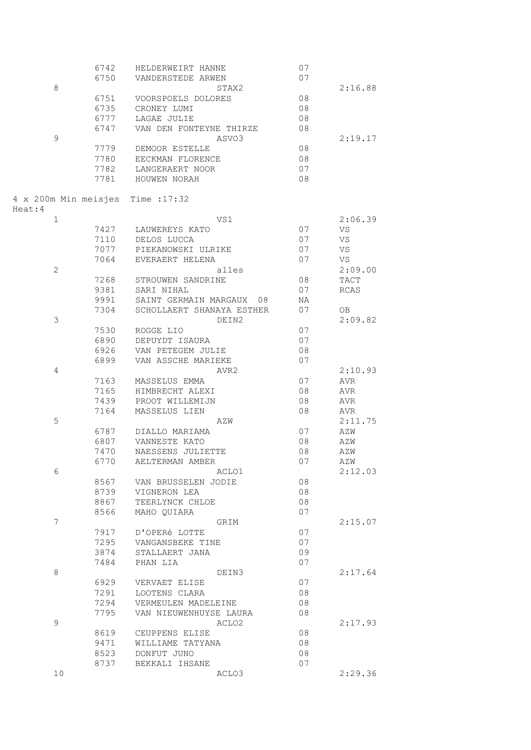| | | | | |
|---|---|---|---|---|
| | 6742 | HELDERWEIRT HANNE | 07 | |
| | 6750 | VANDERSTEDE ARWEN | 07 | |
| 8 | | STAX2 | | 2:16.88 |
| | 6751 | VOORSPOELS DOLORES | 08 | |
| | 6735 | CRONEY LUMI | 08 | |
| | 6777 | LAGAE JULIE | 08 | |
| | 6747 | VAN DEN FONTEYNE THIRZE | 08 | |
| 9 | | ASVO3 | | 2:19.17 |
| | 7779 | DEMOOR ESTELLE | 08 | |
| | 7780 | EECKMAN FLORENCE | 08 | |
| | 7782 | LANGERAERT NOOR | 07 | |
| | 7781 | HOUWEN NORAH | 08 | |

4 x 200m Min meisjes Time :17:32
Heat:4

| | | | | |
|---|---|---|---|---|
| 1 | | VS1 | | 2:06.39 |
| | 7427 | LAUWEREYS KATO | 07 | VS |
| | 7110 | DELOS LUCCA | 07 | VS |
| | 7077 | PIEKANOWSKI ULRIKE | 07 | VS |
| | 7064 | EVERAERT HELENA | 07 | VS |
| 2 | | alles | | 2:09.00 |
| | 7268 | STROUWEN SANDRINE | 08 | TACT |
| | 9381 | SARI NIHAL | 07 | RCAS |
| | 9991 | SAINT GERMAIN MARGAUX 08 | NA | |
| | 7304 | SCHOLLAERT SHANAYA ESTHER | 07 | OB |
| 3 | | DEIN2 | | 2:09.82 |
| | 7530 | ROGGE LIO | 07 | |
| | 6890 | DEPUYDT ISAURA | 07 | |
| | 6926 | VAN PETEGEM JULIE | 08 | |
| | 6899 | VAN ASSCHE MARIEKE | 07 | |
| 4 | | AVR2 | | 2:10.93 |
| | 7163 | MASSELUS EMMA | 07 | AVR |
| | 7165 | HIMBRECHT ALEXI | 08 | AVR |
| | 7439 | PROOT WILLEMIJN | 08 | AVR |
| | 7164 | MASSELUS LIEN | 08 | AVR |
| 5 | | AZW | | 2:11.75 |
| | 6787 | DIALLO MARIAMA | 07 | AZW |
| | 6807 | VANNESTE KATO | 08 | AZW |
| | 7470 | NAESSENS JULIETTE | 08 | AZW |
| | 6770 | AELTERMAN AMBER | 07 | AZW |
| 6 | | ACLO1 | | 2:12.03 |
| | 8567 | VAN BRUSSELEN JODIE | 08 | |
| | 8739 | VIGNERON LEA | 08 | |
| | 8867 | TEERLYNCK CHLOE | 08 | |
| | 8566 | MAHO QUIARA | 07 | |
| 7 | | GRIM | | 2:15.07 |
| | 7917 | D'OPERé LOTTE | 07 | |
| | 7295 | VANGANSBEKE TINE | 07 | |
| | 3874 | STALLAERT JANA | 09 | |
| | 7484 | PHAN LIA | 07 | |
| 8 | | DEIN3 | | 2:17.64 |
| | 6929 | VERVAET ELISE | 07 | |
| | 7291 | LOOTENS CLARA | 08 | |
| | 7294 | VERMEULEN MADELEINE | 08 | |
| | 7795 | VAN NIEUWENHUYSE LAURA | 08 | |
| 9 | | ACLO2 | | 2:17.93 |
| | 8619 | CEUPPENS ELISE | 08 | |
| | 9471 | WILLIAME TATYANA | 08 | |
| | 8523 | DONFUT JUNO | 08 | |
| | 8737 | BEKKALI IHSANE | 07 | |
| 10 | | ACLO3 | | 2:29.36 |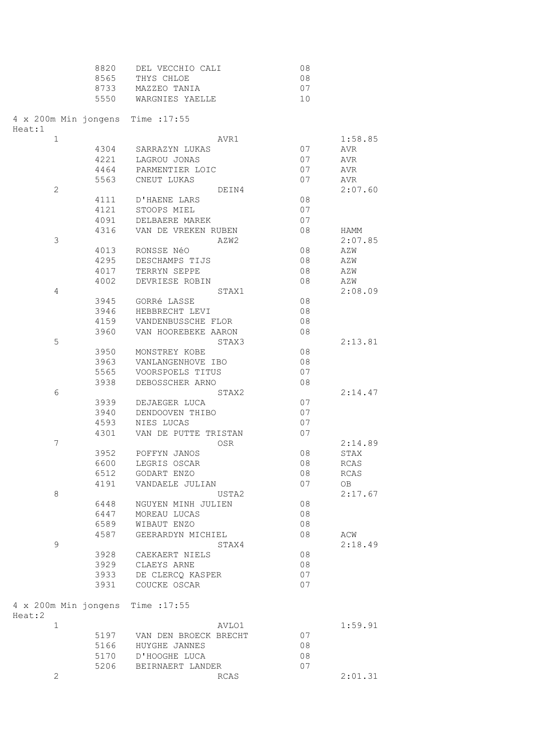| | | | | |
|---|---|---|---|---|
| | 8820 | DEL VECCHIO CALI | 08 | |
| | 8565 | THYS CHLOE | 08 | |
| | 8733 | MAZZEO TANIA | 07 | |
| | 5550 | WARGNIES YAELLE | 10 | |

4 x 200m Min jongens Time :17:55

Heat:1

| | | | | |
|---|---|---|---|---|
| 1 | | AVR1 | | 1:58.85 |
| | 4304 | SARRAZYN LUKAS | 07 | AVR |
| | 4221 | LAGROU JONAS | 07 | AVR |
| | 4464 | PARMENTIER LOIC | 07 | AVR |
| | 5563 | CNEUT LUKAS | 07 | AVR |
| 2 | | DEIN4 | | 2:07.60 |
| | 4111 | D'HAENE LARS | 08 | |
| | 4121 | STOOPS MIEL | 07 | |
| | 4091 | DELBAERE MAREK | 07 | |
| | 4316 | VAN DE VREKEN RUBEN | 08 | HAMM |
| 3 | | AZW2 | | 2:07.85 |
| | 4013 | RONSSE NéO | 08 | AZW |
| | 4295 | DESCHAMPS TIJS | 08 | AZW |
| | 4017 | TERRYN SEPPE | 08 | AZW |
| | 4002 | DEVRIESE ROBIN | 08 | AZW |
| 4 | | STAX1 | | 2:08.09 |
| | 3945 | GORRé LASSE | 08 | |
| | 3946 | HEBBRECHT LEVI | 08 | |
| | 4159 | VANDENBUSSCHE FLOR | 08 | |
| | 3960 | VAN HOOREBEKE AARON | 08 | |
| 5 | | STAX3 | | 2:13.81 |
| | 3950 | MONSTREY KOBE | 08 | |
| | 3963 | VANLANGENHOVE IBO | 08 | |
| | 5565 | VOORSPOELS TITUS | 07 | |
| | 3938 | DEBOSSCHER ARNO | 08 | |
| 6 | | STAX2 | | 2:14.47 |
| | 3939 | DEJAEGER LUCA | 07 | |
| | 3940 | DENDOOVEN THIBO | 07 | |
| | 4593 | NIES LUCAS | 07 | |
| | 4301 | VAN DE PUTTE TRISTAN | 07 | |
| 7 | | OSR | | 2:14.89 |
| | 3952 | POFFYN JANOS | 08 | STAX |
| | 6600 | LEGRIS OSCAR | 08 | RCAS |
| | 6512 | GODART ENZO | 08 | RCAS |
| | 4191 | VANDAELE JULIAN | 07 | OB |
| 8 | | USTA2 | | 2:17.67 |
| | 6448 | NGUYEN MINH JULIEN | 08 | |
| | 6447 | MOREAU LUCAS | 08 | |
| | 6589 | WIBAUT ENZO | 08 | |
| | 4587 | GEERARDYN MICHIEL | 08 | ACW |
| 9 | | STAX4 | | 2:18.49 |
| | 3928 | CAEKAERT NIELS | 08 | |
| | 3929 | CLAEYS ARNE | 08 | |
| | 3933 | DE CLERCQ KASPER | 07 | |
| | 3931 | COUCKE OSCAR | 07 | |

4 x 200m Min jongens Time :17:55

Heat:2

| | | | | |
|---|---|---|---|---|
| 1 | | AVLO1 | | 1:59.91 |
| | 5197 | VAN DEN BROECK BRECHT | 07 | |
| | 5166 | HUYGHE JANNES | 08 | |
| | 5170 | D'HOOGHE LUCA | 08 | |
| | 5206 | BEIRNAERT LANDER | 07 | |
| 2 | | RCAS | | 2:01.31 |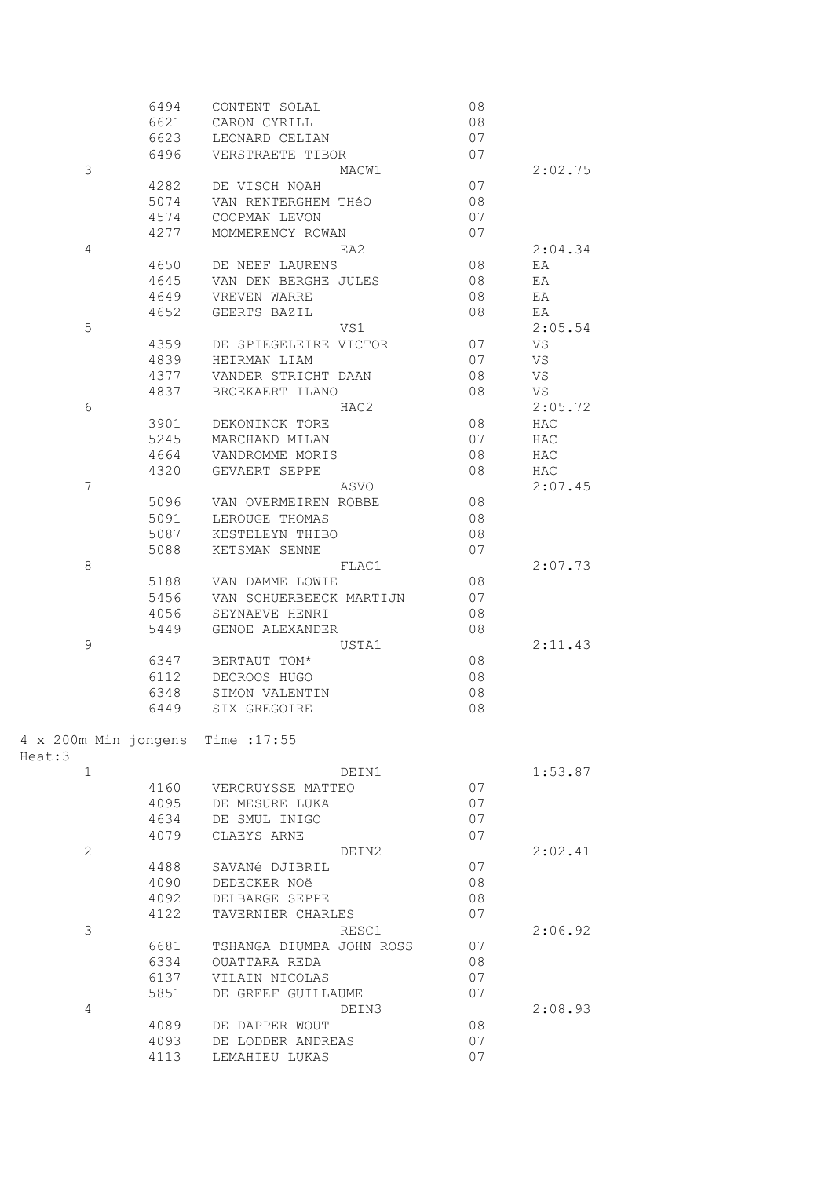| | | | | | |
|---|---|---|---|---|---|
| | 6494 | CONTENT SOLAL | 08 | | |
| | 6621 | CARON CYRILL | 08 | | |
| | 6623 | LEONARD CELIAN | 07 | | |
| | 6496 | VERSTRAETE TIBOR | 07 | | |
| 3 | | MACW1 | | | 2:02.75 |
| | 4282 | DE VISCH NOAH | 07 | | |
| | 5074 | VAN RENTERGHEM THéO | 08 | | |
| | 4574 | COOPMAN LEVON | 07 | | |
| | 4277 | MOMMERENCY ROWAN | 07 | | |
| 4 | | EA2 | | | 2:04.34 |
| | 4650 | DE NEEF LAURENS | 08 | EA | |
| | 4645 | VAN DEN BERGHE JULES | 08 | EA | |
| | 4649 | VREVEN WARRE | 08 | EA | |
| | 4652 | GEERTS BAZIL | 08 | EA | |
| 5 | | VS1 | | | 2:05.54 |
| | 4359 | DE SPIEGELEIRE VICTOR | 07 | VS | |
| | 4839 | HEIRMAN LIAM | 07 | VS | |
| | 4377 | VANDER STRICHT DAAN | 08 | VS | |
| | 4837 | BROEKAERT ILANO | 08 | VS | |
| 6 | | HAC2 | | | 2:05.72 |
| | 3901 | DEKONINCK TORE | 08 | HAC | |
| | 5245 | MARCHAND MILAN | 07 | HAC | |
| | 4664 | VANDROMME MORIS | 08 | HAC | |
| | 4320 | GEVAERT SEPPE | 08 | HAC | |
| 7 | | ASVO | | | 2:07.45 |
| | 5096 | VAN OVERMEIREN ROBBE | 08 | | |
| | 5091 | LEROUGE THOMAS | 08 | | |
| | 5087 | KESTELEYN THIBO | 08 | | |
| | 5088 | KETSMAN SENNE | 07 | | |
| 8 | | FLAC1 | | | 2:07.73 |
| | 5188 | VAN DAMME LOWIE | 08 | | |
| | 5456 | VAN SCHUERBEECK MARTIJN | 07 | | |
| | 4056 | SEYNAEVE HENRI | 08 | | |
| | 5449 | GENOE ALEXANDER | 08 | | |
| 9 | | USTA1 | | | 2:11.43 |
| | 6347 | BERTAUT TOM* | 08 | | |
| | 6112 | DECROOS HUGO | 08 | | |
| | 6348 | SIMON VALENTIN | 08 | | |
| | 6449 | SIX GREGOIRE | 08 | | |

4 x 200m Min jongens Time :17:55

Heat:3

| | | | | | |
|---|---|---|---|---|---|
| 1 | | DEIN1 | | | 1:53.87 |
| | 4160 | VERCRUYSSE MATTEO | 07 | | |
| | 4095 | DE MESURE LUKA | 07 | | |
| | 4634 | DE SMUL INIGO | 07 | | |
| | 4079 | CLAEYS ARNE | 07 | | |
| 2 | | DEIN2 | | | 2:02.41 |
| | 4488 | SAVANé DJIBRIL | 07 | | |
| | 4090 | DEDECKER NOë | 08 | | |
| | 4092 | DELBARGE SEPPE | 08 | | |
| | 4122 | TAVERNIER CHARLES | 07 | | |
| 3 | | RESC1 | | | 2:06.92 |
| | 6681 | TSHANGA DIUMBA JOHN ROSS | 07 | | |
| | 6334 | OUATTARA REDA | 08 | | |
| | 6137 | VILAIN NICOLAS | 07 | | |
| | 5851 | DE GREEF GUILLAUME | 07 | | |
| 4 | | DEIN3 | | | 2:08.93 |
| | 4089 | DE DAPPER WOUT | 08 | | |
| | 4093 | DE LODDER ANDREAS | 07 | | |
| | 4113 | LEMAHIEU LUKAS | 07 | | |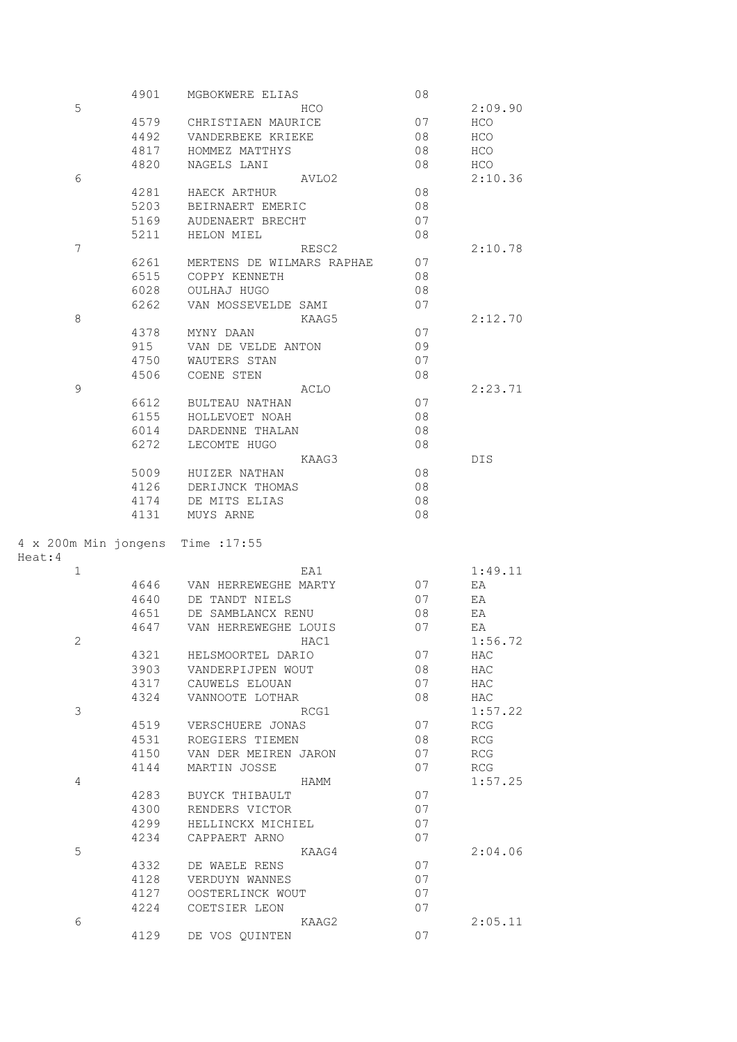| | | | | |
|---|---|---|---|---|
| | 4901 | MGBOKWERE ELIAS | 08 | |
| 5 | | HCO | | 2:09.90 |
| | 4579 | CHRISTIAEN MAURICE | 07 | HCO |
| | 4492 | VANDERBEKE KRIEKE | 08 | HCO |
| | 4817 | HOMMEZ MATTHYS | 08 | HCO |
| | 4820 | NAGELS LANI | 08 | HCO |
| 6 | | AVLO2 | | 2:10.36 |
| | 4281 | HAECK ARTHUR | 08 | |
| | 5203 | BEIRNAERT EMERIC | 08 | |
| | 5169 | AUDENAERT BRECHT | 07 | |
| | 5211 | HELON MIEL | 08 | |
| 7 | | RESC2 | | 2:10.78 |
| | 6261 | MERTENS DE WILMARS RAPHAE | 07 | |
| | 6515 | COPPY KENNETH | 08 | |
| | 6028 | OULHAJ HUGO | 08 | |
| | 6262 | VAN MOSSEVELDE SAMI | 07 | |
| 8 | | KAAG5 | | 2:12.70 |
| | 4378 | MYNY DAAN | 07 | |
| | 915 | VAN DE VELDE ANTON | 09 | |
| | 4750 | WAUTERS STAN | 07 | |
| | 4506 | COENE STEN | 08 | |
| 9 | | ACLO | | 2:23.71 |
| | 6612 | BULTEAU NATHAN | 07 | |
| | 6155 | HOLLEVOET NOAH | 08 | |
| | 6014 | DARDENNE THALAN | 08 | |
| | 6272 | LECOMTE HUGO | 08 | |
| | | KAAG3 | | DIS |
| | 5009 | HUIZER NATHAN | 08 | |
| | 4126 | DERIJNCK THOMAS | 08 | |
| | 4174 | DE MITS ELIAS | 08 | |
| | 4131 | MUYS ARNE | 08 | |

4 x 200m Min jongens Time :17:55

Heat:4

| | | | | |
|---|---|---|---|---|
| 1 | | EA1 | | 1:49.11 |
| | 4646 | VAN HERREWEGHE MARTY | 07 | EA |
| | 4640 | DE TANDT NIELS | 07 | EA |
| | 4651 | DE SAMBLANCX RENU | 08 | EA |
| | 4647 | VAN HERREWEGHE LOUIS | 07 | EA |
| 2 | | HAC1 | | 1:56.72 |
| | 4321 | HELSMOORTEL DARIO | 07 | HAC |
| | 3903 | VANDERPIJPEN WOUT | 08 | HAC |
| | 4317 | CAUWELS ELOUAN | 07 | HAC |
| | 4324 | VANNOOTE LOTHAR | 08 | HAC |
| 3 | | RCG1 | | 1:57.22 |
| | 4519 | VERSCHUERE JONAS | 07 | RCG |
| | 4531 | ROEGIERS TIEMEN | 08 | RCG |
| | 4150 | VAN DER MEIREN JARON | 07 | RCG |
| | 4144 | MARTIN JOSSE | 07 | RCG |
| 4 | | HAMM | | 1:57.25 |
| | 4283 | BUYCK THIBAULT | 07 | |
| | 4300 | RENDERS VICTOR | 07 | |
| | 4299 | HELLINCKX MICHIEL | 07 | |
| | 4234 | CAPPAERT ARNO | 07 | |
| 5 | | KAAG4 | | 2:04.06 |
| | 4332 | DE WAELE RENS | 07 | |
| | 4128 | VERDUYN WANNES | 07 | |
| | 4127 | OOSTERLINCK WOUT | 07 | |
| | 4224 | COETSIER LEON | 07 | |
| 6 | | KAAG2 | | 2:05.11 |
| | 4129 | DE VOS QUINTEN | 07 | |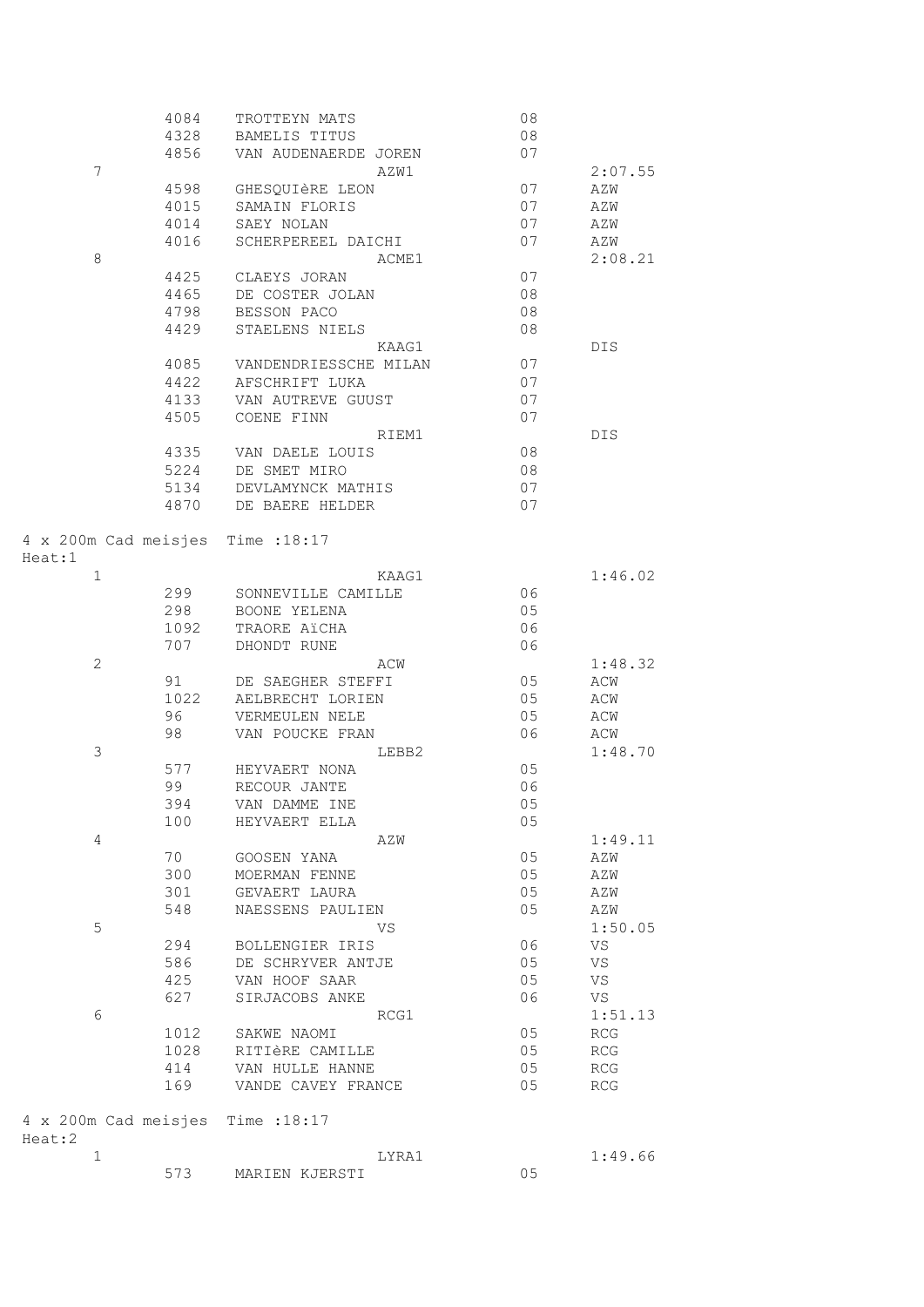| | | | | | |
|---|---|---|---|---|---|
| | 4084 | TROTTEYN MATS | 08 | | |
| | 4328 | BAMELIS TITUS | 08 | | |
| | 4856 | VAN AUDENAERDE JOREN | 07 | | |
| 7 | | AZW1 | | | 2:07.55 |
| | 4598 | GHESQUIèRE LEON | 07 | AZW | |
| | 4015 | SAMAIN FLORIS | 07 | AZW | |
| | 4014 | SAEY NOLAN | 07 | AZW | |
| | 4016 | SCHERPEREEL DAICHI | 07 | AZW | |
| 8 | | ACME1 | | | 2:08.21 |
| | 4425 | CLAEYS JORAN | 07 | | |
| | 4465 | DE COSTER JOLAN | 08 | | |
| | 4798 | BESSON PACO | 08 | | |
| | 4429 | STAELENS NIELS | 08 | | |
| | | KAAG1 | | | DIS |
| | 4085 | VANDENDRIESSCHE MILAN | 07 | | |
| | 4422 | AFSCHRIFT LUKA | 07 | | |
| | 4133 | VAN AUTREVE GUUST | 07 | | |
| | 4505 | COENE FINN | 07 | | |
| | | RIEM1 | | | DIS |
| | 4335 | VAN DAELE LOUIS | 08 | | |
| | 5224 | DE SMET MIRO | 08 | | |
| | 5134 | DEVLAMYNCK MATHIS | 07 | | |
| | 4870 | DE BAERE HELDER | 07 | | |

4 x 200m Cad meisjes Time :18:17
Heat:1

| | | | | | |
|---|---|---|---|---|---|
| 1 | | KAAG1 | | | 1:46.02 |
| | 299 | SONNEVILLE CAMILLE | 06 | | |
| | 298 | BOONE YELENA | 05 | | |
| | 1092 | TRAORE AïCHA | 06 | | |
| | 707 | DHONDT RUNE | 06 | | |
| 2 | | ACW | | | 1:48.32 |
| | 91 | DE SAEGHER STEFFI | 05 | ACW | |
| | 1022 | AELBRECHT LORIEN | 05 | ACW | |
| | 96 | VERMEULEN NELE | 05 | ACW | |
| | 98 | VAN POUCKE FRAN | 06 | ACW | |
| 3 | | LEBB2 | | | 1:48.70 |
| | 577 | HEYVAERT NONA | 05 | | |
| | 99 | RECOUR JANTE | 06 | | |
| | 394 | VAN DAMME INE | 05 | | |
| | 100 | HEYVAERT ELLA | 05 | | |
| 4 | | AZW | | | 1:49.11 |
| | 70 | GOOSEN YANA | 05 | AZW | |
| | 300 | MOERMAN FENNE | 05 | AZW | |
| | 301 | GEVAERT LAURA | 05 | AZW | |
| | 548 | NAESSENS PAULIEN | 05 | AZW | |
| 5 | | VS | | | 1:50.05 |
| | 294 | BOLLENGIER IRIS | 06 | VS | |
| | 586 | DE SCHRYVER ANTJE | 05 | VS | |
| | 425 | VAN HOOF SAAR | 05 | VS | |
| | 627 | SIRJACOBS ANKE | 06 | VS | |
| 6 | | RCG1 | | | 1:51.13 |
| | 1012 | SAKWE NAOMI | 05 | RCG | |
| | 1028 | RITIèRE CAMILLE | 05 | RCG | |
| | 414 | VAN HULLE HANNE | 05 | RCG | |
| | 169 | VANDE CAVEY FRANCE | 05 | RCG | |

4 x 200m Cad meisjes Time :18:17
Heat:2

| | | | | | |
|---|---|---|---|---|---|
| 1 | | LYRA1 | | | 1:49.66 |
| | 573 | MARIEN KJERSTI | 05 | | |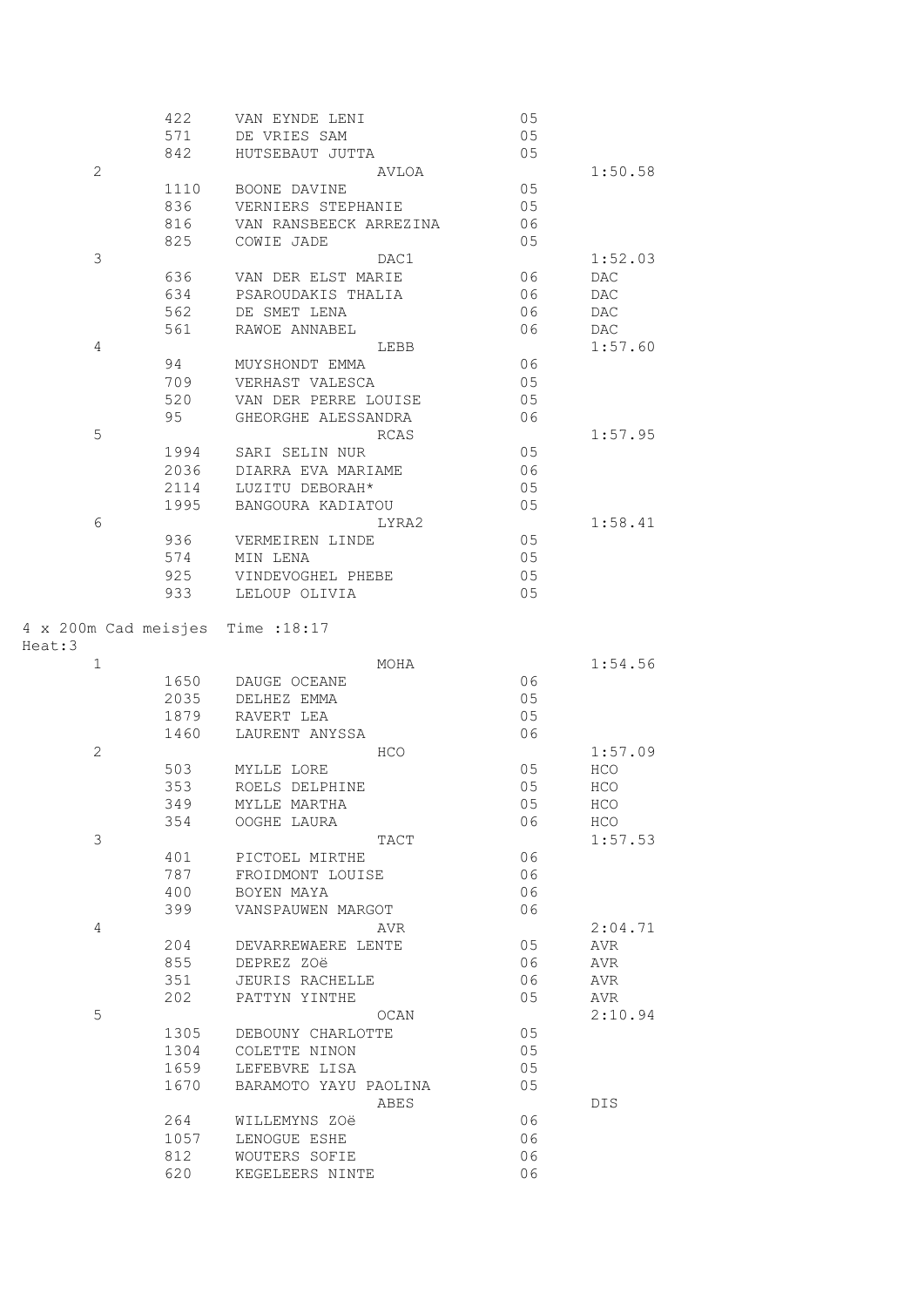| | | | | | |
|---|---|---|---|---|---|
| | 422 | VAN EYNDE LENI | 05 | | |
| | 571 | DE VRIES SAM | 05 | | |
| | 842 | HUTSEBAUT JUTTA | 05 | | |
| 2 | | AVLOA | | | 1:50.58 |
| | 1110 | BOONE DAVINE | 05 | | |
| | 836 | VERNIERS STEPHANIE | 05 | | |
| | 816 | VAN RANSBEECK ARREZINA | 06 | | |
| | 825 | COWIE JADE | 05 | | |
| 3 | | DAC1 | | | 1:52.03 |
| | 636 | VAN DER ELST MARIE | 06 | DAC | |
| | 634 | PSAROUDAKIS THALIA | 06 | DAC | |
| | 562 | DE SMET LENA | 06 | DAC | |
| | 561 | RAWOE ANNABEL | 06 | DAC | |
| 4 | | LEBB | | | 1:57.60 |
| | 94 | MUYSHONDT EMMA | 06 | | |
| | 709 | VERHAST VALESCA | 05 | | |
| | 520 | VAN DER PERRE LOUISE | 05 | | |
| | 95 | GHEORGHE ALESSANDRA | 06 | | |
| 5 | | RCAS | | | 1:57.95 |
| | 1994 | SARI SELIN NUR | 05 | | |
| | 2036 | DIARRA EVA MARIAME | 06 | | |
| | 2114 | LUZITU DEBORAH* | 05 | | |
| | 1995 | BANGOURA KADIATOU | 05 | | |
| 6 | | LYRA2 | | | 1:58.41 |
| | 936 | VERMEIREN LINDE | 05 | | |
| | 574 | MIN LENA | 05 | | |
| | 925 | VINDEVOGHEL PHEBE | 05 | | |
| | 933 | LELOUP OLIVIA | 05 | | |

4 x 200m Cad meisjes Time :18:17

Heat:3

| | | | | | |
|---|---|---|---|---|---|
| 1 | | MOHA | | | 1:54.56 |
| | 1650 | DAUGE OCEANE | 06 | | |
| | 2035 | DELHEZ EMMA | 05 | | |
| | 1879 | RAVERT LEA | 05 | | |
| | 1460 | LAURENT ANYSSA | 06 | | |
| 2 | | HCO | | | 1:57.09 |
| | 503 | MYLLE LORE | 05 | HCO | |
| | 353 | ROELS DELPHINE | 05 | HCO | |
| | 349 | MYLLE MARTHA | 05 | HCO | |
| | 354 | OOGHE LAURA | 06 | HCO | |
| 3 | | TACT | | | 1:57.53 |
| | 401 | PICTOEL MIRTHE | 06 | | |
| | 787 | FROIDMONT LOUISE | 06 | | |
| | 400 | BOYEN MAYA | 06 | | |
| | 399 | VANSPAUWEN MARGOT | 06 | | |
| 4 | | AVR | | | 2:04.71 |
| | 204 | DEVARREWAERE LENTE | 05 | AVR | |
| | 855 | DEPREZ ZOë | 06 | AVR | |
| | 351 | JEURIS RACHELLE | 06 | AVR | |
| | 202 | PATTYN YINTHE | 05 | AVR | |
| 5 | | OCAN | | | 2:10.94 |
| | 1305 | DEBOUNY CHARLOTTE | 05 | | |
| | 1304 | COLETTE NINON | 05 | | |
| | 1659 | LEFEBVRE LISA | 05 | | |
| | 1670 | BARAMOTO YAYU PAOLINA | 05 | | |
| | | ABES | | | DIS |
| | 264 | WILLEMYNS ZOë | 06 | | |
| | 1057 | LENOGUE ESHE | 06 | | |
| | 812 | WOUTERS SOFIE | 06 | | |
| | 620 | KEGELEERS NINTE | 06 | | |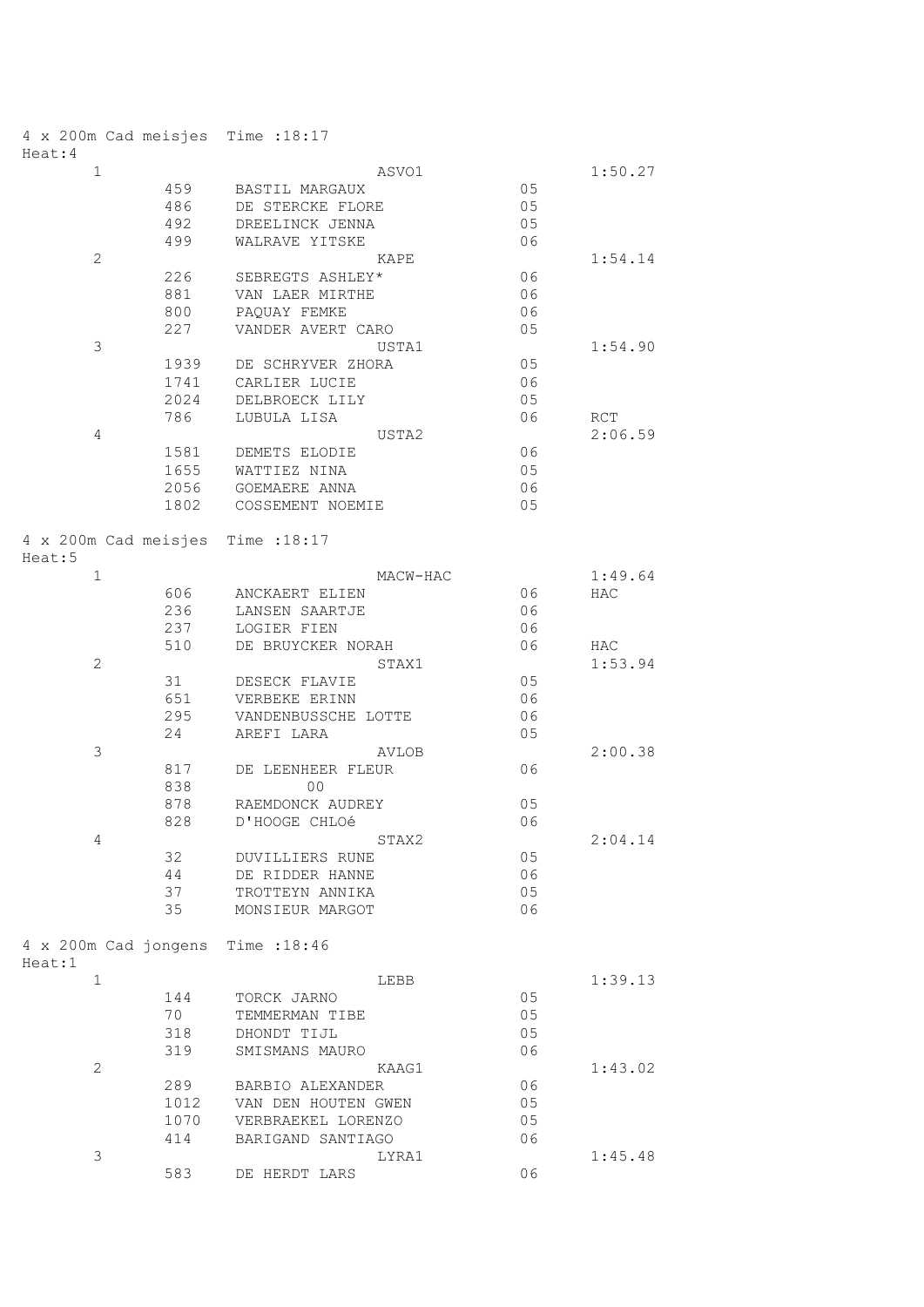4 x 200m Cad meisjes Time :18:17

Heat:4

| | | | | | |
|---|---|---|---|---|---|
| 1 | | | ASVO1 | | 1:50.27 |
| | 459 | BASTIL MARGAUX | | 05 | |
| | 486 | DE STERCKE FLORE | | 05 | |
| | 492 | DREELINCK JENNA | | 05 | |
| | 499 | WALRAVE YITSKE | | 06 | |
| 2 | | | KAPE | | 1:54.14 |
| | 226 | SEBREGTS ASHLEY* | | 06 | |
| | 881 | VAN LAER MIRTHE | | 06 | |
| | 800 | PAQUAY FEMKE | | 06 | |
| | 227 | VANDER AVERT CARO | | 05 | |
| 3 | | | USTA1 | | 1:54.90 |
| | 1939 | DE SCHRYVER ZHORA | | 05 | |
| | 1741 | CARLIER LUCIE | | 06 | |
| | 2024 | DELBROECK LILY | | 05 | |
| | 786 | LUBULA LISA | | 06 | RCT |
| 4 | | | USTA2 | | 2:06.59 |
| | 1581 | DEMETS ELODIE | | 06 | |
| | 1655 | WATTIEZ NINA | | 05 | |
| | 2056 | GOEMAERE ANNA | | 06 | |
| | 1802 | COSSEMENT NOEMIE | | 05 | |

4 x 200m Cad meisjes Time :18:17

Heat:5

| | | | | | |
|---|---|---|---|---|---|
| 1 | | | MACW-HAC | | 1:49.64 |
| | 606 | ANCKAERT ELIEN | | 06 | HAC |
| | 236 | LANSEN SAARTJE | | 06 | |
| | 237 | LOGIER FIEN | | 06 | |
| | 510 | DE BRUYCKER NORAH | | 06 | HAC |
| 2 | | | STAX1 | | 1:53.94 |
| | 31 | DESECK FLAVIE | | 05 | |
| | 651 | VERBEKE ERINN | | 06 | |
| | 295 | VANDENBUSSCHE LOTTE | | 06 | |
| | 24 | AREFI LARA | | 05 | |
| 3 | | | AVLOB | | 2:00.38 |
| | 817 | DE LEENHEER FLEUR | | 06 | |
| | 838 | 00 | | | |
| | 878 | RAEMDONCK AUDREY | | 05 | |
| | 828 | D'HOOGE CHLOé | | 06 | |
| 4 | | | STAX2 | | 2:04.14 |
| | 32 | DUVILLIERS RUNE | | 05 | |
| | 44 | DE RIDDER HANNE | | 06 | |
| | 37 | TROTTEYN ANNIKA | | 05 | |
| | 35 | MONSIEUR MARGOT | | 06 | |

4 x 200m Cad jongens Time :18:46

Heat:1

| | | | | | |
|---|---|---|---|---|---|
| 1 | | | LEBB | | 1:39.13 |
| | 144 | TORCK JARNO | | 05 | |
| | 70 | TEMMERMAN TIBE | | 05 | |
| | 318 | DHONDT TIJL | | 05 | |
| | 319 | SMISMANS MAURO | | 06 | |
| 2 | | | KAAG1 | | 1:43.02 |
| | 289 | BARBIO ALEXANDER | | 06 | |
| | 1012 | VAN DEN HOUTEN GWEN | | 05 | |
| | 1070 | VERBRAEKEL LORENZO | | 05 | |
| | 414 | BARIGAND SANTIAGO | | 06 | |
| 3 | | | LYRA1 | | 1:45.48 |
| | 583 | DE HERDT LARS | | 06 | |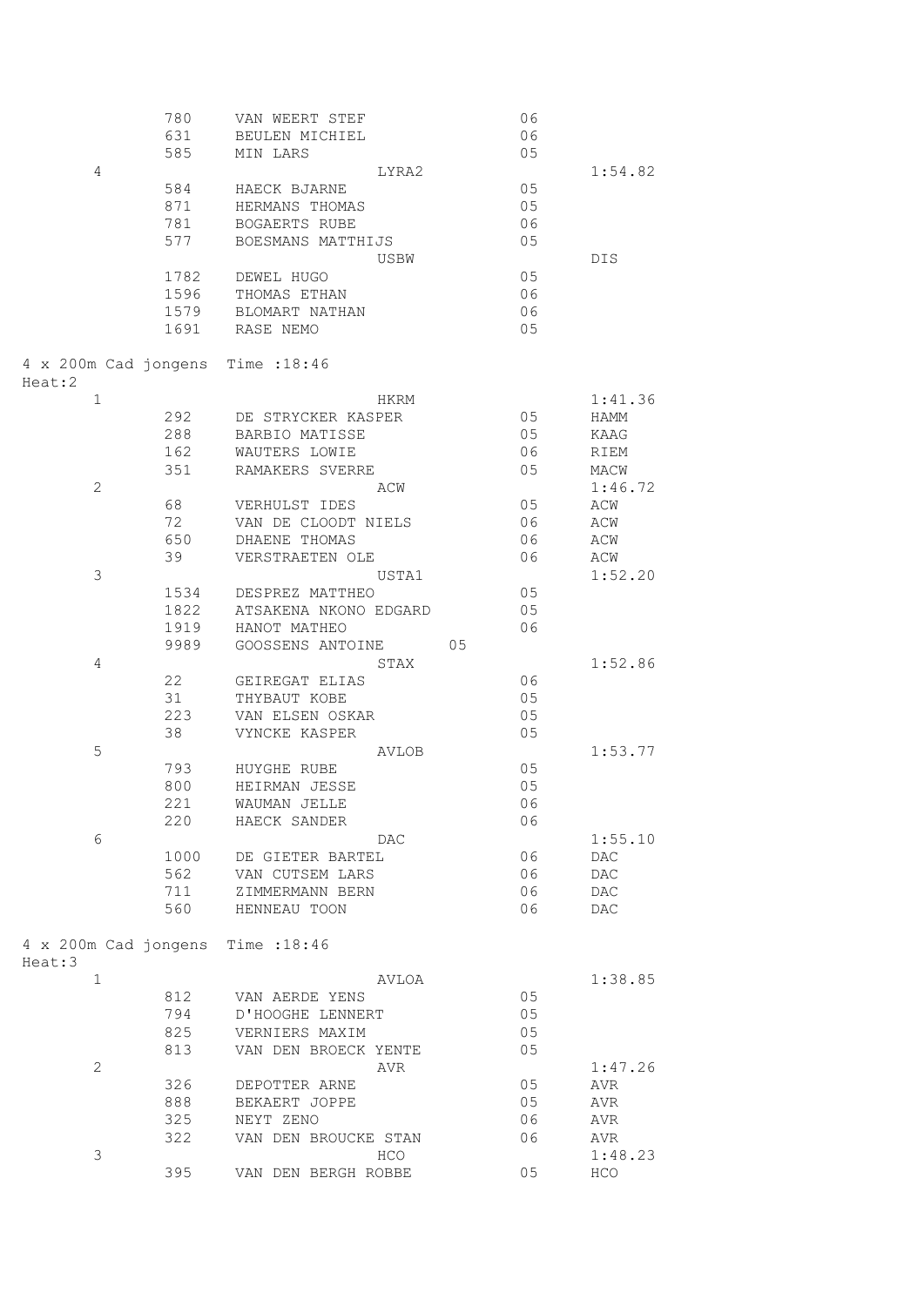| | | | | | |
|---|---|---|---|---|---|
| | 780 | VAN WEERT STEF | 06 | | |
| | 631 | BEULEN MICHIEL | 06 | | |
| | 585 | MIN LARS | 05 | | |
| 4 | | LYRA2 | | | 1:54.82 |
| | 584 | HAECK BJARNE | 05 | | |
| | 871 | HERMANS THOMAS | 05 | | |
| | 781 | BOGAERTS RUBE | 06 | | |
| | 577 | BOESMANS MATTHIJS | 05 | | |
| | | USBW | | | DIS |
| | 1782 | DEWEL HUGO | 05 | | |
| | 1596 | THOMAS ETHAN | 06 | | |
| | 1579 | BLOMART NATHAN | 06 | | |
| | 1691 | RASE NEMO | 05 | | |

4 x 200m Cad jongens Time :18:46
Heat:2

| | | | | | |
|---|---|---|---|---|---|
| 1 | | HKRM | | | 1:41.36 |
| | 292 | DE STRYCKER KASPER | 05 | HAMM | |
| | 288 | BARBIO MATISSE | 05 | KAAG | |
| | 162 | WAUTERS LOWIE | 06 | RIEM | |
| | 351 | RAMAKERS SVERRE | 05 | MACW | |
| 2 | | ACW | | | 1:46.72 |
| | 68 | VERHULST IDES | 05 | ACW | |
| | 72 | VAN DE CLOODT NIELS | 06 | ACW | |
| | 650 | DHAENE THOMAS | 06 | ACW | |
| | 39 | VERSTRAETEN OLE | 06 | ACW | |
| 3 | | USTA1 | | | 1:52.20 |
| | 1534 | DESPREZ MATTHEO | 05 | | |
| | 1822 | ATSAKENA NKONO EDGARD | 05 | | |
| | 1919 | HANOT MATHEO | 06 | | |
| | 9989 | GOOSSENS ANTOINE | 05 | | |
| 4 | | STAX | | | 1:52.86 |
| | 22 | GEIREGAT ELIAS | 06 | | |
| | 31 | THYBAUT KOBE | 05 | | |
| | 223 | VAN ELSEN OSKAR | 05 | | |
| | 38 | VYNCKE KASPER | 05 | | |
| 5 | | AVLOB | | | 1:53.77 |
| | 793 | HUYGHE RUBE | 05 | | |
| | 800 | HEIRMAN JESSE | 05 | | |
| | 221 | WAUMAN JELLE | 06 | | |
| | 220 | HAECK SANDER | 06 | | |
| 6 | | DAC | | | 1:55.10 |
| | 1000 | DE GIETER BARTEL | 06 | DAC | |
| | 562 | VAN CUTSEM LARS | 06 | DAC | |
| | 711 | ZIMMERMANN BERN | 06 | DAC | |
| | 560 | HENNEAU TOON | 06 | DAC | |

4 x 200m Cad jongens Time :18:46
Heat:3

| | | | | | |
|---|---|---|---|---|---|
| 1 | | AVLOA | | | 1:38.85 |
| | 812 | VAN AERDE YENS | 05 | | |
| | 794 | D'HOOGHE LENNERT | 05 | | |
| | 825 | VERNIERS MAXIM | 05 | | |
| | 813 | VAN DEN BROECK YENTE | 05 | | |
| 2 | | AVR | | | 1:47.26 |
| | 326 | DEPOTTER ARNE | 05 | AVR | |
| | 888 | BEKAERT JOPPE | 05 | AVR | |
| | 325 | NEYT ZENO | 06 | AVR | |
| | 322 | VAN DEN BROUCKE STAN | 06 | AVR | |
| 3 | | HCO | | | 1:48.23 |
| | 395 | VAN DEN BERGH ROBBE | 05 | HCO | |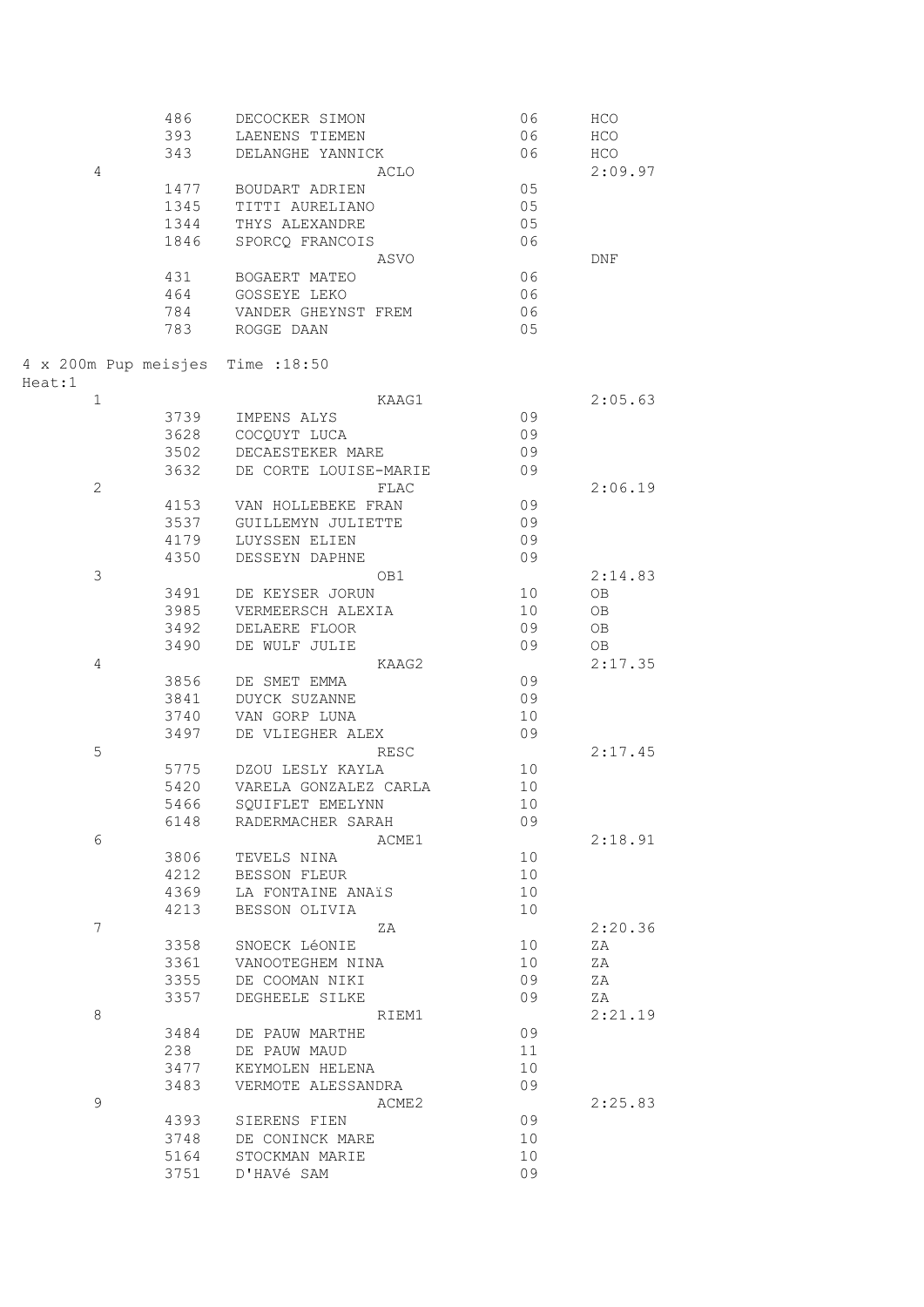| | | | | | |
|---|---|---|---|---|---|
| | 486 | DECOCKER SIMON | 06 | HCO | |
| | 393 | LAENENS TIEMEN | 06 | HCO | |
| | 343 | DELANGHE YANNICK | 06 | HCO | |
| 4 | | ACLO | | | 2:09.97 |
| | 1477 | BOUDART ADRIEN | 05 | | |
| | 1345 | TITTI AURELIANO | 05 | | |
| | 1344 | THYS ALEXANDRE | 05 | | |
| | 1846 | SPORCQ FRANCOIS | 06 | | |
| | | ASVO | | | DNF |
| | 431 | BOGAERT MATEO | 06 | | |
| | 464 | GOSSEYE LEKO | 06 | | |
| | 784 | VANDER GHEYNST FREM | 06 | | |
| | 783 | ROGGE DAAN | 05 | | |

4 x 200m Pup meisjes Time :18:50

Heat:1

| | | | | | |
|---|---|---|---|---|---|
| 1 | | KAAG1 | | | 2:05.63 |
| | 3739 | IMPENS ALYS | 09 | | |
| | 3628 | COCQUYT LUCA | 09 | | |
| | 3502 | DECAESTEKER MARE | 09 | | |
| | 3632 | DE CORTE LOUISE-MARIE | 09 | | |
| 2 | | FLAC | | | 2:06.19 |
| | 4153 | VAN HOLLEBEKE FRAN | 09 | | |
| | 3537 | GUILLEMYN JULIETTE | 09 | | |
| | 4179 | LUYSSEN ELIEN | 09 | | |
| | 4350 | DESSEYN DAPHNE | 09 | | |
| 3 | | OB1 | | | 2:14.83 |
| | 3491 | DE KEYSER JORUN | 10 | OB | |
| | 3985 | VERMEERSCH ALEXIA | 10 | OB | |
| | 3492 | DELAERE FLOOR | 09 | OB | |
| | 3490 | DE WULF JULIE | 09 | OB | |
| 4 | | KAAG2 | | | 2:17.35 |
| | 3856 | DE SMET EMMA | 09 | | |
| | 3841 | DUYCK SUZANNE | 09 | | |
| | 3740 | VAN GORP LUNA | 10 | | |
| | 3497 | DE VLIEGHER ALEX | 09 | | |
| 5 | | RESC | | | 2:17.45 |
| | 5775 | DZOU LESLY KAYLA | 10 | | |
| | 5420 | VARELA GONZALEZ CARLA | 10 | | |
| | 5466 | SQUIFLET EMELYNN | 10 | | |
| | 6148 | RADERMACHER SARAH | 09 | | |
| 6 | | ACME1 | | | 2:18.91 |
| | 3806 | TEVELS NINA | 10 | | |
| | 4212 | BESSON FLEUR | 10 | | |
| | 4369 | LA FONTAINE ANAïS | 10 | | |
| | 4213 | BESSON OLIVIA | 10 | | |
| 7 | | ZA | | | 2:20.36 |
| | 3358 | SNOECK LéONIE | 10 | ZA | |
| | 3361 | VANOOTEGHEM NINA | 10 | ZA | |
| | 3355 | DE COOMAN NIKI | 09 | ZA | |
| | 3357 | DEGHEELE SILKE | 09 | ZA | |
| 8 | | RIEM1 | | | 2:21.19 |
| | 3484 | DE PAUW MARTHE | 09 | | |
| | 238 | DE PAUW MAUD | 11 | | |
| | 3477 | KEYMOLEN HELENA | 10 | | |
| | 3483 | VERMOTE ALESSANDRA | 09 | | |
| 9 | | ACME2 | | | 2:25.83 |
| | 4393 | SIERENS FIEN | 09 | | |
| | 3748 | DE CONINCK MARE | 10 | | |
| | 5164 | STOCKMAN MARIE | 10 | | |
| | 3751 | D'HAVé SAM | 09 | | |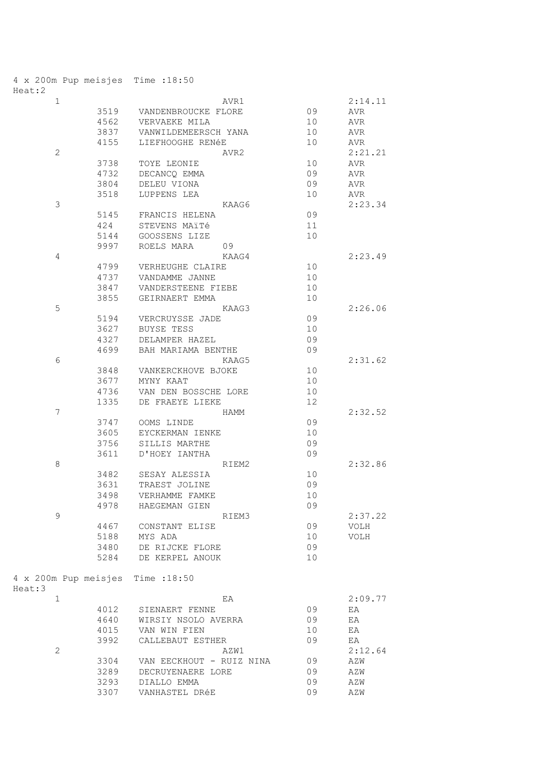4 x 200m Pup meisjes Time :18:50

Heat:2

| | | | | | |
|---|---|---|---|---|---|
| 1 | | AVR1 | | | 2:14.11 |
| | 3519 | VANDENBROUCKE FLORE | 09 | AVR | |
| | 4562 | VERVAEKE MILA | 10 | AVR | |
| | 3837 | VANWILDEMEERSCH YANA | 10 | AVR | |
| | 4155 | LIEFHOOGHE RENéE | 10 | AVR | |
| 2 | | AVR2 | | | 2:21.21 |
| | 3738 | TOYE LEONIE | 10 | AVR | |
| | 4732 | DECANCQ EMMA | 09 | AVR | |
| | 3804 | DELEU VIONA | 09 | AVR | |
| | 3518 | LUPPENS LEA | 10 | AVR | |
| 3 | | KAAG6 | | | 2:23.34 |
| | 5145 | FRANCIS HELENA | 09 | | |
| | 424 | STEVENS MAïTé | 11 | | |
| | 5144 | GOOSSENS LIZE | 10 | | |
| | 9997 | ROELS MARA 09 | | | |
| 4 | | KAAG4 | | | 2:23.49 |
| | 4799 | VERHEUGHE CLAIRE | 10 | | |
| | 4737 | VANDAMME JANNE | 10 | | |
| | 3847 | VANDERSTEENE FIEBE | 10 | | |
| | 3855 | GEIRNAERT EMMA | 10 | | |
| 5 | | KAAG3 | | | 2:26.06 |
| | 5194 | VERCRUYSSE JADE | 09 | | |
| | 3627 | BUYSE TESS | 10 | | |
| | 4327 | DELAMPER HAZEL | 09 | | |
| | 4699 | BAH MARIAMA BENTHE | 09 | | |
| 6 | | KAAG5 | | | 2:31.62 |
| | 3848 | VANKERCKHOVE BJOKE | 10 | | |
| | 3677 | MYNY KAAT | 10 | | |
| | 4736 | VAN DEN BOSSCHE LORE | 10 | | |
| | 1335 | DE FRAEYE LIEKE | 12 | | |
| 7 | | HAMM | | | 2:32.52 |
| | 3747 | OOMS LINDE | 09 | | |
| | 3605 | EYCKERMAN IENKE | 10 | | |
| | 3756 | SILLIS MARTHE | 09 | | |
| | 3611 | D'HOEY IANTHA | 09 | | |
| 8 | | RIEM2 | | | 2:32.86 |
| | 3482 | SESAY ALESSIA | 10 | | |
| | 3631 | TRAEST JOLINE | 09 | | |
| | 3498 | VERHAMME FAMKE | 10 | | |
| | 4978 | HAEGEMAN GIEN | 09 | | |
| 9 | | RIEM3 | | | 2:37.22 |
| | 4467 | CONSTANT ELISE | 09 | VOLH | |
| | 5188 | MYS ADA | 10 | VOLH | |
| | 3480 | DE RIJCKE FLORE | 09 | | |
| | 5284 | DE KERPEL ANOUK | 10 | | |

4 x 200m Pup meisjes Time :18:50

Heat:3

| | | | | | |
|---|---|---|---|---|---|
| 1 | | EA | | | 2:09.77 |
| | 4012 | SIENAERT FENNE | 09 | EA | |
| | 4640 | WIRSIY NSOLO AVERRA | 09 | EA | |
| | 4015 | VAN WIN FIEN | 10 | EA | |
| | 3992 | CALLEBAUT ESTHER | 09 | EA | |
| 2 | | AZW1 | | | 2:12.64 |
| | 3304 | VAN EECKHOUT - RUIZ NINA | 09 | AZW | |
| | 3289 | DECRUYENAERE LORE | 09 | AZW | |
| | 3293 | DIALLO EMMA | 09 | AZW | |
| | 3307 | VANHASTEL DRéE | 09 | AZW | |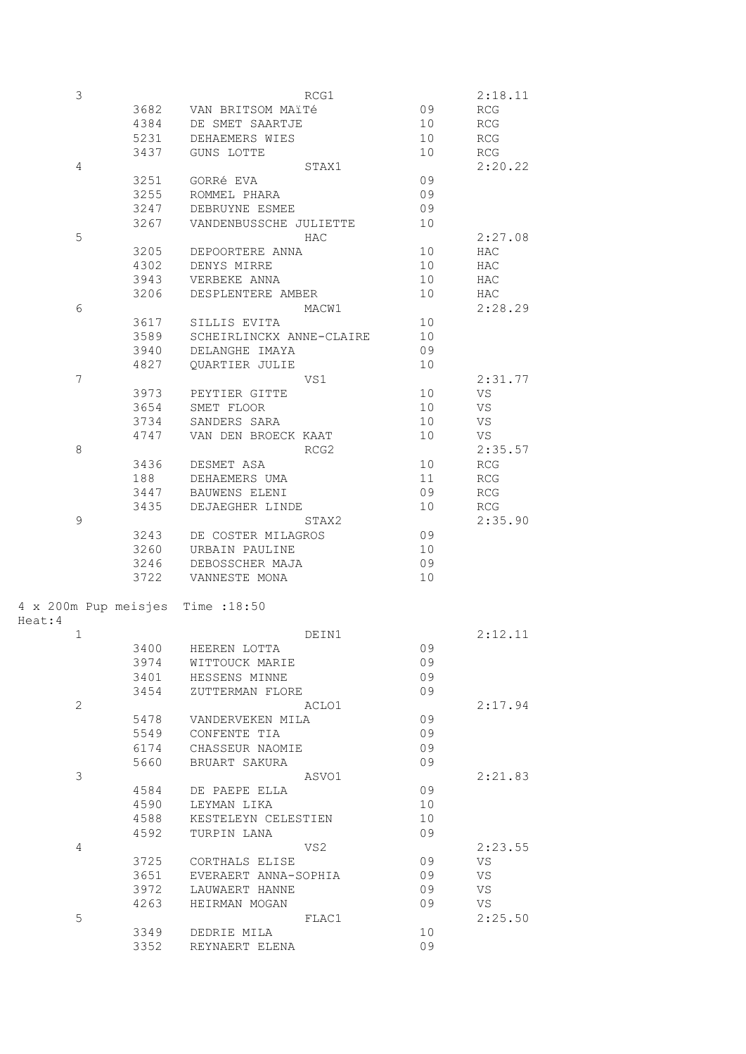| Place | Bib | Name | Year | Club | Time |
|---|---|---|---|---|---|
| 3 | | RCG1 | | | 2:18.11 |
| | 3682 | VAN BRITSOM MAïTé | 09 | RCG | |
| | 4384 | DE SMET SAARTJE | 10 | RCG | |
| | 5231 | DEHAEMERS WIES | 10 | RCG | |
| | 3437 | GUNS LOTTE | 10 | RCG | |
| 4 | | STAX1 | | | 2:20.22 |
| | 3251 | GORRé EVA | 09 | | |
| | 3255 | ROMMEL PHARA | 09 | | |
| | 3247 | DEBRUYNE ESMEE | 09 | | |
| | 3267 | VANDENBUSSCHE JULIETTE | 10 | | |
| 5 | | HAC | | | 2:27.08 |
| | 3205 | DEPOORTERE ANNA | 10 | HAC | |
| | 4302 | DENYS MIRRE | 10 | HAC | |
| | 3943 | VERBEKE ANNA | 10 | HAC | |
| | 3206 | DESPLENTERE AMBER | 10 | HAC | |
| 6 | | MACW1 | | | 2:28.29 |
| | 3617 | SILLIS EVITA | 10 | | |
| | 3589 | SCHEIRLINCKX ANNE-CLAIRE | 10 | | |
| | 3940 | DELANGHE IMAYA | 09 | | |
| | 4827 | QUARTIER JULIE | 10 | | |
| 7 | | VS1 | | | 2:31.77 |
| | 3973 | PEYTIER GITTE | 10 | VS | |
| | 3654 | SMET FLOOR | 10 | VS | |
| | 3734 | SANDERS SARA | 10 | VS | |
| | 4747 | VAN DEN BROECK KAAT | 10 | VS | |
| 8 | | RCG2 | | | 2:35.57 |
| | 3436 | DESMET ASA | 10 | RCG | |
| | 188 | DEHAEMERS UMA | 11 | RCG | |
| | 3447 | BAUWENS ELENI | 09 | RCG | |
| | 3435 | DEJAEGHER LINDE | 10 | RCG | |
| 9 | | STAX2 | | | 2:35.90 |
| | 3243 | DE COSTER MILAGROS | 09 | | |
| | 3260 | URBAIN PAULINE | 10 | | |
| | 3246 | DEBOSSCHER MAJA | 09 | | |
| | 3722 | VANNESTE MONA | 10 | | |

4 x 200m Pup meisjes Time :18:50

Heat:4

| Place | Bib | Name | Year | Club | Time |
|---|---|---|---|---|---|
| 1 | | DEIN1 | | | 2:12.11 |
| | 3400 | HEEREN LOTTA | 09 | | |
| | 3974 | WITTOUCK MARIE | 09 | | |
| | 3401 | HESSENS MINNE | 09 | | |
| | 3454 | ZUTTERMAN FLORE | 09 | | |
| 2 | | ACLO1 | | | 2:17.94 |
| | 5478 | VANDERVEKEN MILA | 09 | | |
| | 5549 | CONFENTE TIA | 09 | | |
| | 6174 | CHASSEUR NAOMIE | 09 | | |
| | 5660 | BRUART SAKURA | 09 | | |
| 3 | | ASVO1 | | | 2:21.83 |
| | 4584 | DE PAEPE ELLA | 09 | | |
| | 4590 | LEYMAN LIKA | 10 | | |
| | 4588 | KESTELEYN CELESTIEN | 10 | | |
| | 4592 | TURPIN LANA | 09 | | |
| 4 | | VS2 | | | 2:23.55 |
| | 3725 | CORTHALS ELISE | 09 | VS | |
| | 3651 | EVERAERT ANNA-SOPHIA | 09 | VS | |
| | 3972 | LAUWAERT HANNE | 09 | VS | |
| | 4263 | HEIRMAN MOGAN | 09 | VS | |
| 5 | | FLAC1 | | | 2:25.50 |
| | 3349 | DEDRIE MILA | 10 | | |
| | 3352 | REYNAERT ELENA | 09 | | |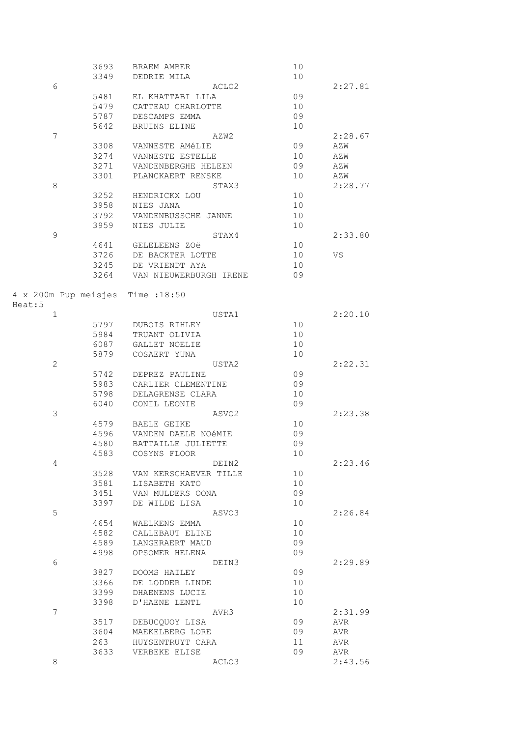| | | | | | |
|---|---|---|---|---|---|
| | 3693 | BRAEM AMBER | 10 | | |
| | 3349 | DEDRIE MILA | 10 | | |
| 6 | | ACLO2 | | | 2:27.81 |
| | 5481 | EL KHATTABI LILA | 09 | | |
| | 5479 | CATTEAU CHARLOTTE | 10 | | |
| | 5787 | DESCAMPS EMMA | 09 | | |
| | 5642 | BRUINS ELINE | 10 | | |
| 7 | | AZW2 | | | 2:28.67 |
| | 3308 | VANNESTE AMéLIE | 09 | AZW | |
| | 3274 | VANNESTE ESTELLE | 10 | AZW | |
| | 3271 | VANDENBERGHE HELEEN | 09 | AZW | |
| | 3301 | PLANCKAERT RENSKE | 10 | AZW | |
| 8 | | STAX3 | | | 2:28.77 |
| | 3252 | HENDRICKX LOU | 10 | | |
| | 3958 | NIES JANA | 10 | | |
| | 3792 | VANDENBUSSCHE JANNE | 10 | | |
| | 3959 | NIES JULIE | 10 | | |
| 9 | | STAX4 | | | 2:33.80 |
| | 4641 | GELELEENS ZOë | 10 | | |
| | 3726 | DE BACKTER LOTTE | 10 | VS | |
| | 3245 | DE VRIENDT AYA | 10 | | |
| | 3264 | VAN NIEUWERBURGH IRENE | 09 | | |

4 x 200m Pup meisjes Time :18:50

Heat:5

| | | | | | |
|---|---|---|---|---|---|
| 1 | | USTA1 | | | 2:20.10 |
| | 5797 | DUBOIS RIHLEY | 10 | | |
| | 5984 | TRUANT OLIVIA | 10 | | |
| | 6087 | GALLET NOELIE | 10 | | |
| | 5879 | COSAERT YUNA | 10 | | |
| 2 | | USTA2 | | | 2:22.31 |
| | 5742 | DEPREZ PAULINE | 09 | | |
| | 5983 | CARLIER CLEMENTINE | 09 | | |
| | 5798 | DELAGRENSE CLARA | 10 | | |
| | 6040 | CONIL LEONIE | 09 | | |
| 3 | | ASVO2 | | | 2:23.38 |
| | 4579 | BAELE GEIKE | 10 | | |
| | 4596 | VANDEN DAELE NOéMIE | 09 | | |
| | 4580 | BATTAILLE JULIETTE | 09 | | |
| | 4583 | COSYNS FLOOR | 10 | | |
| 4 | | DEIN2 | | | 2:23.46 |
| | 3528 | VAN KERSCHAEVER TILLE | 10 | | |
| | 3581 | LISABETH KATO | 10 | | |
| | 3451 | VAN MULDERS OONA | 09 | | |
| | 3397 | DE WILDE LISA | 10 | | |
| 5 | | ASVO3 | | | 2:26.84 |
| | 4654 | WAELKENS EMMA | 10 | | |
| | 4582 | CALLEBAUT ELINE | 10 | | |
| | 4589 | LANGERAERT MAUD | 09 | | |
| | 4998 | OPSOMER HELENA | 09 | | |
| 6 | | DEIN3 | | | 2:29.89 |
| | 3827 | DOOMS HAILEY | 09 | | |
| | 3366 | DE LODDER LINDE | 10 | | |
| | 3399 | DHAENENS LUCIE | 10 | | |
| | 3398 | D'HAENE LENTL | 10 | | |
| 7 | | AVR3 | | | 2:31.99 |
| | 3517 | DEBUCQUOY LISA | 09 | AVR | |
| | 3604 | MAEKELBERG LORE | 09 | AVR | |
| | 263 | HUYSENTRUYT CARA | 11 | AVR | |
| | 3633 | VERBEKE ELISE | 09 | AVR | |
| 8 | | ACLO3 | | | 2:43.56 |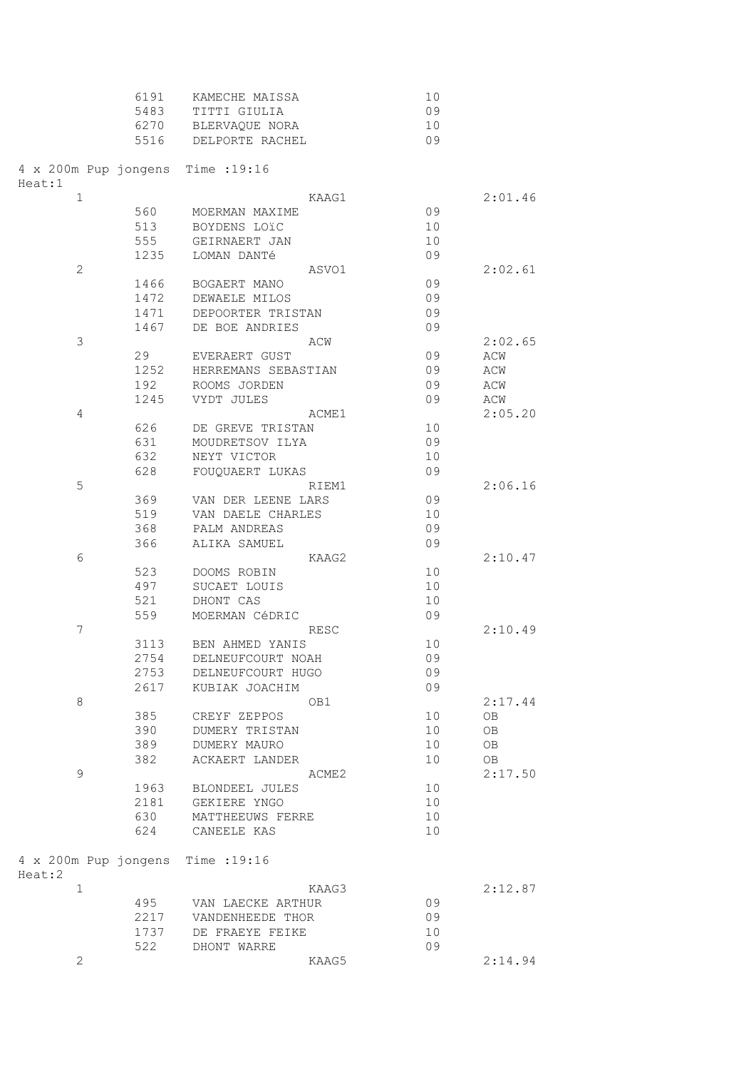| | | | | |
|---|---|---|---|---|
| | 6191 | KAMECHE MAISSA | 10 | |
| | 5483 | TITTI GIULIA | 09 | |
| | 6270 | BLERVAQUE NORA | 10 | |
| | 5516 | DELPORTE RACHEL | 09 | |

4 x 200m Pup jongens Time :19:16

Heat:1

| | | | | |
|---|---|---|---|---|
| 1 | | KAAG1 | | 2:01.46 |
| | 560 | MOERMAN MAXIME | 09 | |
| | 513 | BOYDENS LOïC | 10 | |
| | 555 | GEIRNAERT JAN | 10 | |
| | 1235 | LOMAN DANTé | 09 | |
| 2 | | ASVO1 | | 2:02.61 |
| | 1466 | BOGAERT MANO | 09 | |
| | 1472 | DEWAELE MILOS | 09 | |
| | 1471 | DEPOORTER TRISTAN | 09 | |
| | 1467 | DE BOE ANDRIES | 09 | |
| 3 | | ACW | | 2:02.65 |
| | 29 | EVERAERT GUST | 09 | ACW |
| | 1252 | HERREMANS SEBASTIAN | 09 | ACW |
| | 192 | ROOMS JORDEN | 09 | ACW |
| | 1245 | VYDT JULES | 09 | ACW |
| 4 | | ACME1 | | 2:05.20 |
| | 626 | DE GREVE TRISTAN | 10 | |
| | 631 | MOUDRETSOV ILYA | 09 | |
| | 632 | NEYT VICTOR | 10 | |
| | 628 | FOUQUAERT LUKAS | 09 | |
| 5 | | RIEM1 | | 2:06.16 |
| | 369 | VAN DER LEENE LARS | 09 | |
| | 519 | VAN DAELE CHARLES | 10 | |
| | 368 | PALM ANDREAS | 09 | |
| | 366 | ALIKA SAMUEL | 09 | |
| 6 | | KAAG2 | | 2:10.47 |
| | 523 | DOOMS ROBIN | 10 | |
| | 497 | SUCAET LOUIS | 10 | |
| | 521 | DHONT CAS | 10 | |
| | 559 | MOERMAN CéDRIC | 09 | |
| 7 | | RESC | | 2:10.49 |
| | 3113 | BEN AHMED YANIS | 10 | |
| | 2754 | DELNEUFCOURT NOAH | 09 | |
| | 2753 | DELNEUFCOURT HUGO | 09 | |
| | 2617 | KUBIAK JOACHIM | 09 | |
| 8 | | OB1 | | 2:17.44 |
| | 385 | CREYF ZEPPOS | 10 | OB |
| | 390 | DUMERY TRISTAN | 10 | OB |
| | 389 | DUMERY MAURO | 10 | OB |
| | 382 | ACKAERT LANDER | 10 | OB |
| 9 | | ACME2 | | 2:17.50 |
| | 1963 | BLONDEEL JULES | 10 | |
| | 2181 | GEKIERE YNGO | 10 | |
| | 630 | MATTHEEUWS FERRE | 10 | |
| | 624 | CANEELE KAS | 10 | |

4 x 200m Pup jongens Time :19:16

Heat:2

| | | | | |
|---|---|---|---|---|
| 1 | | KAAG3 | | 2:12.87 |
| | 495 | VAN LAECKE ARTHUR | 09 | |
| | 2217 | VANDENHEEDE THOR | 09 | |
| | 1737 | DE FRAEYE FEIKE | 10 | |
| | 522 | DHONT WARRE | 09 | |
| 2 | | KAAG5 | | 2:14.94 |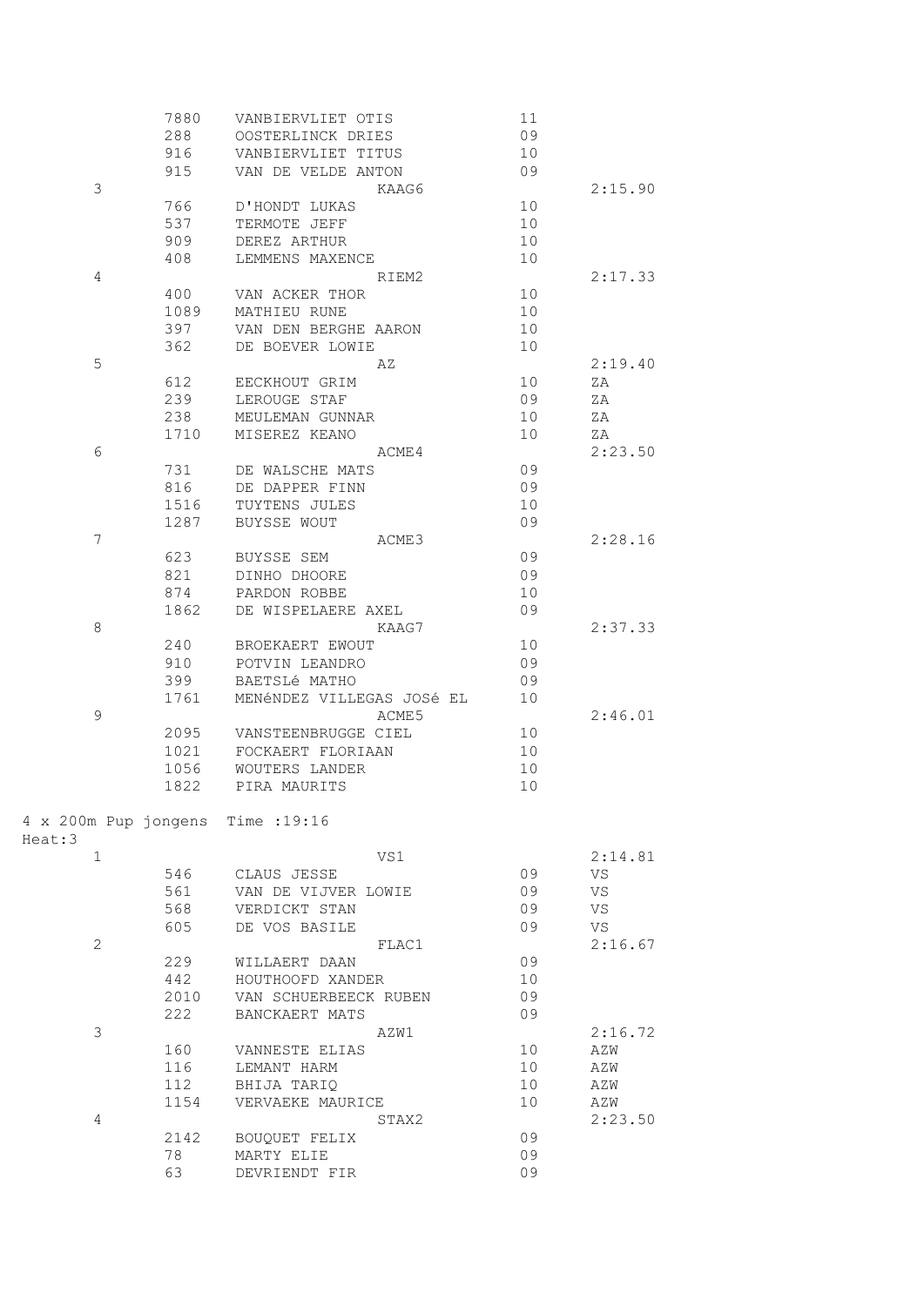| | | | | |
|---|---|---|---|---|
| | 7880 | VANBIERVLIET OTIS | 11 | |
| | 288 | OOSTERLINCK DRIES | 09 | |
| | 916 | VANBIERVLIET TITUS | 10 | |
| | 915 | VAN DE VELDE ANTON | 09 | |
| 3 | | KAAG6 | | 2:15.90 |
| | 766 | D'HONDT LUKAS | 10 | |
| | 537 | TERMOTE JEFF | 10 | |
| | 909 | DEREZ ARTHUR | 10 | |
| | 408 | LEMMENS MAXENCE | 10 | |
| 4 | | RIEM2 | | 2:17.33 |
| | 400 | VAN ACKER THOR | 10 | |
| | 1089 | MATHIEU RUNE | 10 | |
| | 397 | VAN DEN BERGHE AARON | 10 | |
| | 362 | DE BOEVER LOWIE | 10 | |
| 5 | | AZ | | 2:19.40 |
| | 612 | EECKHOUT GRIM | 10 | ZA |
| | 239 | LEROUGE STAF | 09 | ZA |
| | 238 | MEULEMAN GUNNAR | 10 | ZA |
| | 1710 | MISEREZ KEANO | 10 | ZA |
| 6 | | ACME4 | | 2:23.50 |
| | 731 | DE WALSCHE MATS | 09 | |
| | 816 | DE DAPPER FINN | 09 | |
| | 1516 | TUYTENS JULES | 10 | |
| | 1287 | BUYSSE WOUT | 09 | |
| 7 | | ACME3 | | 2:28.16 |
| | 623 | BUYSSE SEM | 09 | |
| | 821 | DINHO DHOORE | 09 | |
| | 874 | PARDON ROBBE | 10 | |
| | 1862 | DE WISPELAERE AXEL | 09 | |
| 8 | | KAAG7 | | 2:37.33 |
| | 240 | BROEKAERT EWOUT | 10 | |
| | 910 | POTVIN LEANDRO | 09 | |
| | 399 | BAETSLé MATHO | 09 | |
| | 1761 | MENéNDEZ VILLEGAS JOSé EL | 10 | |
| 9 | | ACME5 | | 2:46.01 |
| | 2095 | VANSTEENBRUGGE CIEL | 10 | |
| | 1021 | FOCKAERT FLORIAAN | 10 | |
| | 1056 | WOUTERS LANDER | 10 | |
| | 1822 | PIRA MAURITS | 10 | |

4 x 200m Pup jongens Time :19:16

Heat:3

| | | | | |
|---|---|---|---|---|
| 1 | | VS1 | | 2:14.81 |
| | 546 | CLAUS JESSE | 09 | VS |
| | 561 | VAN DE VIJVER LOWIE | 09 | VS |
| | 568 | VERDICKT STAN | 09 | VS |
| | 605 | DE VOS BASILE | 09 | VS |
| 2 | | FLAC1 | | 2:16.67 |
| | 229 | WILLAERT DAAN | 09 | |
| | 442 | HOUTHOOFD XANDER | 10 | |
| | 2010 | VAN SCHUERBEECK RUBEN | 09 | |
| | 222 | BANCKAERT MATS | 09 | |
| 3 | | AZW1 | | 2:16.72 |
| | 160 | VANNESTE ELIAS | 10 | AZW |
| | 116 | LEMANT HARM | 10 | AZW |
| | 112 | BHIJA TARIQ | 10 | AZW |
| | 1154 | VERVAEKE MAURICE | 10 | AZW |
| 4 | | STAX2 | | 2:23.50 |
| | 2142 | BOUQUET FELIX | 09 | |
| | 78 | MARTY ELIE | 09 | |
| | 63 | DEVRIENDT FIR | 09 | |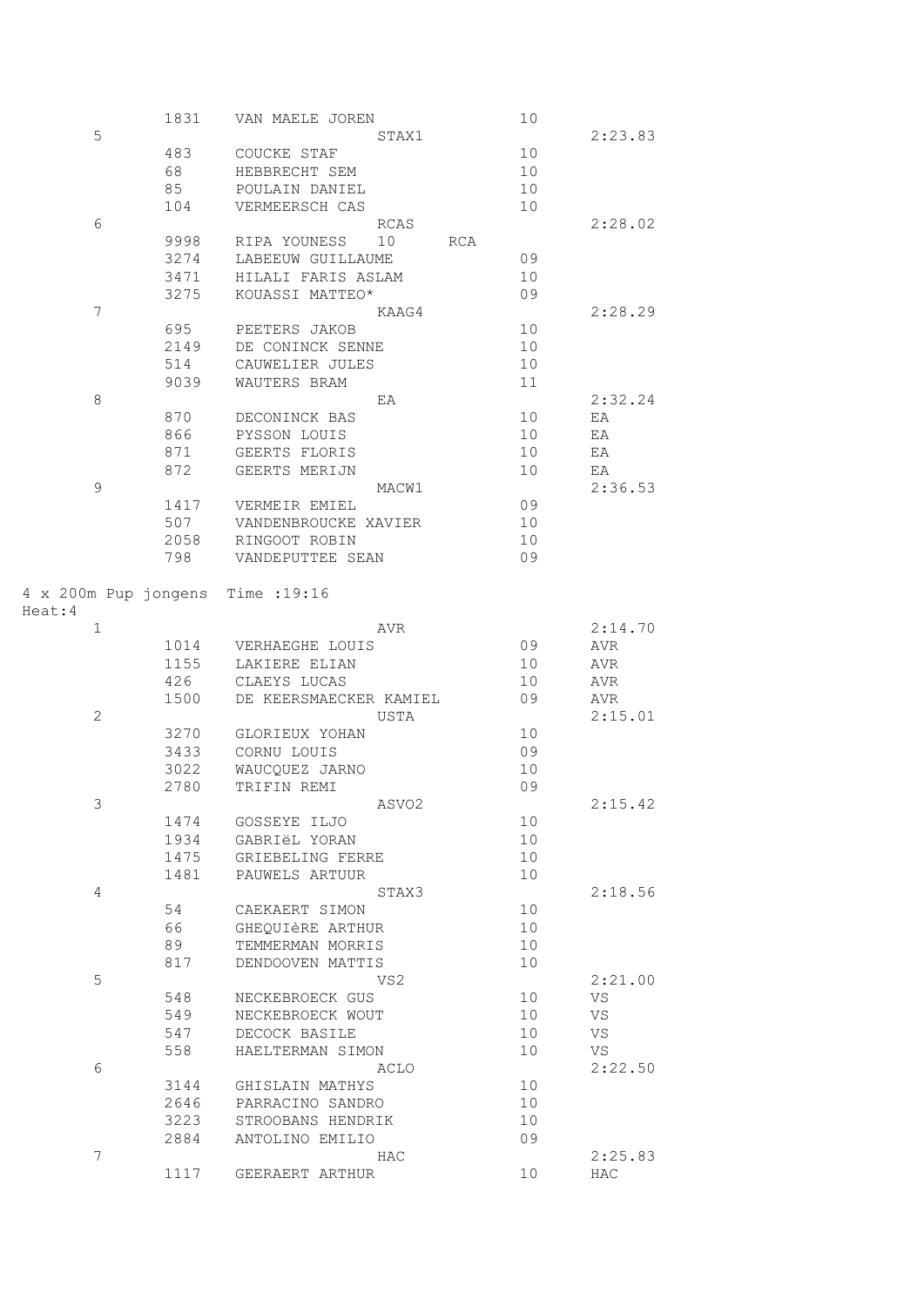| | | | | |
|---|---|---|---|---|
| | 1831 | VAN MAELE JOREN | 10 | |
| 5 | | STAX1 | | 2:23.83 |
| | 483 | COUCKE STAF | 10 | |
| | 68 | HEBBRECHT SEM | 10 | |
| | 85 | POULAIN DANIEL | 10 | |
| | 104 | VERMEERSCH CAS | 10 | |
| 6 | | RCAS | | 2:28.02 |
| | 9998 | RIPA YOUNESS 10 RCA | | |
| | 3274 | LABEEUW GUILLAUME | 09 | |
| | 3471 | HILALI FARIS ASLAM | 10 | |
| | 3275 | KOUASSI MATTEO* | 09 | |
| 7 | | KAAG4 | | 2:28.29 |
| | 695 | PEETERS JAKOB | 10 | |
| | 2149 | DE CONINCK SENNE | 10 | |
| | 514 | CAUWELIER JULES | 10 | |
| | 9039 | WAUTERS BRAM | 11 | |
| 8 | | EA | | 2:32.24 |
| | 870 | DECONINCK BAS | 10 | EA |
| | 866 | PYSSON LOUIS | 10 | EA |
| | 871 | GEERTS FLORIS | 10 | EA |
| | 872 | GEERTS MERIJN | 10 | EA |
| 9 | | MACW1 | | 2:36.53 |
| | 1417 | VERMEIR EMIEL | 09 | |
| | 507 | VANDENBROUCKE XAVIER | 10 | |
| | 2058 | RINGOOT ROBIN | 10 | |
| | 798 | VANDEPUTTEE SEAN | 09 | |

4 x 200m Pup jongens Time :19:16
Heat:4

| | | | | |
|---|---|---|---|---|
| 1 | | AVR | | 2:14.70 |
| | 1014 | VERHAEGHE LOUIS | 09 | AVR |
| | 1155 | LAKIERE ELIAN | 10 | AVR |
| | 426 | CLAEYS LUCAS | 10 | AVR |
| | 1500 | DE KEERSMAECKER KAMIEL | 09 | AVR |
| 2 | | USTA | | 2:15.01 |
| | 3270 | GLORIEUX YOHAN | 10 | |
| | 3433 | CORNU LOUIS | 09 | |
| | 3022 | WAUCQUEZ JARNO | 10 | |
| | 2780 | TRIFIN REMI | 09 | |
| 3 | | ASVO2 | | 2:15.42 |
| | 1474 | GOSSEYE ILJO | 10 | |
| | 1934 | GABRIëL YORAN | 10 | |
| | 1475 | GRIEBELING FERRE | 10 | |
| | 1481 | PAUWELS ARTUUR | 10 | |
| 4 | | STAX3 | | 2:18.56 |
| | 54 | CAEKAERT SIMON | 10 | |
| | 66 | GHEQUIèRE ARTHUR | 10 | |
| | 89 | TEMMERMAN MORRIS | 10 | |
| | 817 | DENDOOVEN MATTIS | 10 | |
| 5 | | VS2 | | 2:21.00 |
| | 548 | NECKEBROECK GUS | 10 | VS |
| | 549 | NECKEBROECK WOUT | 10 | VS |
| | 547 | DECOCK BASILE | 10 | VS |
| | 558 | HAELTERMAN SIMON | 10 | VS |
| 6 | | ACLO | | 2:22.50 |
| | 3144 | GHISLAIN MATHYS | 10 | |
| | 2646 | PARRACINO SANDRO | 10 | |
| | 3223 | STROOBANS HENDRIK | 10 | |
| | 2884 | ANTOLINO EMILIO | 09 | |
| 7 | | HAC | | 2:25.83 |
| | 1117 | GEERAERT ARTHUR | 10 | HAC |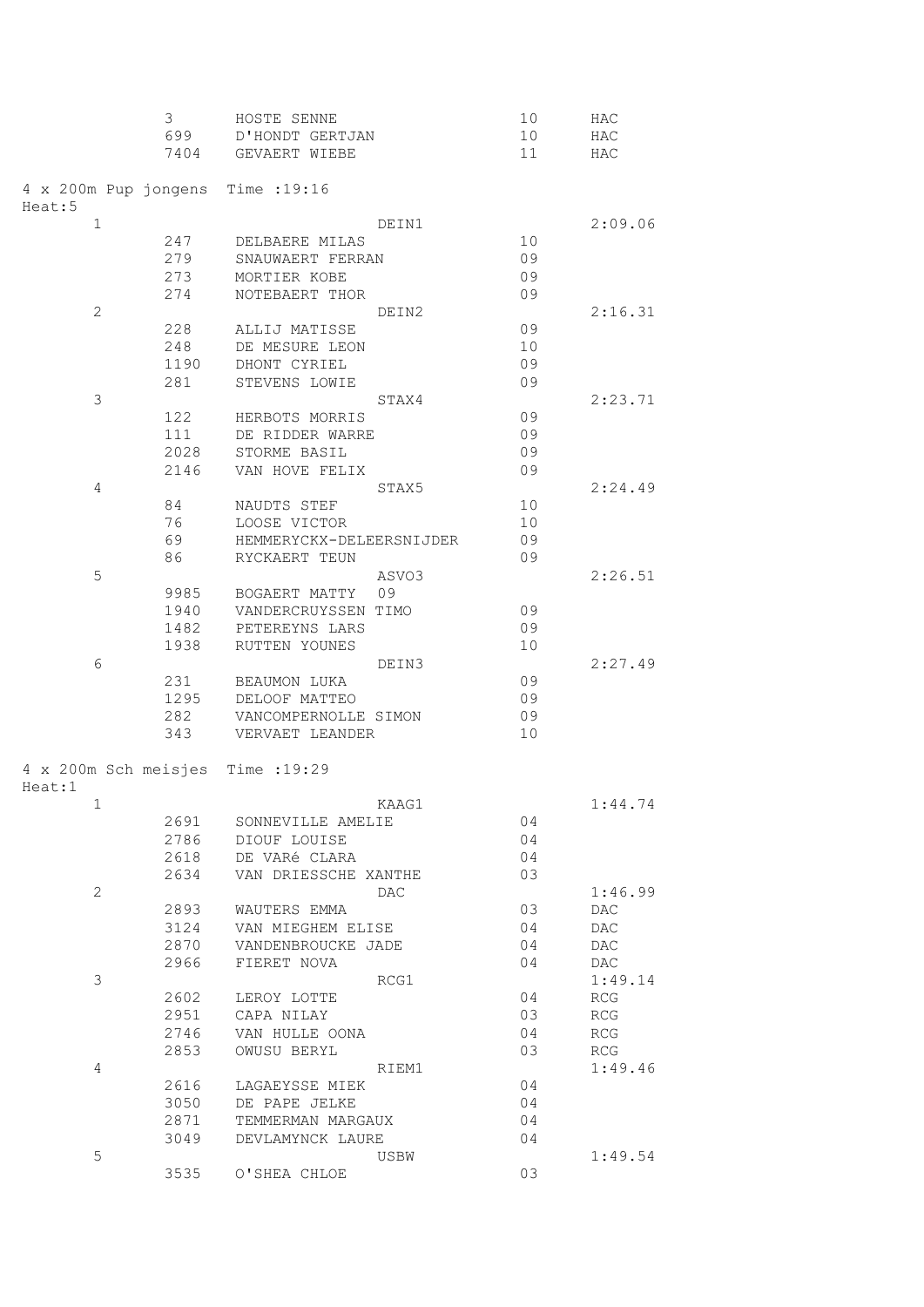| | | | | | |
|---|---|---|---|---|---|
| | 3 | HOSTE SENNE | 10 | HAC | |
| | 699 | D'HONDT GERTJAN | 10 | HAC | |
| | 7404 | GEVAERT WIEBE | 11 | HAC | |

4 x 200m Pup jongens Time :19:16

Heat:5

| | | | | | |
|---|---|---|---|---|---|
| 1 | | DEIN1 | | | 2:09.06 |
| | 247 | DELBAERE MILAS | 10 | | |
| | 279 | SNAUWAERT FERRAN | 09 | | |
| | 273 | MORTIER KOBE | 09 | | |
| | 274 | NOTEBAERT THOR | 09 | | |
| 2 | | DEIN2 | | | 2:16.31 |
| | 228 | ALLIJ MATISSE | 09 | | |
| | 248 | DE MESURE LEON | 10 | | |
| | 1190 | DHONT CYRIEL | 09 | | |
| | 281 | STEVENS LOWIE | 09 | | |
| 3 | | STAX4 | | | 2:23.71 |
| | 122 | HERBOTS MORRIS | 09 | | |
| | 111 | DE RIDDER WARRE | 09 | | |
| | 2028 | STORME BASIL | 09 | | |
| | 2146 | VAN HOVE FELIX | 09 | | |
| 4 | | STAX5 | | | 2:24.49 |
| | 84 | NAUDTS STEF | 10 | | |
| | 76 | LOOSE VICTOR | 10 | | |
| | 69 | HEMMERYCKX-DELEERSNIJDER | 09 | | |
| | 86 | RYCKAERT TEUN | 09 | | |
| 5 | | ASVO3 | | | 2:26.51 |
| | 9985 | BOGAERT MATTY 09 | | | |
| | 1940 | VANDERCRUYSSEN TIMO | 09 | | |
| | 1482 | PETEREYNS LARS | 09 | | |
| | 1938 | RUTTEN YOUNES | 10 | | |
| 6 | | DEIN3 | | | 2:27.49 |
| | 231 | BEAUMON LUKA | 09 | | |
| | 1295 | DELOOF MATTEO | 09 | | |
| | 282 | VANCOMPERNOLLE SIMON | 09 | | |
| | 343 | VERVAET LEANDER | 10 | | |

4 x 200m Sch meisjes Time :19:29

Heat:1

| | | | | | |
|---|---|---|---|---|---|
| 1 | | KAAG1 | | | 1:44.74 |
| | 2691 | SONNEVILLE AMELIE | 04 | | |
| | 2786 | DIOUF LOUISE | 04 | | |
| | 2618 | DE VARé CLARA | 04 | | |
| | 2634 | VAN DRIESSCHE XANTHE | 03 | | |
| 2 | | DAC | | | 1:46.99 |
| | 2893 | WAUTERS EMMA | 03 | DAC | |
| | 3124 | VAN MIEGHEM ELISE | 04 | DAC | |
| | 2870 | VANDENBROUCKE JADE | 04 | DAC | |
| | 2966 | FIERET NOVA | 04 | DAC | |
| 3 | | RCG1 | | | 1:49.14 |
| | 2602 | LEROY LOTTE | 04 | RCG | |
| | 2951 | CAPA NILAY | 03 | RCG | |
| | 2746 | VAN HULLE OONA | 04 | RCG | |
| | 2853 | OWUSU BERYL | 03 | RCG | |
| 4 | | RIEM1 | | | 1:49.46 |
| | 2616 | LAGAEYSSE MIEK | 04 | | |
| | 3050 | DE PAPE JELKE | 04 | | |
| | 2871 | TEMMERMAN MARGAUX | 04 | | |
| | 3049 | DEVLAMYNCK LAURE | 04 | | |
| 5 | | USBW | | | 1:49.54 |
| | 3535 | O'SHEA CHLOE | 03 | | |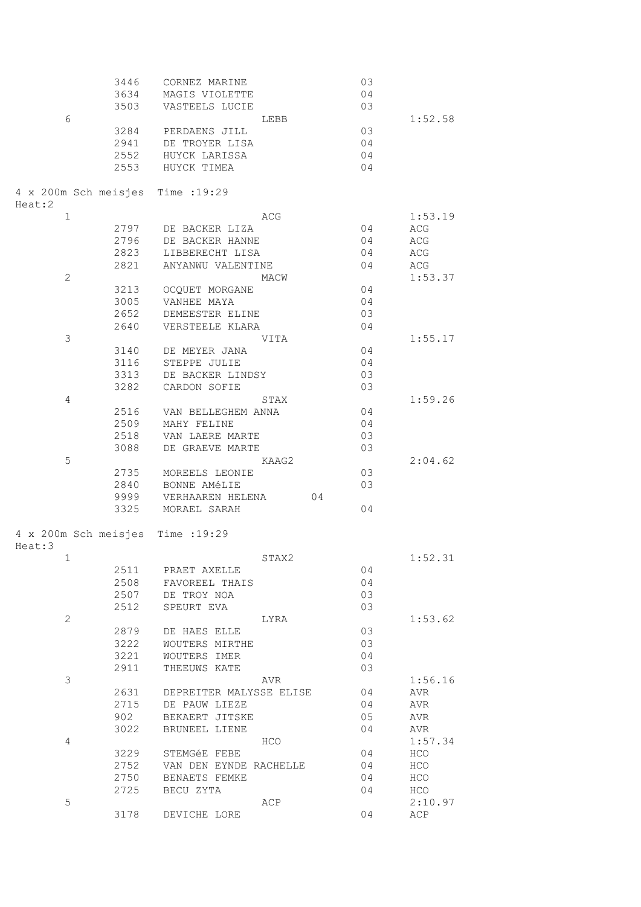| | | | | | |
|---|---|---|---|---|---|
| | 3446 | CORNEZ MARINE | 03 | | |
| | 3634 | MAGIS VIOLETTE | 04 | | |
| | 3503 | VASTEELS LUCIE | 03 | | |
| 6 | | LEBB | | | 1:52.58 |
| | 3284 | PERDAENS JILL | 03 | | |
| | 2941 | DE TROYER LISA | 04 | | |
| | 2552 | HUYCK LARISSA | 04 | | |
| | 2553 | HUYCK TIMEA | 04 | | |

4 x 200m Sch meisjes Time :19:29

Heat:2

| | | | | | |
|---|---|---|---|---|---|
| 1 | | ACG | | | 1:53.19 |
| | 2797 | DE BACKER LIZA | 04 | ACG | |
| | 2796 | DE BACKER HANNE | 04 | ACG | |
| | 2823 | LIBBERECHT LISA | 04 | ACG | |
| | 2821 | ANYANWU VALENTINE | 04 | ACG | |
| 2 | | MACW | | | 1:53.37 |
| | 3213 | OCQUET MORGANE | 04 | | |
| | 3005 | VANHEE MAYA | 04 | | |
| | 2652 | DEMEESTER ELINE | 03 | | |
| | 2640 | VERSTEELE KLARA | 04 | | |
| 3 | | VITA | | | 1:55.17 |
| | 3140 | DE MEYER JANA | 04 | | |
| | 3116 | STEPPE JULIE | 04 | | |
| | 3313 | DE BACKER LINDSY | 03 | | |
| | 3282 | CARDON SOFIE | 03 | | |
| 4 | | STAX | | | 1:59.26 |
| | 2516 | VAN BELLEGHEM ANNA | 04 | | |
| | 2509 | MAHY FELINE | 04 | | |
| | 2518 | VAN LAERE MARTE | 03 | | |
| | 3088 | DE GRAEVE MARTE | 03 | | |
| 5 | | KAAG2 | | | 2:04.62 |
| | 2735 | MOREELS LEONIE | 03 | | |
| | 2840 | BONNE AMéLIE | 03 | | |
| | 9999 | VERHAAREN HELENA 04 | | | |
| | 3325 | MORAEL SARAH | 04 | | |

4 x 200m Sch meisjes Time :19:29

Heat:3

| | | | | | |
|---|---|---|---|---|---|
| 1 | | STAX2 | | | 1:52.31 |
| | 2511 | PRAET AXELLE | 04 | | |
| | 2508 | FAVOREEL THAIS | 04 | | |
| | 2507 | DE TROY NOA | 03 | | |
| | 2512 | SPEURT EVA | 03 | | |
| 2 | | LYRA | | | 1:53.62 |
| | 2879 | DE HAES ELLE | 03 | | |
| | 3222 | WOUTERS MIRTHE | 03 | | |
| | 3221 | WOUTERS IMER | 04 | | |
| | 2911 | THEEUWS KATE | 03 | | |
| 3 | | AVR | | | 1:56.16 |
| | 2631 | DEPREITER MALYSSE ELISE | 04 | AVR | |
| | 2715 | DE PAUW LIEZE | 04 | AVR | |
| | 902 | BEKAERT JITSKE | 05 | AVR | |
| | 3022 | BRUNEEL LIENE | 04 | AVR | |
| 4 | | HCO | | | 1:57.34 |
| | 3229 | STEMGéE FEBE | 04 | HCO | |
| | 2752 | VAN DEN EYNDE RACHELLE | 04 | HCO | |
| | 2750 | BENAETS FEMKE | 04 | HCO | |
| | 2725 | BECU ZYTA | 04 | HCO | |
| 5 | | ACP | | | 2:10.97 |
| | 3178 | DEVICHE LORE | 04 | ACP | |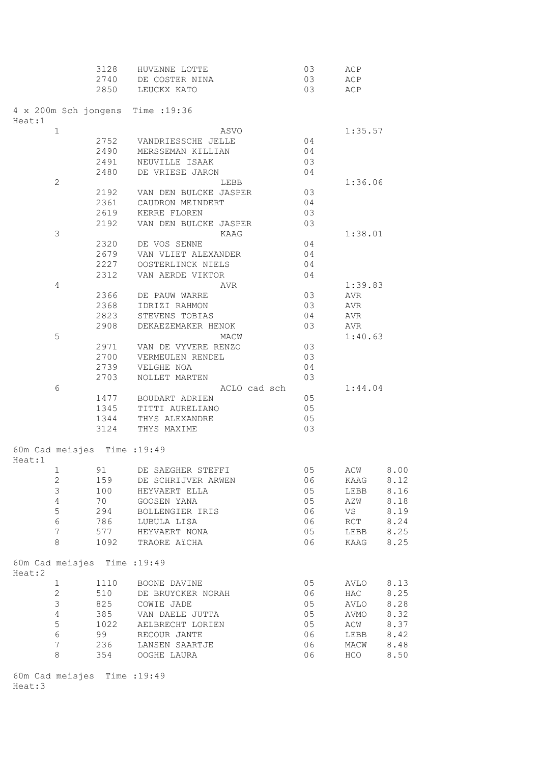| | | | | |
|---|---|---|---|---|
| | 3128 | HUVENNE LOTTE | 03 | ACP |
| | 2740 | DE COSTER NINA | 03 | ACP |
| | 2850 | LEUCKX KATO | 03 | ACP |

4 x 200m Sch jongens Time :19:36

Heat:1

| | | | | | |
|---|---|---|---|---|---|
| 1 | | ASVO | | | 1:35.57 |
| | 2752 | VANDRIESSCHE JELLE | 04 | | |
| | 2490 | MERSSEMAN KILLIAN | 04 | | |
| | 2491 | NEUVILLE ISAAK | 03 | | |
| | 2480 | DE VRIESE JARON | 04 | | |
| 2 | | LEBB | | | 1:36.06 |
| | 2192 | VAN DEN BULCKE JASPER | 03 | | |
| | 2361 | CAUDRON MEINDERT | 04 | | |
| | 2619 | KERRE FLOREN | 03 | | |
| | 2192 | VAN DEN BULCKE JASPER | 03 | | |
| 3 | | KAAG | | | 1:38.01 |
| | 2320 | DE VOS SENNE | 04 | | |
| | 2679 | VAN VLIET ALEXANDER | 04 | | |
| | 2227 | OOSTERLINCK NIELS | 04 | | |
| | 2312 | VAN AERDE VIKTOR | 04 | | |
| 4 | | AVR | | | 1:39.83 |
| | 2366 | DE PAUW WARRE | 03 | AVR | |
| | 2368 | IDRIZI RAHMON | 03 | AVR | |
| | 2823 | STEVENS TOBIAS | 04 | AVR | |
| | 2908 | DEKAEZEMAKER HENOK | 03 | AVR | |
| 5 | | MACW | | | 1:40.63 |
| | 2971 | VAN DE VYVERE RENZO | 03 | | |
| | 2700 | VERMEULEN RENDEL | 03 | | |
| | 2739 | VELGHE NOA | 04 | | |
| | 2703 | NOLLET MARTEN | 03 | | |
| 6 | | ACLO cad sch | | | 1:44.04 |
| | 1477 | BOUDART ADRIEN | 05 | | |
| | 1345 | TITTI AURELIANO | 05 | | |
| | 1344 | THYS ALEXANDRE | 05 | | |
| | 3124 | THYS MAXIME | 03 | | |

60m Cad meisjes Time :19:49

Heat:1

| | | | | | |
|---|---|---|---|---|---|
| 1 | 91 | DE SAEGHER STEFFI | 05 | ACW | 8.00 |
| 2 | 159 | DE SCHRIJVER ARWEN | 06 | KAAG | 8.12 |
| 3 | 100 | HEYVAERT ELLA | 05 | LEBB | 8.16 |
| 4 | 70 | GOOSEN YANA | 05 | AZW | 8.18 |
| 5 | 294 | BOLLENGIER IRIS | 06 | VS | 8.19 |
| 6 | 786 | LUBULA LISA | 06 | RCT | 8.24 |
| 7 | 577 | HEYVAERT NONA | 05 | LEBB | 8.25 |
| 8 | 1092 | TRAORE AïCHA | 06 | KAAG | 8.25 |

60m Cad meisjes Time :19:49

Heat:2

| | | | | | |
|---|---|---|---|---|---|
| 1 | 1110 | BOONE DAVINE | 05 | AVLO | 8.13 |
| 2 | 510 | DE BRUYCKER NORAH | 06 | HAC | 8.25 |
| 3 | 825 | COWIE JADE | 05 | AVLO | 8.28 |
| 4 | 385 | VAN DAELE JUTTA | 05 | AVMO | 8.32 |
| 5 | 1022 | AELBRECHT LORIEN | 05 | ACW | 8.37 |
| 6 | 99 | RECOUR JANTE | 06 | LEBB | 8.42 |
| 7 | 236 | LANSEN SAARTJE | 06 | MACW | 8.48 |
| 8 | 354 | OOGHE LAURA | 06 | HCO | 8.50 |

60m Cad meisjes Time :19:49

Heat:3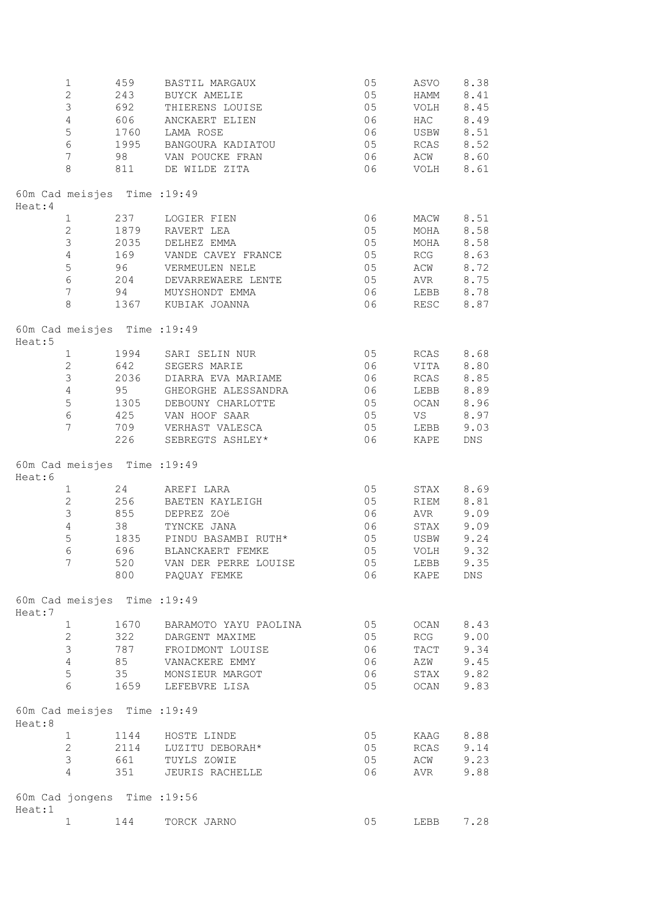| | | | | | |
|---|---|---|---|---|---|
| 1 | 459 | BASTIL MARGAUX | 05 | ASVO | 8.38 |
| 2 | 243 | BUYCK AMELIE | 05 | HAMM | 8.41 |
| 3 | 692 | THIERENS LOUISE | 05 | VOLH | 8.45 |
| 4 | 606 | ANCKAERT ELIEN | 06 | HAC | 8.49 |
| 5 | 1760 | LAMA ROSE | 06 | USBW | 8.51 |
| 6 | 1995 | BANGOURA KADIATOU | 05 | RCAS | 8.52 |
| 7 | 98 | VAN POUCKE FRAN | 06 | ACW | 8.60 |
| 8 | 811 | DE WILDE ZITA | 06 | VOLH | 8.61 |

60m Cad meisjes Time :19:49
Heat:4

| | | | | | |
|---|---|---|---|---|---|
| 1 | 237 | LOGIER FIEN | 06 | MACW | 8.51 |
| 2 | 1879 | RAVERT LEA | 05 | MOHA | 8.58 |
| 3 | 2035 | DELHEZ EMMA | 05 | MOHA | 8.58 |
| 4 | 169 | VANDE CAVEY FRANCE | 05 | RCG | 8.63 |
| 5 | 96 | VERMEULEN NELE | 05 | ACW | 8.72 |
| 6 | 204 | DEVARREWAERE LENTE | 05 | AVR | 8.75 |
| 7 | 94 | MUYSHONDT EMMA | 06 | LEBB | 8.78 |
| 8 | 1367 | KUBIAK JOANNA | 06 | RESC | 8.87 |

60m Cad meisjes Time :19:49
Heat:5

| | | | | | |
|---|---|---|---|---|---|
| 1 | 1994 | SARI SELIN NUR | 05 | RCAS | 8.68 |
| 2 | 642 | SEGERS MARIE | 06 | VITA | 8.80 |
| 3 | 2036 | DIARRA EVA MARIAME | 06 | RCAS | 8.85 |
| 4 | 95 | GHEORGHE ALESSANDRA | 06 | LEBB | 8.89 |
| 5 | 1305 | DEBOUNY CHARLOTTE | 05 | OCAN | 8.96 |
| 6 | 425 | VAN HOOF SAAR | 05 | VS | 8.97 |
| 7 | 709 | VERHAST VALESCA | 05 | LEBB | 9.03 |
| | 226 | SEBREGTS ASHLEY* | 06 | KAPE | DNS |

60m Cad meisjes Time :19:49
Heat:6

| | | | | | |
|---|---|---|---|---|---|
| 1 | 24 | AREFI LARA | 05 | STAX | 8.69 |
| 2 | 256 | BAETEN KAYLEIGH | 05 | RIEM | 8.81 |
| 3 | 855 | DEPREZ ZOë | 06 | AVR | 9.09 |
| 4 | 38 | TYNCKE JANA | 06 | STAX | 9.09 |
| 5 | 1835 | PINDU BASAMBI RUTH* | 05 | USBW | 9.24 |
| 6 | 696 | BLANCKAERT FEMKE | 05 | VOLH | 9.32 |
| 7 | 520 | VAN DER PERRE LOUISE | 05 | LEBB | 9.35 |
| | 800 | PAQUAY FEMKE | 06 | KAPE | DNS |

60m Cad meisjes Time :19:49
Heat:7

| | | | | | |
|---|---|---|---|---|---|
| 1 | 1670 | BARAMOTO YAYU PAOLINA | 05 | OCAN | 8.43 |
| 2 | 322 | DARGENT MAXIME | 05 | RCG | 9.00 |
| 3 | 787 | FROIDMONT LOUISE | 06 | TACT | 9.34 |
| 4 | 85 | VANACKERE EMMY | 06 | AZW | 9.45 |
| 5 | 35 | MONSIEUR MARGOT | 06 | STAX | 9.82 |
| 6 | 1659 | LEFEBVRE LISA | 05 | OCAN | 9.83 |

60m Cad meisjes Time :19:49
Heat:8

| | | | | | |
|---|---|---|---|---|---|
| 1 | 1144 | HOSTE LINDE | 05 | KAAG | 8.88 |
| 2 | 2114 | LUZITU DEBORAH* | 05 | RCAS | 9.14 |
| 3 | 661 | TUYLS ZOWIE | 05 | ACW | 9.23 |
| 4 | 351 | JEURIS RACHELLE | 06 | AVR | 9.88 |

60m Cad jongens Time :19:56
Heat:1

| | | | | | |
|---|---|---|---|---|---|
| 1 | 144 | TORCK JARNO | 05 | LEBB | 7.28 |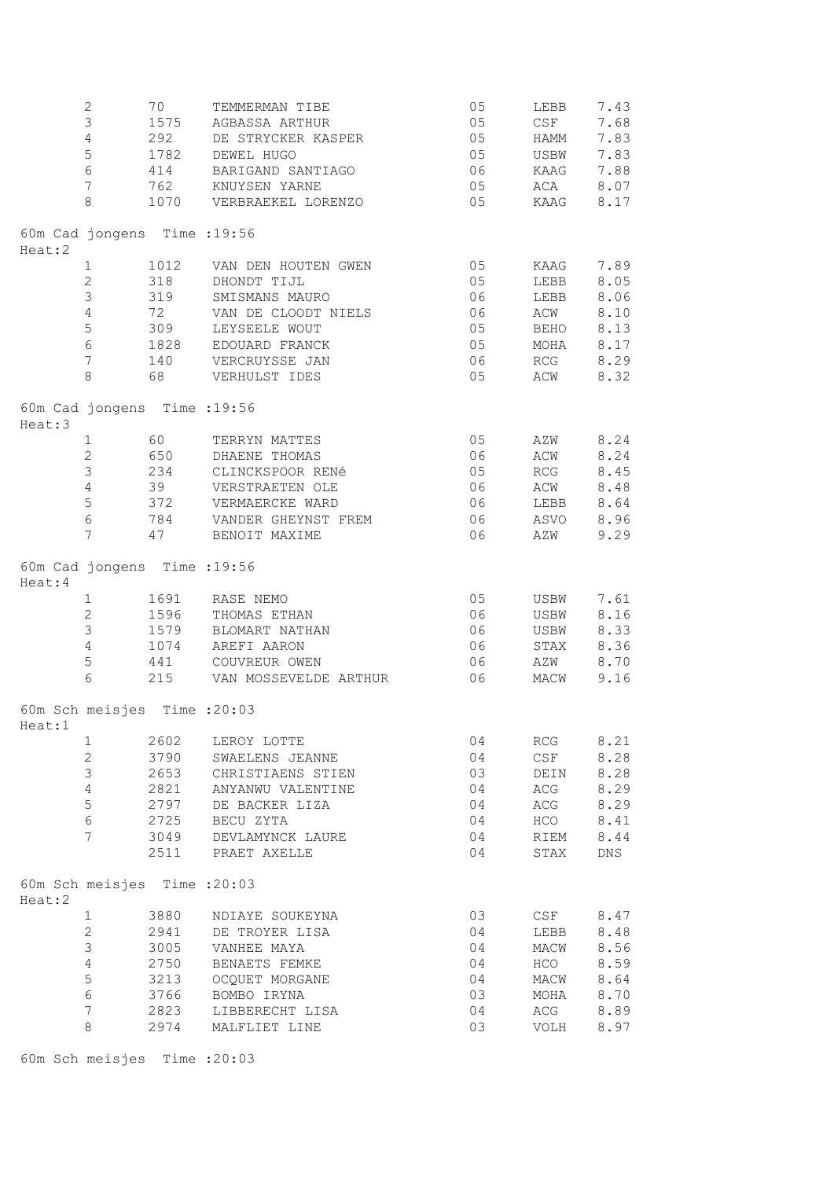| | | | | | |
|---|---|---|---|---|---|
| 2 | 70 | TEMMERMAN TIBE | 05 | LEBB | 7.43 |
| 3 | 1575 | AGBASSA ARTHUR | 05 | CSF | 7.68 |
| 4 | 292 | DE STRYCKER KASPER | 05 | HAMM | 7.83 |
| 5 | 1782 | DEWEL HUGO | 05 | USBW | 7.83 |
| 6 | 414 | BARIGAND SANTIAGO | 06 | KAAG | 7.88 |
| 7 | 762 | KNUYSEN YARNE | 05 | ACA | 8.07 |
| 8 | 1070 | VERBRAEKEL LORENZO | 05 | KAAG | 8.17 |

60m Cad jongens Time :19:56
Heat:2

| | | | | | |
|---|---|---|---|---|---|
| 1 | 1012 | VAN DEN HOUTEN GWEN | 05 | KAAG | 7.89 |
| 2 | 318 | DHONDT TIJL | 05 | LEBB | 8.05 |
| 3 | 319 | SMISMANS MAURO | 06 | LEBB | 8.06 |
| 4 | 72 | VAN DE CLOODT NIELS | 06 | ACW | 8.10 |
| 5 | 309 | LEYSEELE WOUT | 05 | BEHO | 8.13 |
| 6 | 1828 | EDOUARD FRANCK | 05 | MOHA | 8.17 |
| 7 | 140 | VERCRUYSSE JAN | 06 | RCG | 8.29 |
| 8 | 68 | VERHULST IDES | 05 | ACW | 8.32 |

60m Cad jongens Time :19:56
Heat:3

| | | | | | |
|---|---|---|---|---|---|
| 1 | 60 | TERRYN MATTES | 05 | AZW | 8.24 |
| 2 | 650 | DHAENE THOMAS | 06 | ACW | 8.24 |
| 3 | 234 | CLINCKSPOOR RENé | 05 | RCG | 8.45 |
| 4 | 39 | VERSTRAETEN OLE | 06 | ACW | 8.48 |
| 5 | 372 | VERMAERCKE WARD | 06 | LEBB | 8.64 |
| 6 | 784 | VANDER GHEYNST FREM | 06 | ASVO | 8.96 |
| 7 | 47 | BENOIT MAXIME | 06 | AZW | 9.29 |

60m Cad jongens Time :19:56
Heat:4

| | | | | | |
|---|---|---|---|---|---|
| 1 | 1691 | RASE NEMO | 05 | USBW | 7.61 |
| 2 | 1596 | THOMAS ETHAN | 06 | USBW | 8.16 |
| 3 | 1579 | BLOMART NATHAN | 06 | USBW | 8.33 |
| 4 | 1074 | AREFI AARON | 06 | STAX | 8.36 |
| 5 | 441 | COUVREUR OWEN | 06 | AZW | 8.70 |
| 6 | 215 | VAN MOSSEVELDE ARTHUR | 06 | MACW | 9.16 |

60m Sch meisjes Time :20:03
Heat:1

| | | | | | |
|---|---|---|---|---|---|
| 1 | 2602 | LEROY LOTTE | 04 | RCG | 8.21 |
| 2 | 3790 | SWAELENS JEANNE | 04 | CSF | 8.28 |
| 3 | 2653 | CHRISTIAENS STIEN | 03 | DEIN | 8.28 |
| 4 | 2821 | ANYANWU VALENTINE | 04 | ACG | 8.29 |
| 5 | 2797 | DE BACKER LIZA | 04 | ACG | 8.29 |
| 6 | 2725 | BECU ZYTA | 04 | HCO | 8.41 |
| 7 | 3049 | DEVLAMYNCK LAURE | 04 | RIEM | 8.44 |
| | 2511 | PRAET AXELLE | 04 | STAX | DNS |

60m Sch meisjes Time :20:03
Heat:2

| | | | | | |
|---|---|---|---|---|---|
| 1 | 3880 | NDIAYE SOUKEYNA | 03 | CSF | 8.47 |
| 2 | 2941 | DE TROYER LISA | 04 | LEBB | 8.48 |
| 3 | 3005 | VANHEE MAYA | 04 | MACW | 8.56 |
| 4 | 2750 | BENAETS FEMKE | 04 | HCO | 8.59 |
| 5 | 3213 | OCQUET MORGANE | 04 | MACW | 8.64 |
| 6 | 3766 | BOMBO IRYNA | 03 | MOHA | 8.70 |
| 7 | 2823 | LIBBERECHT LISA | 04 | ACG | 8.89 |
| 8 | 2974 | MALFLIET LINE | 03 | VOLH | 8.97 |

60m Sch meisjes Time :20:03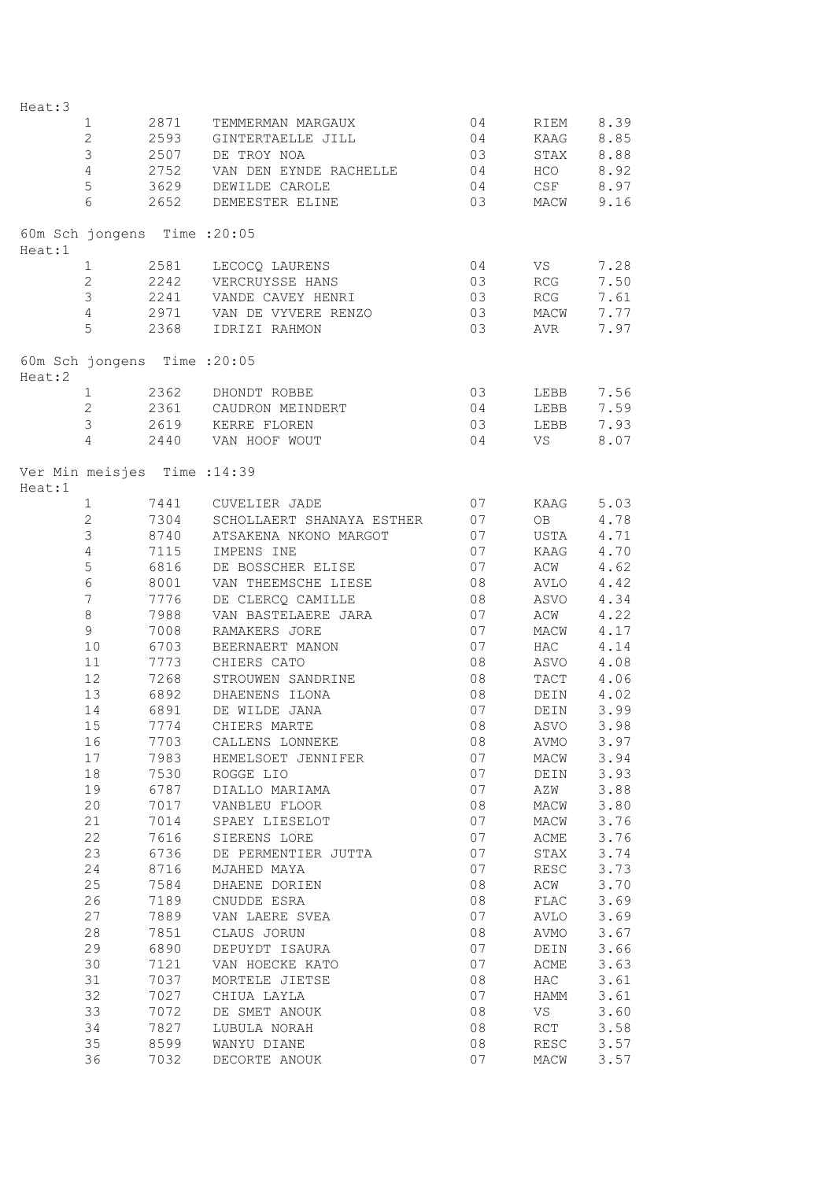Heat:3

| | | | | | |
|---|---|---|---|---|---|
| 1 | 2871 | TEMMERMAN MARGAUX | 04 | RIEM | 8.39 |
| 2 | 2593 | GINTERTAELLE JILL | 04 | KAAG | 8.85 |
| 3 | 2507 | DE TROY NOA | 03 | STAX | 8.88 |
| 4 | 2752 | VAN DEN EYNDE RACHELLE | 04 | HCO | 8.92 |
| 5 | 3629 | DEWILDE CAROLE | 04 | CSF | 8.97 |
| 6 | 2652 | DEMEESTER ELINE | 03 | MACW | 9.16 |

60m Sch jongens Time :20:05

Heat:1

| | | | | | |
|---|---|---|---|---|---|
| 1 | 2581 | LECOCQ LAURENS | 04 | VS | 7.28 |
| 2 | 2242 | VERCRUYSSE HANS | 03 | RCG | 7.50 |
| 3 | 2241 | VANDE CAVEY HENRI | 03 | RCG | 7.61 |
| 4 | 2971 | VAN DE VYVERE RENZO | 03 | MACW | 7.77 |
| 5 | 2368 | IDRIZI RAHMON | 03 | AVR | 7.97 |

60m Sch jongens Time :20:05

Heat:2

| | | | | | |
|---|---|---|---|---|---|
| 1 | 2362 | DHONDT ROBBE | 03 | LEBB | 7.56 |
| 2 | 2361 | CAUDRON MEINDERT | 04 | LEBB | 7.59 |
| 3 | 2619 | KERRE FLOREN | 03 | LEBB | 7.93 |
| 4 | 2440 | VAN HOOF WOUT | 04 | VS | 8.07 |

Ver Min meisjes Time :14:39

Heat:1

| | | | | | |
|---|---|---|---|---|---|
| 1 | 7441 | CUVELIER JADE | 07 | KAAG | 5.03 |
| 2 | 7304 | SCHOLLAERT SHANAYA ESTHER | 07 | OB | 4.78 |
| 3 | 8740 | ATSAKENA NKONO MARGOT | 07 | USTA | 4.71 |
| 4 | 7115 | IMPENS INE | 07 | KAAG | 4.70 |
| 5 | 6816 | DE BOSSCHER ELISE | 07 | ACW | 4.62 |
| 6 | 8001 | VAN THEEMSCHE LIESE | 08 | AVLO | 4.42 |
| 7 | 7776 | DE CLERCQ CAMILLE | 08 | ASVO | 4.34 |
| 8 | 7988 | VAN BASTELAERE JARA | 07 | ACW | 4.22 |
| 9 | 7008 | RAMAKERS JORE | 07 | MACW | 4.17 |
| 10 | 6703 | BEERNAERT MANON | 07 | HAC | 4.14 |
| 11 | 7773 | CHIERS CATO | 08 | ASVO | 4.08 |
| 12 | 7268 | STROUWEN SANDRINE | 08 | TACT | 4.06 |
| 13 | 6892 | DHAENENS ILONA | 08 | DEIN | 4.02 |
| 14 | 6891 | DE WILDE JANA | 07 | DEIN | 3.99 |
| 15 | 7774 | CHIERS MARTE | 08 | ASVO | 3.98 |
| 16 | 7703 | CALLENS LONNEKE | 08 | AVMO | 3.97 |
| 17 | 7983 | HEMELSOET JENNIFER | 07 | MACW | 3.94 |
| 18 | 7530 | ROGGE LIO | 07 | DEIN | 3.93 |
| 19 | 6787 | DIALLO MARIAMA | 07 | AZW | 3.88 |
| 20 | 7017 | VANBLEU FLOOR | 08 | MACW | 3.80 |
| 21 | 7014 | SPAEY LIESELOT | 07 | MACW | 3.76 |
| 22 | 7616 | SIERENS LORE | 07 | ACME | 3.76 |
| 23 | 6736 | DE PERMENTIER JUTTA | 07 | STAX | 3.74 |
| 24 | 8716 | MJAHED MAYA | 07 | RESC | 3.73 |
| 25 | 7584 | DHAENE DORIEN | 08 | ACW | 3.70 |
| 26 | 7189 | CNUDDE ESRA | 08 | FLAC | 3.69 |
| 27 | 7889 | VAN LAERE SVEA | 07 | AVLO | 3.69 |
| 28 | 7851 | CLAUS JORUN | 08 | AVMO | 3.67 |
| 29 | 6890 | DEPUYDT ISAURA | 07 | DEIN | 3.66 |
| 30 | 7121 | VAN HOECKE KATO | 07 | ACME | 3.63 |
| 31 | 7037 | MORTELE JIETSE | 08 | HAC | 3.61 |
| 32 | 7027 | CHIUA LAYLA | 07 | HAMM | 3.61 |
| 33 | 7072 | DE SMET ANOUK | 08 | VS | 3.60 |
| 34 | 7827 | LUBULA NORAH | 08 | RCT | 3.58 |
| 35 | 8599 | WANYU DIANE | 08 | RESC | 3.57 |
| 36 | 7032 | DECORTE ANOUK | 07 | MACW | 3.57 |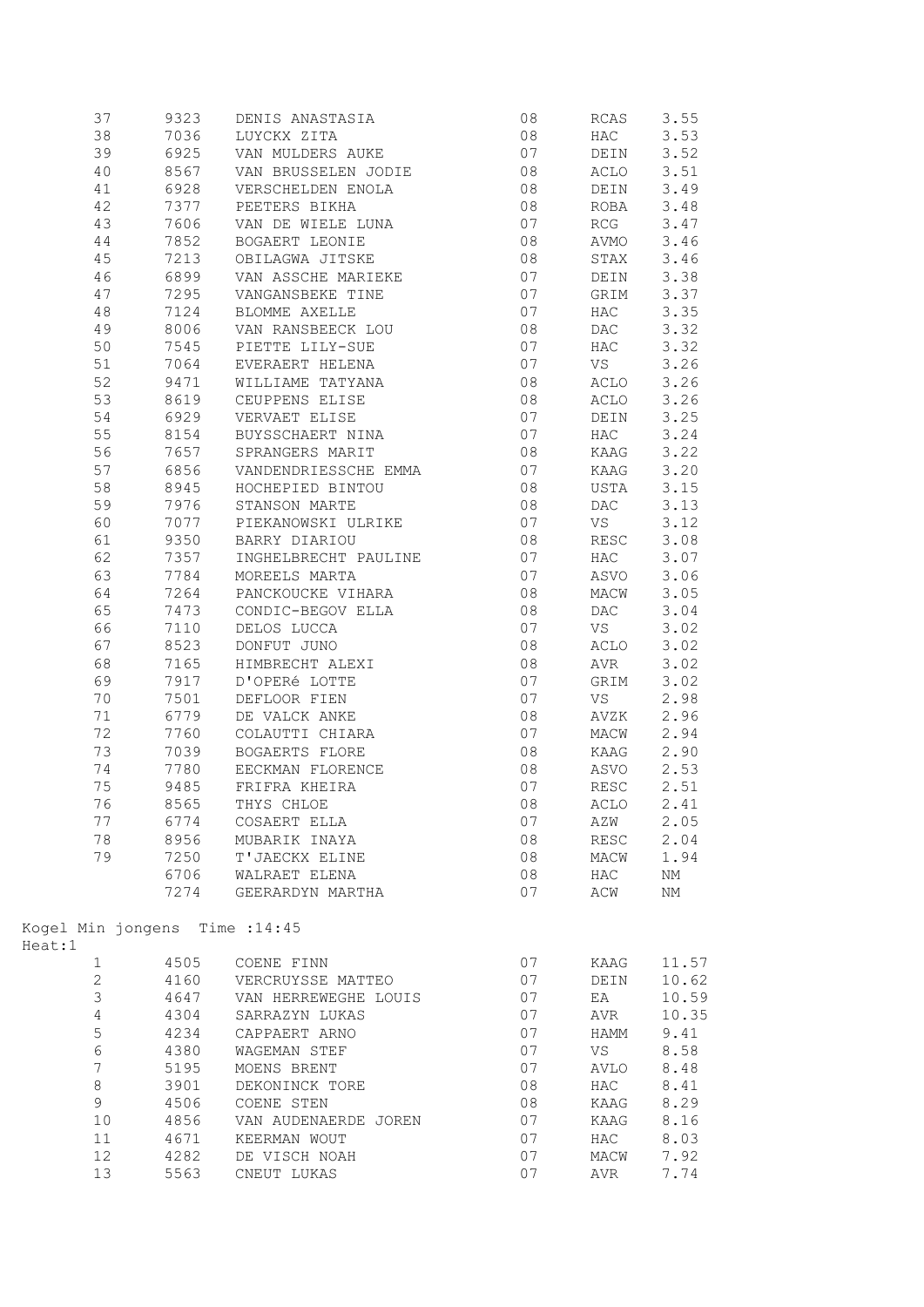| | | | | | |
|---|---|---|---|---|---|
| 37 | 9323 | DENIS ANASTASIA | 08 | RCAS | 3.55 |
| 38 | 7036 | LUYCKX ZITA | 08 | HAC | 3.53 |
| 39 | 6925 | VAN MULDERS AUKE | 07 | DEIN | 3.52 |
| 40 | 8567 | VAN BRUSSELEN JODIE | 08 | ACLO | 3.51 |
| 41 | 6928 | VERSCHELDEN ENOLA | 08 | DEIN | 3.49 |
| 42 | 7377 | PEETERS BIKHA | 08 | ROBA | 3.48 |
| 43 | 7606 | VAN DE WIELE LUNA | 07 | RCG | 3.47 |
| 44 | 7852 | BOGAERT LEONIE | 08 | AVMO | 3.46 |
| 45 | 7213 | OBILAGWA JITSKE | 08 | STAX | 3.46 |
| 46 | 6899 | VAN ASSCHE MARIEKE | 07 | DEIN | 3.38 |
| 47 | 7295 | VANGANSBEKE TINE | 07 | GRIM | 3.37 |
| 48 | 7124 | BLOMME AXELLE | 07 | HAC | 3.35 |
| 49 | 8006 | VAN RANSBEECK LOU | 08 | DAC | 3.32 |
| 50 | 7545 | PIETTE LILY-SUE | 07 | HAC | 3.32 |
| 51 | 7064 | EVERAERT HELENA | 07 | VS | 3.26 |
| 52 | 9471 | WILLIAME TATYANA | 08 | ACLO | 3.26 |
| 53 | 8619 | CEUPPENS ELISE | 08 | ACLO | 3.26 |
| 54 | 6929 | VERVAET ELISE | 07 | DEIN | 3.25 |
| 55 | 8154 | BUYSSCHAERT NINA | 07 | HAC | 3.24 |
| 56 | 7657 | SPRANGERS MARIT | 08 | KAAG | 3.22 |
| 57 | 6856 | VANDENDRIESSCHE EMMA | 07 | KAAG | 3.20 |
| 58 | 8945 | HOCHEPIED BINTOU | 08 | USTA | 3.15 |
| 59 | 7976 | STANSON MARTE | 08 | DAC | 3.13 |
| 60 | 7077 | PIEKANOWSKI ULRIKE | 07 | VS | 3.12 |
| 61 | 9350 | BARRY DIARIOU | 08 | RESC | 3.08 |
| 62 | 7357 | INGHELBRECHT PAULINE | 07 | HAC | 3.07 |
| 63 | 7784 | MOREELS MARTA | 07 | ASVO | 3.06 |
| 64 | 7264 | PANCKOUCKE VIHARA | 08 | MACW | 3.05 |
| 65 | 7473 | CONDIC-BEGOV ELLA | 08 | DAC | 3.04 |
| 66 | 7110 | DELOS LUCCA | 07 | VS | 3.02 |
| 67 | 8523 | DONFUT JUNO | 08 | ACLO | 3.02 |
| 68 | 7165 | HIMBRECHT ALEXI | 08 | AVR | 3.02 |
| 69 | 7917 | D'OPERé LOTTE | 07 | GRIM | 3.02 |
| 70 | 7501 | DEFLOOR FIEN | 07 | VS | 2.98 |
| 71 | 6779 | DE VALCK ANKE | 08 | AVZK | 2.96 |
| 72 | 7760 | COLAUTTI CHIARA | 07 | MACW | 2.94 |
| 73 | 7039 | BOGAERTS FLORE | 08 | KAAG | 2.90 |
| 74 | 7780 | EECKMAN FLORENCE | 08 | ASVO | 2.53 |
| 75 | 9485 | FRIFRA KHEIRA | 07 | RESC | 2.51 |
| 76 | 8565 | THYS CHLOE | 08 | ACLO | 2.41 |
| 77 | 6774 | COSAERT ELLA | 07 | AZW | 2.05 |
| 78 | 8956 | MUBARIK INAYA | 08 | RESC | 2.04 |
| 79 | 7250 | T'JAECKX ELINE | 08 | MACW | 1.94 |
| | 6706 | WALRAET ELENA | 08 | HAC | NM |
| | 7274 | GEERARDYN MARTHA | 07 | ACW | NM |

Kogel Min jongens Time :14:45

Heat:1

| | | | | | |
|---|---|---|---|---|---|
| 1 | 4505 | COENE FINN | 07 | KAAG | 11.57 |
| 2 | 4160 | VERCRUYSSE MATTEO | 07 | DEIN | 10.62 |
| 3 | 4647 | VAN HERREWEGHE LOUIS | 07 | EA | 10.59 |
| 4 | 4304 | SARRAZYN LUKAS | 07 | AVR | 10.35 |
| 5 | 4234 | CAPPAERT ARNO | 07 | HAMM | 9.41 |
| 6 | 4380 | WAGEMAN STEF | 07 | VS | 8.58 |
| 7 | 5195 | MOENS BRENT | 07 | AVLO | 8.48 |
| 8 | 3901 | DEKONINCK TORE | 08 | HAC | 8.41 |
| 9 | 4506 | COENE STEN | 08 | KAAG | 8.29 |
| 10 | 4856 | VAN AUDENAERDE JOREN | 07 | KAAG | 8.16 |
| 11 | 4671 | KEERMAN WOUT | 07 | HAC | 8.03 |
| 12 | 4282 | DE VISCH NOAH | 07 | MACW | 7.92 |
| 13 | 5563 | CNEUT LUKAS | 07 | AVR | 7.74 |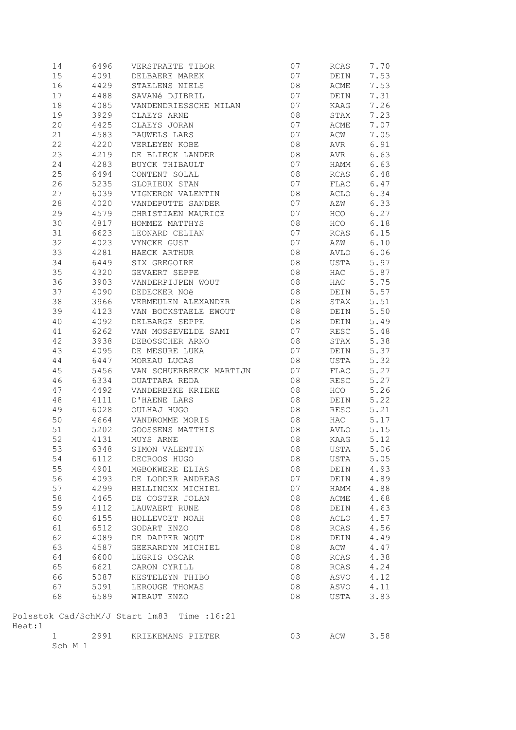| | | | | | |
|---|---|---|---|---|---|
| 14 | 6496 | VERSTRAETE TIBOR | 07 | RCAS | 7.70 |
| 15 | 4091 | DELBAERE MAREK | 07 | DEIN | 7.53 |
| 16 | 4429 | STAELENS NIELS | 08 | ACME | 7.53 |
| 17 | 4488 | SAVANé DJIBRIL | 07 | DEIN | 7.31 |
| 18 | 4085 | VANDENDRIESSCHE MILAN | 07 | KAAG | 7.26 |
| 19 | 3929 | CLAEYS ARNE | 08 | STAX | 7.23 |
| 20 | 4425 | CLAEYS JORAN | 07 | ACME | 7.07 |
| 21 | 4583 | PAUWELS LARS | 07 | ACW | 7.05 |
| 22 | 4220 | VERLEYEN KOBE | 08 | AVR | 6.91 |
| 23 | 4219 | DE BLIECK LANDER | 08 | AVR | 6.63 |
| 24 | 4283 | BUYCK THIBAULT | 07 | HAMM | 6.63 |
| 25 | 6494 | CONTENT SOLAL | 08 | RCAS | 6.48 |
| 26 | 5235 | GLORIEUX STAN | 07 | FLAC | 6.47 |
| 27 | 6039 | VIGNERON VALENTIN | 08 | ACLO | 6.34 |
| 28 | 4020 | VANDEPUTTE SANDER | 07 | AZW | 6.33 |
| 29 | 4579 | CHRISTIAEN MAURICE | 07 | HCO | 6.27 |
| 30 | 4817 | HOMMEZ MATTHYS | 08 | HCO | 6.18 |
| 31 | 6623 | LEONARD CELIAN | 07 | RCAS | 6.15 |
| 32 | 4023 | VYNCKE GUST | 07 | AZW | 6.10 |
| 33 | 4281 | HAECK ARTHUR | 08 | AVLO | 6.06 |
| 34 | 6449 | SIX GREGOIRE | 08 | USTA | 5.97 |
| 35 | 4320 | GEVAERT SEPPE | 08 | HAC | 5.87 |
| 36 | 3903 | VANDERPIJPEN WOUT | 08 | HAC | 5.75 |
| 37 | 4090 | DEDECKER NOë | 08 | DEIN | 5.57 |
| 38 | 3966 | VERMEULEN ALEXANDER | 08 | STAX | 5.51 |
| 39 | 4123 | VAN BOCKSTAELE EWOUT | 08 | DEIN | 5.50 |
| 40 | 4092 | DELBARGE SEPPE | 08 | DEIN | 5.49 |
| 41 | 6262 | VAN MOSSEVELDE SAMI | 07 | RESC | 5.48 |
| 42 | 3938 | DEBOSSCHER ARNO | 08 | STAX | 5.38 |
| 43 | 4095 | DE MESURE LUKA | 07 | DEIN | 5.37 |
| 44 | 6447 | MOREAU LUCAS | 08 | USTA | 5.32 |
| 45 | 5456 | VAN SCHUERBEECK MARTIJN | 07 | FLAC | 5.27 |
| 46 | 6334 | OUATTARA REDA | 08 | RESC | 5.27 |
| 47 | 4492 | VANDERBEKE KRIEKE | 08 | HCO | 5.26 |
| 48 | 4111 | D'HAENE LARS | 08 | DEIN | 5.22 |
| 49 | 6028 | OULHAJ HUGO | 08 | RESC | 5.21 |
| 50 | 4664 | VANDROMME MORIS | 08 | HAC | 5.17 |
| 51 | 5202 | GOOSSENS MATTHIS | 08 | AVLO | 5.15 |
| 52 | 4131 | MUYS ARNE | 08 | KAAG | 5.12 |
| 53 | 6348 | SIMON VALENTIN | 08 | USTA | 5.06 |
| 54 | 6112 | DECROOS HUGO | 08 | USTA | 5.05 |
| 55 | 4901 | MGBOKWERE ELIAS | 08 | DEIN | 4.93 |
| 56 | 4093 | DE LODDER ANDREAS | 07 | DEIN | 4.89 |
| 57 | 4299 | HELLINCKX MICHIEL | 07 | HAMM | 4.88 |
| 58 | 4465 | DE COSTER JOLAN | 08 | ACME | 4.68 |
| 59 | 4112 | LAUWAERT RUNE | 08 | DEIN | 4.63 |
| 60 | 6155 | HOLLEVOET NOAH | 08 | ACLO | 4.57 |
| 61 | 6512 | GODART ENZO | 08 | RCAS | 4.56 |
| 62 | 4089 | DE DAPPER WOUT | 08 | DEIN | 4.49 |
| 63 | 4587 | GEERARDYN MICHIEL | 08 | ACW | 4.47 |
| 64 | 6600 | LEGRIS OSCAR | 08 | RCAS | 4.38 |
| 65 | 6621 | CARON CYRILL | 08 | RCAS | 4.24 |
| 66 | 5087 | KESTELEYN THIBO | 08 | ASVO | 4.12 |
| 67 | 5091 | LEROUGE THOMAS | 08 | ASVO | 4.11 |
| 68 | 6589 | WIBAUT ENZO | 08 | USTA | 3.83 |

Polsstok Cad/SchM/J Start 1m83 Time :16:21

Heat:1

| | | | | | |
|---|---|---|---|---|---|
| 1 | 2991 | KRIEKEMANS PIETER | 03 | ACW | 3.58 |

Sch M 1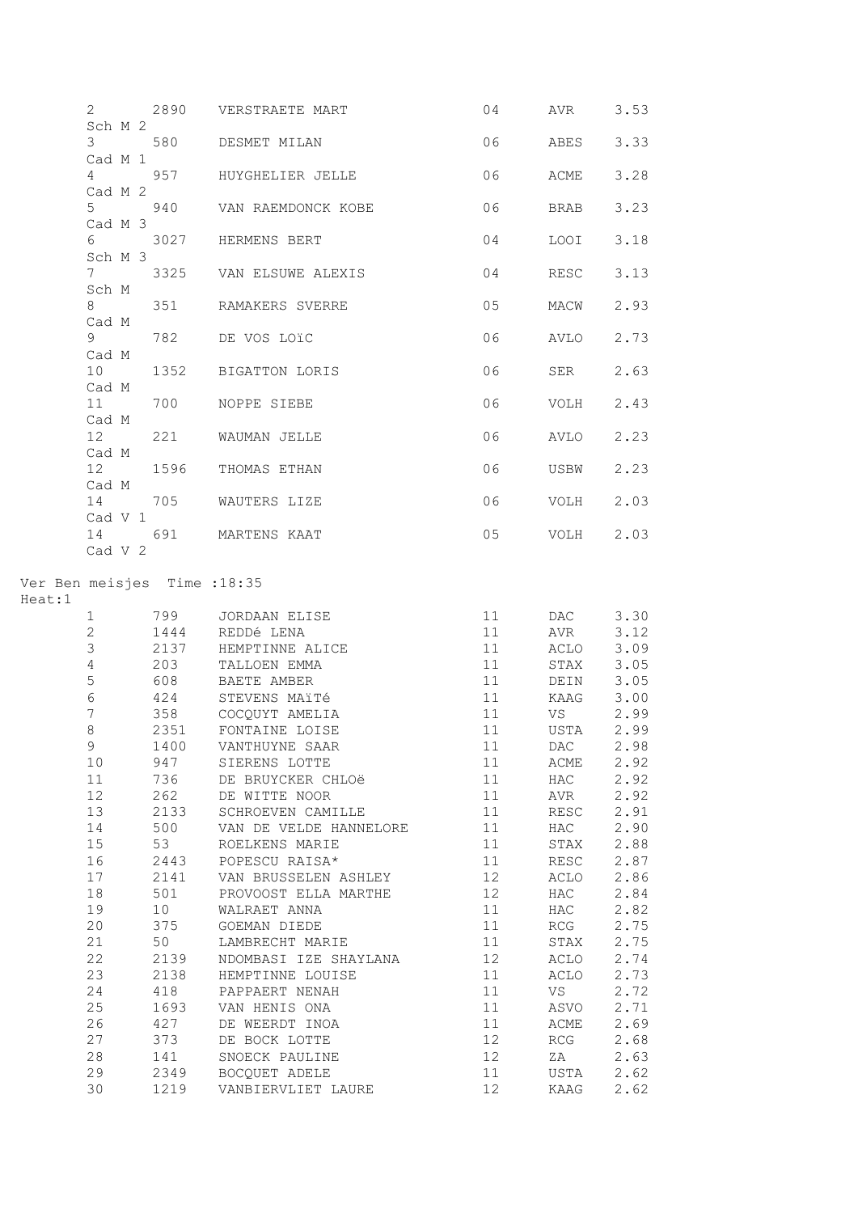| | | | | | |
|---|---|---|---|---|---|
| 2<br>Sch M 2 | 2890 | VERSTRAETE MART | 04 | AVR | 3.53 |
| 3<br>Cad M 1 | 580 | DESMET MILAN | 06 | ABES | 3.33 |
| 4<br>Cad M 2 | 957 | HUYGHELIER JELLE | 06 | ACME | 3.28 |
| 5<br>Cad M 3 | 940 | VAN RAEMDONCK KOBE | 06 | BRAB | 3.23 |
| 6<br>Sch M 3 | 3027 | HERMENS BERT | 04 | LOOI | 3.18 |
| 7<br>Sch M | 3325 | VAN ELSUWE ALEXIS | 04 | RESC | 3.13 |
| 8<br>Cad M | 351 | RAMAKERS SVERRE | 05 | MACW | 2.93 |
| 9<br>Cad M | 782 | DE VOS LOïC | 06 | AVLO | 2.73 |
| 10<br>Cad M | 1352 | BIGATTON LORIS | 06 | SER | 2.63 |
| 11<br>Cad M | 700 | NOPPE SIEBE | 06 | VOLH | 2.43 |
| 12<br>Cad M | 221 | WAUMAN JELLE | 06 | AVLO | 2.23 |
| 12<br>Cad M | 1596 | THOMAS ETHAN | 06 | USBW | 2.23 |
| 14<br>Cad V 1 | 705 | WAUTERS LIZE | 06 | VOLH | 2.03 |
| 14<br>Cad V 2 | 691 | MARTENS KAAT | 05 | VOLH | 2.03 |

Ver Ben meisjes Time :18:35

Heat:1

| | | | | | |
|---|---|---|---|---|---|
| 1 | 799 | JORDAAN ELISE | 11 | DAC | 3.30 |
| 2 | 1444 | REDDé LENA | 11 | AVR | 3.12 |
| 3 | 2137 | HEMPTINNE ALICE | 11 | ACLO | 3.09 |
| 4 | 203 | TALLOEN EMMA | 11 | STAX | 3.05 |
| 5 | 608 | BAETE AMBER | 11 | DEIN | 3.05 |
| 6 | 424 | STEVENS MAïTé | 11 | KAAG | 3.00 |
| 7 | 358 | COCQUYT AMELIA | 11 | VS | 2.99 |
| 8 | 2351 | FONTAINE LOISE | 11 | USTA | 2.99 |
| 9 | 1400 | VANTHUYNE SAAR | 11 | DAC | 2.98 |
| 10 | 947 | SIERENS LOTTE | 11 | ACME | 2.92 |
| 11 | 736 | DE BRUYCKER CHLOë | 11 | HAC | 2.92 |
| 12 | 262 | DE WITTE NOOR | 11 | AVR | 2.92 |
| 13 | 2133 | SCHROEVEN CAMILLE | 11 | RESC | 2.91 |
| 14 | 500 | VAN DE VELDE HANNELORE | 11 | HAC | 2.90 |
| 15 | 53 | ROELKENS MARIE | 11 | STAX | 2.88 |
| 16 | 2443 | POPESCU RAISA* | 11 | RESC | 2.87 |
| 17 | 2141 | VAN BRUSSELEN ASHLEY | 12 | ACLO | 2.86 |
| 18 | 501 | PROVOOST ELLA MARTHE | 12 | HAC | 2.84 |
| 19 | 10 | WALRAET ANNA | 11 | HAC | 2.82 |
| 20 | 375 | GOEMAN DIEDE | 11 | RCG | 2.75 |
| 21 | 50 | LAMBRECHT MARIE | 11 | STAX | 2.75 |
| 22 | 2139 | NDOMBASI IZE SHAYLANA | 12 | ACLO | 2.74 |
| 23 | 2138 | HEMPTINNE LOUISE | 11 | ACLO | 2.73 |
| 24 | 418 | PAPPAERT NENAH | 11 | VS | 2.72 |
| 25 | 1693 | VAN HENIS ONA | 11 | ASVO | 2.71 |
| 26 | 427 | DE WEERDT INOA | 11 | ACME | 2.69 |
| 27 | 373 | DE BOCK LOTTE | 12 | RCG | 2.68 |
| 28 | 141 | SNOECK PAULINE | 12 | ZA | 2.63 |
| 29 | 2349 | BOCQUET ADELE | 11 | USTA | 2.62 |
| 30 | 1219 | VANBIERVLIET LAURE | 12 | KAAG | 2.62 |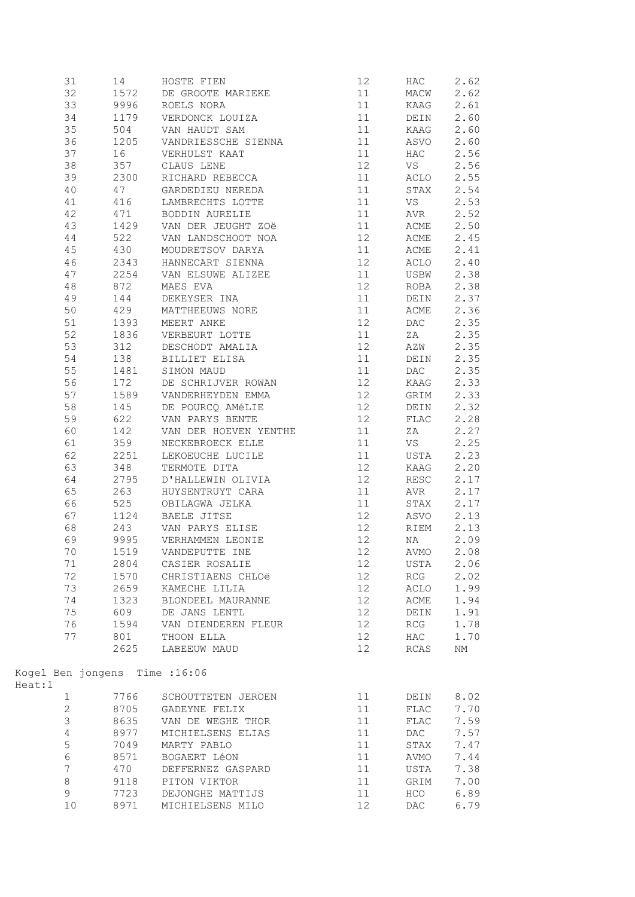| | | | | | |
|---|---|---|---|---|---|
| 31 | 14 | HOSTE FIEN | 12 | HAC | 2.62 |
| 32 | 1572 | DE GROOTE MARIEKE | 11 | MACW | 2.62 |
| 33 | 9996 | ROELS NORA | 11 | KAAG | 2.61 |
| 34 | 1179 | VERDONCK LOUIZA | 11 | DEIN | 2.60 |
| 35 | 504 | VAN HAUDT SAM | 11 | KAAG | 2.60 |
| 36 | 1205 | VANDRIESSCHE SIENNA | 11 | ASVO | 2.60 |
| 37 | 16 | VERHULST KAAT | 11 | HAC | 2.56 |
| 38 | 357 | CLAUS LENE | 12 | VS | 2.56 |
| 39 | 2300 | RICHARD REBECCA | 11 | ACLO | 2.55 |
| 40 | 47 | GARDEDIEU NEREDA | 11 | STAX | 2.54 |
| 41 | 416 | LAMBRECHTS LOTTE | 11 | VS | 2.53 |
| 42 | 471 | BODDIN AURELIE | 11 | AVR | 2.52 |
| 43 | 1429 | VAN DER JEUGHT ZOë | 11 | ACME | 2.50 |
| 44 | 522 | VAN LANDSCHOOT NOA | 12 | ACME | 2.45 |
| 45 | 430 | MOUDRETSOV DARYA | 11 | ACME | 2.41 |
| 46 | 2343 | HANNECART SIENNA | 12 | ACLO | 2.40 |
| 47 | 2254 | VAN ELSUWE ALIZEE | 11 | USBW | 2.38 |
| 48 | 872 | MAES EVA | 12 | ROBA | 2.38 |
| 49 | 144 | DEKEYSER INA | 11 | DEIN | 2.37 |
| 50 | 429 | MATTHEEUWS NORE | 11 | ACME | 2.36 |
| 51 | 1393 | MEERT ANKE | 12 | DAC | 2.35 |
| 52 | 1836 | VERBEURT LOTTE | 11 | ZA | 2.35 |
| 53 | 312 | DESCHODT AMALIA | 12 | AZW | 2.35 |
| 54 | 138 | BILLIET ELISA | 11 | DEIN | 2.35 |
| 55 | 1481 | SIMON MAUD | 11 | DAC | 2.35 |
| 56 | 172 | DE SCHRIJVER ROWAN | 12 | KAAG | 2.33 |
| 57 | 1589 | VANDERHEYDEN EMMA | 12 | GRIM | 2.33 |
| 58 | 145 | DE POURCQ AMéLIE | 12 | DEIN | 2.32 |
| 59 | 622 | VAN PARYS BENTE | 12 | FLAC | 2.28 |
| 60 | 142 | VAN DER HOEVEN YENTHE | 11 | ZA | 2.27 |
| 61 | 359 | NECKEBROECK ELLE | 11 | VS | 2.25 |
| 62 | 2251 | LEKOEUCHE LUCILE | 11 | USTA | 2.23 |
| 63 | 348 | TERMOTE DITA | 12 | KAAG | 2.20 |
| 64 | 2795 | D'HALLEWIN OLIVIA | 12 | RESC | 2.17 |
| 65 | 263 | HUYSENTRUYT CARA | 11 | AVR | 2.17 |
| 66 | 525 | OBILAGWA JELKA | 11 | STAX | 2.17 |
| 67 | 1124 | BAELE JITSE | 12 | ASVO | 2.13 |
| 68 | 243 | VAN PARYS ELISE | 12 | RIEM | 2.13 |
| 69 | 9995 | VERHAMMEN LEONIE | 12 | NA | 2.09 |
| 70 | 1519 | VANDEPUTTE INE | 12 | AVMO | 2.08 |
| 71 | 2804 | CASIER ROSALIE | 12 | USTA | 2.06 |
| 72 | 1570 | CHRISTIAENS CHLOë | 12 | RCG | 2.02 |
| 73 | 2659 | KAMECHE LILIA | 12 | ACLO | 1.99 |
| 74 | 1323 | BLONDEEL MAURANNE | 12 | ACME | 1.94 |
| 75 | 609 | DE JANS LENTL | 12 | DEIN | 1.91 |
| 76 | 1594 | VAN DIENDEREN FLEUR | 12 | RCG | 1.78 |
| 77 | 801 | THOON ELLA | 12 | HAC | 1.70 |
| | 2625 | LABEEUW MAUD | 12 | RCAS | NM |

Kogel Ben jongens Time :16:06

Heat:1

| | | | | | |
|---|---|---|---|---|---|
| 1 | 7766 | SCHOUTTETEN JEROEN | 11 | DEIN | 8.02 |
| 2 | 8705 | GADEYNE FELIX | 11 | FLAC | 7.70 |
| 3 | 8635 | VAN DE WEGHE THOR | 11 | FLAC | 7.59 |
| 4 | 8977 | MICHIELSENS ELIAS | 11 | DAC | 7.57 |
| 5 | 7049 | MARTY PABLO | 11 | STAX | 7.47 |
| 6 | 8571 | BOGAERT LéON | 11 | AVMO | 7.44 |
| 7 | 470 | DEFFERNEZ GASPARD | 11 | USTA | 7.38 |
| 8 | 9118 | PITON VIKTOR | 11 | GRIM | 7.00 |
| 9 | 7723 | DEJONGHE MATTIJS | 11 | HCO | 6.89 |
| 10 | 8971 | MICHIELSENS MILO | 12 | DAC | 6.79 |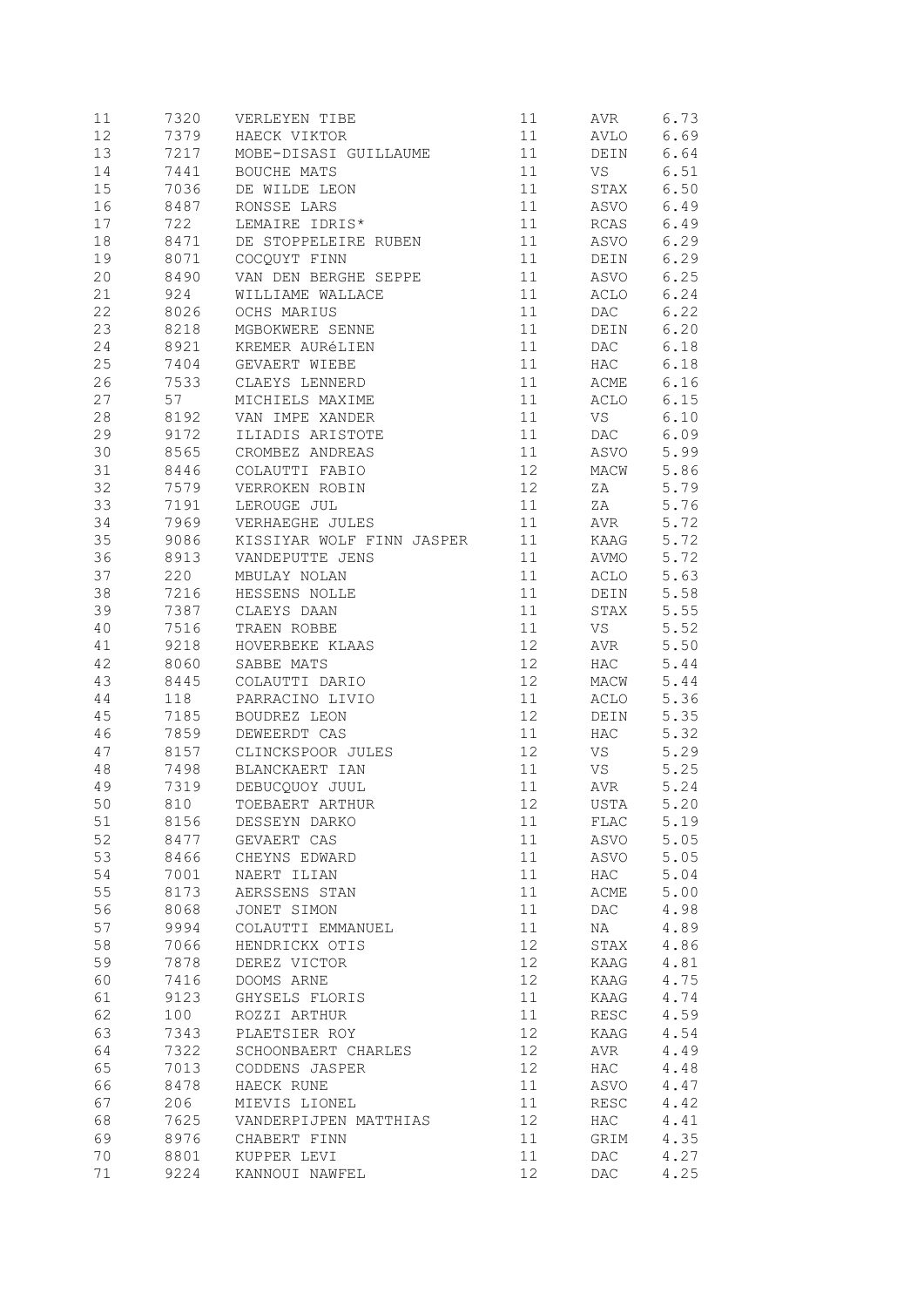| | | | | | |
|---|---|---|---|---|---|
| 11 | 7320 | VERLEYEN TIBE | 11 | AVR | 6.73 |
| 12 | 7379 | HAECK VIKTOR | 11 | AVLO | 6.69 |
| 13 | 7217 | MOBE-DISASI GUILLAUME | 11 | DEIN | 6.64 |
| 14 | 7441 | BOUCHE MATS | 11 | VS | 6.51 |
| 15 | 7036 | DE WILDE LEON | 11 | STAX | 6.50 |
| 16 | 8487 | RONSSE LARS | 11 | ASVO | 6.49 |
| 17 | 722 | LEMAIRE IDRIS* | 11 | RCAS | 6.49 |
| 18 | 8471 | DE STOPPELEIRE RUBEN | 11 | ASVO | 6.29 |
| 19 | 8071 | COCQUYT FINN | 11 | DEIN | 6.29 |
| 20 | 8490 | VAN DEN BERGHE SEPPE | 11 | ASVO | 6.25 |
| 21 | 924 | WILLIAME WALLACE | 11 | ACLO | 6.24 |
| 22 | 8026 | OCHS MARIUS | 11 | DAC | 6.22 |
| 23 | 8218 | MGBOKWERE SENNE | 11 | DEIN | 6.20 |
| 24 | 8921 | KREMER AURéLIEN | 11 | DAC | 6.18 |
| 25 | 7404 | GEVAERT WIEBE | 11 | HAC | 6.18 |
| 26 | 7533 | CLAEYS LENNERD | 11 | ACME | 6.16 |
| 27 | 57 | MICHIELS MAXIME | 11 | ACLO | 6.15 |
| 28 | 8192 | VAN IMPE XANDER | 11 | VS | 6.10 |
| 29 | 9172 | ILIADIS ARISTOTE | 11 | DAC | 6.09 |
| 30 | 8565 | CROMBEZ ANDREAS | 11 | ASVO | 5.99 |
| 31 | 8446 | COLAUTTI FABIO | 12 | MACW | 5.86 |
| 32 | 7579 | VERROKEN ROBIN | 12 | ZA | 5.79 |
| 33 | 7191 | LEROUGE JUL | 11 | ZA | 5.76 |
| 34 | 7969 | VERHAEGHE JULES | 11 | AVR | 5.72 |
| 35 | 9086 | KISSIYAR WOLF FINN JASPER | 11 | KAAG | 5.72 |
| 36 | 8913 | VANDEPUTTE JENS | 11 | AVMO | 5.72 |
| 37 | 220 | MBULAY NOLAN | 11 | ACLO | 5.63 |
| 38 | 7216 | HESSENS NOLLE | 11 | DEIN | 5.58 |
| 39 | 7387 | CLAEYS DAAN | 11 | STAX | 5.55 |
| 40 | 7516 | TRAEN ROBBE | 11 | VS | 5.52 |
| 41 | 9218 | HOVERBEKE KLAAS | 12 | AVR | 5.50 |
| 42 | 8060 | SABBE MATS | 12 | HAC | 5.44 |
| 43 | 8445 | COLAUTTI DARIO | 12 | MACW | 5.44 |
| 44 | 118 | PARRACINO LIVIO | 11 | ACLO | 5.36 |
| 45 | 7185 | BOUDREZ LEON | 12 | DEIN | 5.35 |
| 46 | 7859 | DEWEERDT CAS | 11 | HAC | 5.32 |
| 47 | 8157 | CLINCKSPOOR JULES | 12 | VS | 5.29 |
| 48 | 7498 | BLANCKAERT IAN | 11 | VS | 5.25 |
| 49 | 7319 | DEBUCQUOY JUUL | 11 | AVR | 5.24 |
| 50 | 810 | TOEBAERT ARTHUR | 12 | USTA | 5.20 |
| 51 | 8156 | DESSEYN DARKO | 11 | FLAC | 5.19 |
| 52 | 8477 | GEVAERT CAS | 11 | ASVO | 5.05 |
| 53 | 8466 | CHEYNS EDWARD | 11 | ASVO | 5.05 |
| 54 | 7001 | NAERT ILIAN | 11 | HAC | 5.04 |
| 55 | 8173 | AERSSENS STAN | 11 | ACME | 5.00 |
| 56 | 8068 | JONET SIMON | 11 | DAC | 4.98 |
| 57 | 9994 | COLAUTTI EMMANUEL | 11 | NA | 4.89 |
| 58 | 7066 | HENDRICKX OTIS | 12 | STAX | 4.86 |
| 59 | 7878 | DEREZ VICTOR | 12 | KAAG | 4.81 |
| 60 | 7416 | DOOMS ARNE | 12 | KAAG | 4.75 |
| 61 | 9123 | GHYSELS FLORIS | 11 | KAAG | 4.74 |
| 62 | 100 | ROZZI ARTHUR | 11 | RESC | 4.59 |
| 63 | 7343 | PLAETSIER ROY | 12 | KAAG | 4.54 |
| 64 | 7322 | SCHOONBAERT CHARLES | 12 | AVR | 4.49 |
| 65 | 7013 | CODDENS JASPER | 12 | HAC | 4.48 |
| 66 | 8478 | HAECK RUNE | 11 | ASVO | 4.47 |
| 67 | 206 | MIEVIS LIONEL | 11 | RESC | 4.42 |
| 68 | 7625 | VANDERPIJPEN MATTHIAS | 12 | HAC | 4.41 |
| 69 | 8976 | CHABERT FINN | 11 | GRIM | 4.35 |
| 70 | 8801 | KUPPER LEVI | 11 | DAC | 4.27 |
| 71 | 9224 | KANNOUI NAWFEL | 12 | DAC | 4.25 |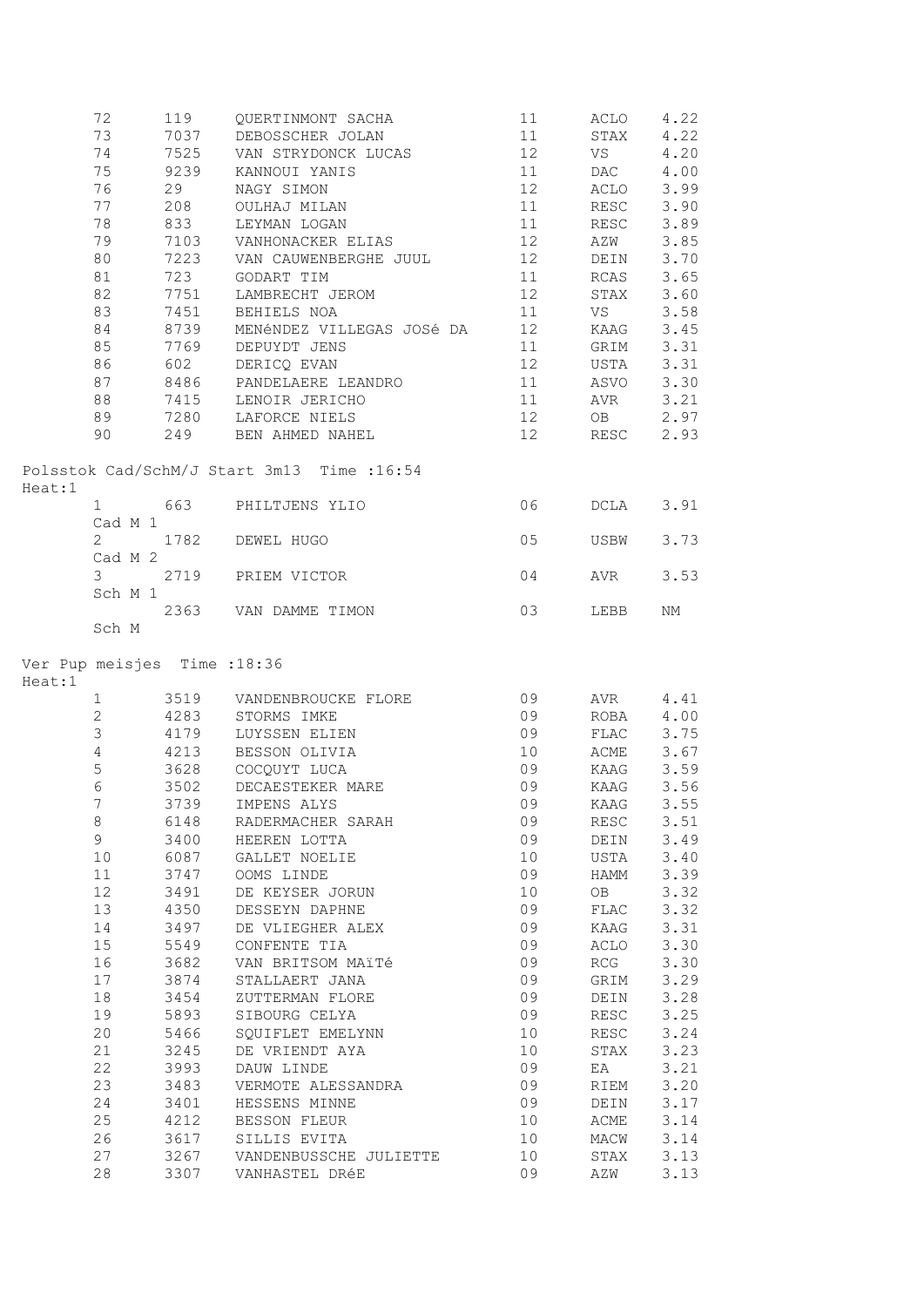| | | | | | |
|---|---|---|---|---|---|
| 72 | 119 | QUERTINMONT SACHA | 11 | ACLO | 4.22 |
| 73 | 7037 | DEBOSSCHER JOLAN | 11 | STAX | 4.22 |
| 74 | 7525 | VAN STRYDONCK LUCAS | 12 | VS | 4.20 |
| 75 | 9239 | KANNOUI YANIS | 11 | DAC | 4.00 |
| 76 | 29 | NAGY SIMON | 12 | ACLO | 3.99 |
| 77 | 208 | OULHAJ MILAN | 11 | RESC | 3.90 |
| 78 | 833 | LEYMAN LOGAN | 11 | RESC | 3.89 |
| 79 | 7103 | VANHONACKER ELIAS | 12 | AZW | 3.85 |
| 80 | 7223 | VAN CAUWENBERGHE JUUL | 12 | DEIN | 3.70 |
| 81 | 723 | GODART TIM | 11 | RCAS | 3.65 |
| 82 | 7751 | LAMBRECHT JEROM | 12 | STAX | 3.60 |
| 83 | 7451 | BEHIELS NOA | 11 | VS | 3.58 |
| 84 | 8739 | MENéNDEZ VILLEGAS JOSé DA | 12 | KAAG | 3.45 |
| 85 | 7769 | DEPUYDT JENS | 11 | GRIM | 3.31 |
| 86 | 602 | DERICQ EVAN | 12 | USTA | 3.31 |
| 87 | 8486 | PANDELAERE LEANDRO | 11 | ASVO | 3.30 |
| 88 | 7415 | LENOIR JERICHO | 11 | AVR | 3.21 |
| 89 | 7280 | LAFORCE NIELS | 12 | OB | 2.97 |
| 90 | 249 | BEN AHMED NAHEL | 12 | RESC | 2.93 |

Polsstok Cad/SchM/J Start 3m13 Time :16:54

Heat:1

| | | | | | |
|---|---|---|---|---|---|
| 1 | 663 | PHILTJENS YLIO | 06 | DCLA | 3.91 |
| Cad M 1 | | | | | |
| 2 | 1782 | DEWEL HUGO | 05 | USBW | 3.73 |
| Cad M 2 | | | | | |
| 3 | 2719 | PRIEM VICTOR | 04 | AVR | 3.53 |
| Sch M 1 | | | | | |
| | 2363 | VAN DAMME TIMON | 03 | LEBB | NM |
| Sch M | | | | | |

Ver Pup meisjes Time :18:36

Heat:1

| | | | | | |
|---|---|---|---|---|---|
| 1 | 3519 | VANDENBROUCKE FLORE | 09 | AVR | 4.41 |
| 2 | 4283 | STORMS IMKE | 09 | ROBA | 4.00 |
| 3 | 4179 | LUYSSEN ELIEN | 09 | FLAC | 3.75 |
| 4 | 4213 | BESSON OLIVIA | 10 | ACME | 3.67 |
| 5 | 3628 | COCQUYT LUCA | 09 | KAAG | 3.59 |
| 6 | 3502 | DECAESTEKER MARE | 09 | KAAG | 3.56 |
| 7 | 3739 | IMPENS ALYS | 09 | KAAG | 3.55 |
| 8 | 6148 | RADERMACHER SARAH | 09 | RESC | 3.51 |
| 9 | 3400 | HEEREN LOTTA | 09 | DEIN | 3.49 |
| 10 | 6087 | GALLET NOELIE | 10 | USTA | 3.40 |
| 11 | 3747 | OOMS LINDE | 09 | HAMM | 3.39 |
| 12 | 3491 | DE KEYSER JORUN | 10 | OB | 3.32 |
| 13 | 4350 | DESSEYN DAPHNE | 09 | FLAC | 3.32 |
| 14 | 3497 | DE VLIEGHER ALEX | 09 | KAAG | 3.31 |
| 15 | 5549 | CONFENTE TIA | 09 | ACLO | 3.30 |
| 16 | 3682 | VAN BRITSOM MAïTé | 09 | RCG | 3.30 |
| 17 | 3874 | STALLAERT JANA | 09 | GRIM | 3.29 |
| 18 | 3454 | ZUTTERMAN FLORE | 09 | DEIN | 3.28 |
| 19 | 5893 | SIBOURG CELYA | 09 | RESC | 3.25 |
| 20 | 5466 | SQUIFLET EMELYNN | 10 | RESC | 3.24 |
| 21 | 3245 | DE VRIENDT AYA | 10 | STAX | 3.23 |
| 22 | 3993 | DAUW LINDE | 09 | EA | 3.21 |
| 23 | 3483 | VERMOTE ALESSANDRA | 09 | RIEM | 3.20 |
| 24 | 3401 | HESSENS MINNE | 09 | DEIN | 3.17 |
| 25 | 4212 | BESSON FLEUR | 10 | ACME | 3.14 |
| 26 | 3617 | SILLIS EVITA | 10 | MACW | 3.14 |
| 27 | 3267 | VANDENBUSSCHE JULIETTE | 10 | STAX | 3.13 |
| 28 | 3307 | VANHASTEL DRéE | 09 | AZW | 3.13 |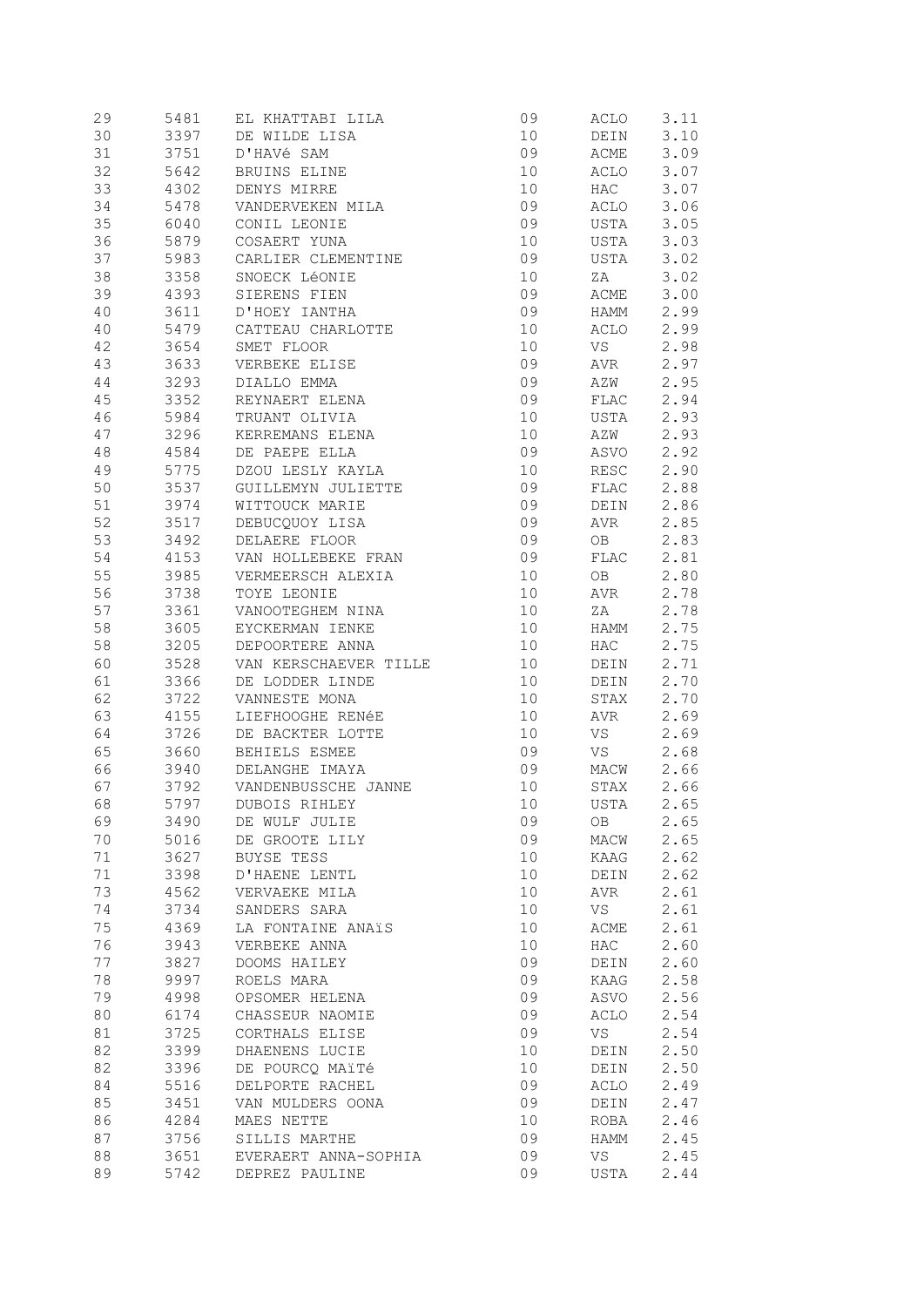| | | | | | |
|---|---|---|---|---|---|
| 29 | 5481 | EL KHATTABI LILA | 09 | ACLO | 3.11 |
| 30 | 3397 | DE WILDE LISA | 10 | DEIN | 3.10 |
| 31 | 3751 | D'HAVé SAM | 09 | ACME | 3.09 |
| 32 | 5642 | BRUINS ELINE | 10 | ACLO | 3.07 |
| 33 | 4302 | DENYS MIRRE | 10 | HAC | 3.07 |
| 34 | 5478 | VANDERVEKEN MILA | 09 | ACLO | 3.06 |
| 35 | 6040 | CONIL LEONIE | 09 | USTA | 3.05 |
| 36 | 5879 | COSAERT YUNA | 10 | USTA | 3.03 |
| 37 | 5983 | CARLIER CLEMENTINE | 09 | USTA | 3.02 |
| 38 | 3358 | SNOECK LéONIE | 10 | ZA | 3.02 |
| 39 | 4393 | SIERENS FIEN | 09 | ACME | 3.00 |
| 40 | 3611 | D'HOEY IANTHA | 09 | HAMM | 2.99 |
| 40 | 5479 | CATTEAU CHARLOTTE | 10 | ACLO | 2.99 |
| 42 | 3654 | SMET FLOOR | 10 | VS | 2.98 |
| 43 | 3633 | VERBEKE ELISE | 09 | AVR | 2.97 |
| 44 | 3293 | DIALLO EMMA | 09 | AZW | 2.95 |
| 45 | 3352 | REYNAERT ELENA | 09 | FLAC | 2.94 |
| 46 | 5984 | TRUANT OLIVIA | 10 | USTA | 2.93 |
| 47 | 3296 | KERREMANS ELENA | 10 | AZW | 2.93 |
| 48 | 4584 | DE PAEPE ELLA | 09 | ASVO | 2.92 |
| 49 | 5775 | DZOU LESLY KAYLA | 10 | RESC | 2.90 |
| 50 | 3537 | GUILLEMYN JULIETTE | 09 | FLAC | 2.88 |
| 51 | 3974 | WITTOUCK MARIE | 09 | DEIN | 2.86 |
| 52 | 3517 | DEBUCQUOY LISA | 09 | AVR | 2.85 |
| 53 | 3492 | DELAERE FLOOR | 09 | OB | 2.83 |
| 54 | 4153 | VAN HOLLEBEKE FRAN | 09 | FLAC | 2.81 |
| 55 | 3985 | VERMEERSCH ALEXIA | 10 | OB | 2.80 |
| 56 | 3738 | TOYE LEONIE | 10 | AVR | 2.78 |
| 57 | 3361 | VANOOTEGHEM NINA | 10 | ZA | 2.78 |
| 58 | 3605 | EYCKERMAN IENKE | 10 | HAMM | 2.75 |
| 58 | 3205 | DEPOORTERE ANNA | 10 | HAC | 2.75 |
| 60 | 3528 | VAN KERSCHAEVER TILLE | 10 | DEIN | 2.71 |
| 61 | 3366 | DE LODDER LINDE | 10 | DEIN | 2.70 |
| 62 | 3722 | VANNESTE MONA | 10 | STAX | 2.70 |
| 63 | 4155 | LIEFHOOGHE RENéE | 10 | AVR | 2.69 |
| 64 | 3726 | DE BACKTER LOTTE | 10 | VS | 2.69 |
| 65 | 3660 | BEHIELS ESMEE | 09 | VS | 2.68 |
| 66 | 3940 | DELANGHE IMAYA | 09 | MACW | 2.66 |
| 67 | 3792 | VANDENBUSSCHE JANNE | 10 | STAX | 2.66 |
| 68 | 5797 | DUBOIS RIHLEY | 10 | USTA | 2.65 |
| 69 | 3490 | DE WULF JULIE | 09 | OB | 2.65 |
| 70 | 5016 | DE GROOTE LILY | 09 | MACW | 2.65 |
| 71 | 3627 | BUYSE TESS | 10 | KAAG | 2.62 |
| 71 | 3398 | D'HAENE LENTL | 10 | DEIN | 2.62 |
| 73 | 4562 | VERVAEKE MILA | 10 | AVR | 2.61 |
| 74 | 3734 | SANDERS SARA | 10 | VS | 2.61 |
| 75 | 4369 | LA FONTAINE ANAïS | 10 | ACME | 2.61 |
| 76 | 3943 | VERBEKE ANNA | 10 | HAC | 2.60 |
| 77 | 3827 | DOOMS HAILEY | 09 | DEIN | 2.60 |
| 78 | 9997 | ROELS MARA | 09 | KAAG | 2.58 |
| 79 | 4998 | OPSOMER HELENA | 09 | ASVO | 2.56 |
| 80 | 6174 | CHASSEUR NAOMIE | 09 | ACLO | 2.54 |
| 81 | 3725 | CORTHALS ELISE | 09 | VS | 2.54 |
| 82 | 3399 | DHAENENS LUCIE | 10 | DEIN | 2.50 |
| 82 | 3396 | DE POURCQ MAïTé | 10 | DEIN | 2.50 |
| 84 | 5516 | DELPORTE RACHEL | 09 | ACLO | 2.49 |
| 85 | 3451 | VAN MULDERS OONA | 09 | DEIN | 2.47 |
| 86 | 4284 | MAES NETTE | 10 | ROBA | 2.46 |
| 87 | 3756 | SILLIS MARTHE | 09 | HAMM | 2.45 |
| 88 | 3651 | EVERAERT ANNA-SOPHIA | 09 | VS | 2.45 |
| 89 | 5742 | DEPREZ PAULINE | 09 | USTA | 2.44 |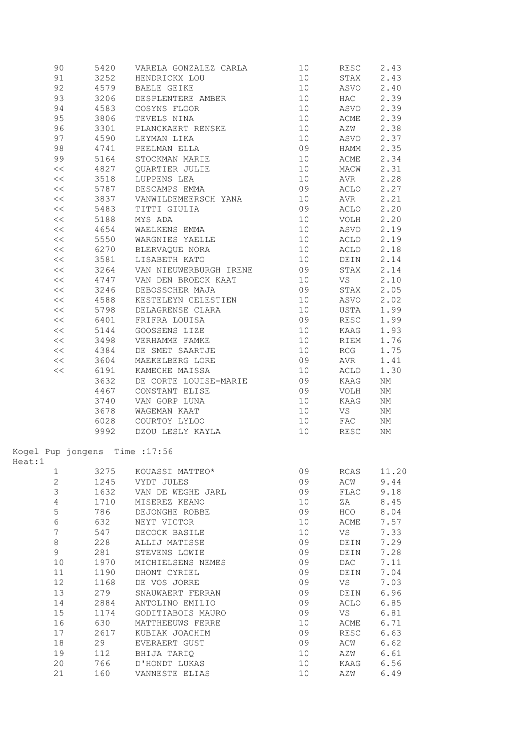| | | | | | |
|---|---|---|---|---|---|
| 90 | 5420 | VARELA GONZALEZ CARLA | 10 | RESC | 2.43 |
| 91 | 3252 | HENDRICKX LOU | 10 | STAX | 2.43 |
| 92 | 4579 | BAELE GEIKE | 10 | ASVO | 2.40 |
| 93 | 3206 | DESPLENTERE AMBER | 10 | HAC | 2.39 |
| 94 | 4583 | COSYNS FLOOR | 10 | ASVO | 2.39 |
| 95 | 3806 | TEVELS NINA | 10 | ACME | 2.39 |
| 96 | 3301 | PLANCKAERT RENSKE | 10 | AZW | 2.38 |
| 97 | 4590 | LEYMAN LIKA | 10 | ASVO | 2.37 |
| 98 | 4741 | PEELMAN ELLA | 09 | HAMM | 2.35 |
| 99 | 5164 | STOCKMAN MARIE | 10 | ACME | 2.34 |
| << | 4827 | QUARTIER JULIE | 10 | MACW | 2.31 |
| << | 3518 | LUPPENS LEA | 10 | AVR | 2.28 |
| << | 5787 | DESCAMPS EMMA | 09 | ACLO | 2.27 |
| << | 3837 | VANWILDEMEERSCH YANA | 10 | AVR | 2.21 |
| << | 5483 | TITTI GIULIA | 09 | ACLO | 2.20 |
| << | 5188 | MYS ADA | 10 | VOLH | 2.20 |
| << | 4654 | WAELKENS EMMA | 10 | ASVO | 2.19 |
| << | 5550 | WARGNIES YAELLE | 10 | ACLO | 2.19 |
| << | 6270 | BLERVAQUE NORA | 10 | ACLO | 2.18 |
| << | 3581 | LISABETH KATO | 10 | DEIN | 2.14 |
| << | 3264 | VAN NIEUWERBURGH IRENE | 09 | STAX | 2.14 |
| << | 4747 | VAN DEN BROECK KAAT | 10 | VS | 2.10 |
| << | 3246 | DEBOSSCHER MAJA | 09 | STAX | 2.05 |
| << | 4588 | KESTELEYN CELESTIEN | 10 | ASVO | 2.02 |
| << | 5798 | DELAGRENSE CLARA | 10 | USTA | 1.99 |
| << | 6401 | FRIFRA LOUISA | 09 | RESC | 1.99 |
| << | 5144 | GOOSSENS LIZE | 10 | KAAG | 1.93 |
| << | 3498 | VERHAMME FAMKE | 10 | RIEM | 1.76 |
| << | 4384 | DE SMET SAARTJE | 10 | RCG | 1.75 |
| << | 3604 | MAEKELBERG LORE | 09 | AVR | 1.41 |
| << | 6191 | KAMECHE MAISSA | 10 | ACLO | 1.30 |
| | 3632 | DE CORTE LOUISE-MARIE | 09 | KAAG | NM |
| | 4467 | CONSTANT ELISE | 09 | VOLH | NM |
| | 3740 | VAN GORP LUNA | 10 | KAAG | NM |
| | 3678 | WAGEMAN KAAT | 10 | VS | NM |
| | 6028 | COURTOY LYLOO | 10 | FAC | NM |
| | 9992 | DZOU LESLY KAYLA | 10 | RESC | NM |

Kogel Pup jongens Time :17:56

Heat:1

| | | | | | |
|---|---|---|---|---|---|
| 1 | 3275 | KOUASSI MATTEO* | 09 | RCAS | 11.20 |
| 2 | 1245 | VYDT JULES | 09 | ACW | 9.44 |
| 3 | 1632 | VAN DE WEGHE JARL | 09 | FLAC | 9.18 |
| 4 | 1710 | MISEREZ KEANO | 10 | ZA | 8.45 |
| 5 | 786 | DEJONGHE ROBBE | 09 | HCO | 8.04 |
| 6 | 632 | NEYT VICTOR | 10 | ACME | 7.57 |
| 7 | 547 | DECOCK BASILE | 10 | VS | 7.33 |
| 8 | 228 | ALLIJ MATISSE | 09 | DEIN | 7.29 |
| 9 | 281 | STEVENS LOWIE | 09 | DEIN | 7.28 |
| 10 | 1970 | MICHIELSENS NEMES | 09 | DAC | 7.11 |
| 11 | 1190 | DHONT CYRIEL | 09 | DEIN | 7.04 |
| 12 | 1168 | DE VOS JORRE | 09 | VS | 7.03 |
| 13 | 279 | SNAUWAERT FERRAN | 09 | DEIN | 6.96 |
| 14 | 2884 | ANTOLINO EMILIO | 09 | ACLO | 6.85 |
| 15 | 1174 | GODITIABOIS MAURO | 09 | VS | 6.81 |
| 16 | 630 | MATTHEEUWS FERRE | 10 | ACME | 6.71 |
| 17 | 2617 | KUBIAK JOACHIM | 09 | RESC | 6.63 |
| 18 | 29 | EVERAERT GUST | 09 | ACW | 6.62 |
| 19 | 112 | BHIJA TARIQ | 10 | AZW | 6.61 |
| 20 | 766 | D'HONDT LUKAS | 10 | KAAG | 6.56 |
| 21 | 160 | VANNESTE ELIAS | 10 | AZW | 6.49 |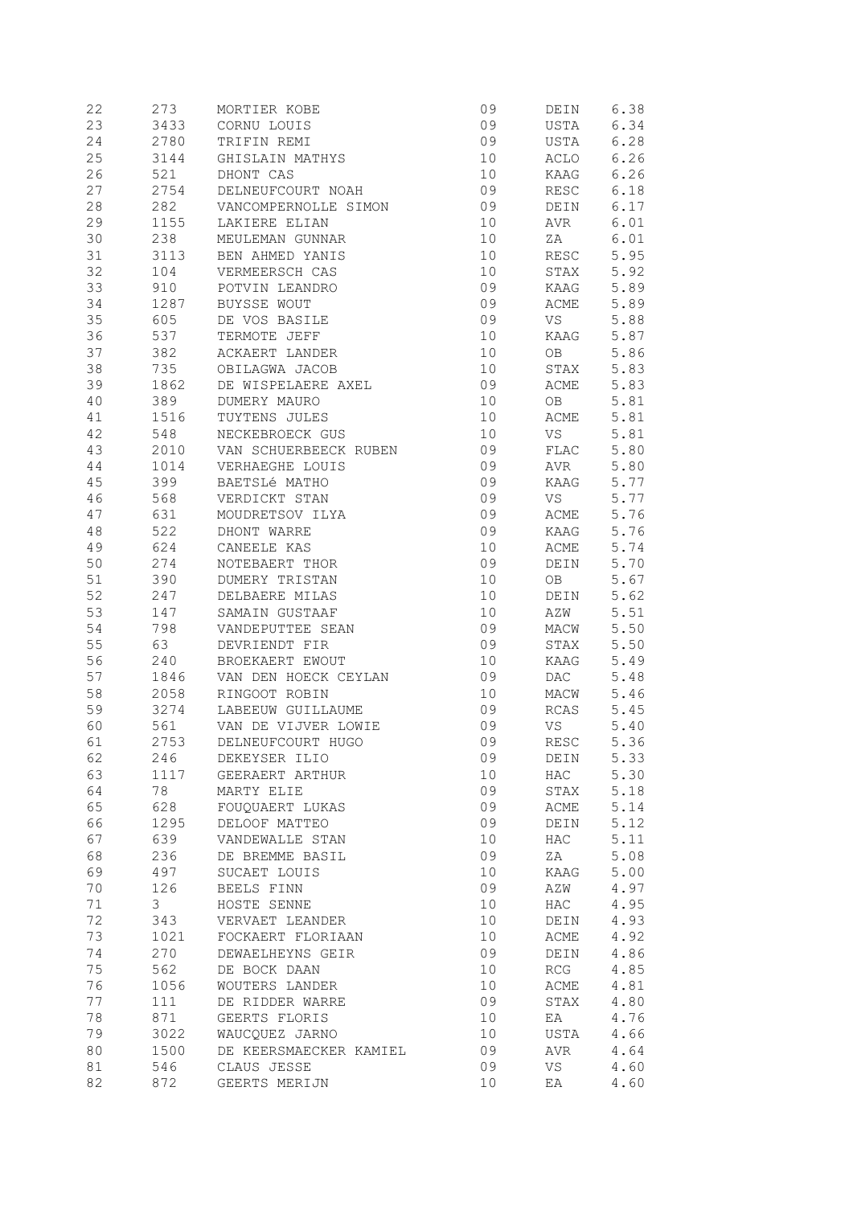| | | | | | |
|---|---|---|---|---|---|
| 22 | 273 | MORTIER KOBE | 09 | DEIN | 6.38 |
| 23 | 3433 | CORNU LOUIS | 09 | USTA | 6.34 |
| 24 | 2780 | TRIFIN REMI | 09 | USTA | 6.28 |
| 25 | 3144 | GHISLAIN MATHYS | 10 | ACLO | 6.26 |
| 26 | 521 | DHONT CAS | 10 | KAAG | 6.26 |
| 27 | 2754 | DELNEUFCOURT NOAH | 09 | RESC | 6.18 |
| 28 | 282 | VANCOMPERNOLLE SIMON | 09 | DEIN | 6.17 |
| 29 | 1155 | LAKIERE ELIAN | 10 | AVR | 6.01 |
| 30 | 238 | MEULEMAN GUNNAR | 10 | ZA | 6.01 |
| 31 | 3113 | BEN AHMED YANIS | 10 | RESC | 5.95 |
| 32 | 104 | VERMEERSCH CAS | 10 | STAX | 5.92 |
| 33 | 910 | POTVIN LEANDRO | 09 | KAAG | 5.89 |
| 34 | 1287 | BUYSSE WOUT | 09 | ACME | 5.89 |
| 35 | 605 | DE VOS BASILE | 09 | VS | 5.88 |
| 36 | 537 | TERMOTE JEFF | 10 | KAAG | 5.87 |
| 37 | 382 | ACKAERT LANDER | 10 | OB | 5.86 |
| 38 | 735 | OBILAGWA JACOB | 10 | STAX | 5.83 |
| 39 | 1862 | DE WISPELAERE AXEL | 09 | ACME | 5.83 |
| 40 | 389 | DUMERY MAURO | 10 | OB | 5.81 |
| 41 | 1516 | TUYTENS JULES | 10 | ACME | 5.81 |
| 42 | 548 | NECKEBROECK GUS | 10 | VS | 5.81 |
| 43 | 2010 | VAN SCHUERBEECK RUBEN | 09 | FLAC | 5.80 |
| 44 | 1014 | VERHAEGHE LOUIS | 09 | AVR | 5.80 |
| 45 | 399 | BAETSLé MATHO | 09 | KAAG | 5.77 |
| 46 | 568 | VERDICKT STAN | 09 | VS | 5.77 |
| 47 | 631 | MOUDRETSOV ILYA | 09 | ACME | 5.76 |
| 48 | 522 | DHONT WARRE | 09 | KAAG | 5.76 |
| 49 | 624 | CANEELE KAS | 10 | ACME | 5.74 |
| 50 | 274 | NOTEBAERT THOR | 09 | DEIN | 5.70 |
| 51 | 390 | DUMERY TRISTAN | 10 | OB | 5.67 |
| 52 | 247 | DELBAERE MILAS | 10 | DEIN | 5.62 |
| 53 | 147 | SAMAIN GUSTAAF | 10 | AZW | 5.51 |
| 54 | 798 | VANDEPUTTEE SEAN | 09 | MACW | 5.50 |
| 55 | 63 | DEVRIENDT FIR | 09 | STAX | 5.50 |
| 56 | 240 | BROEKAERT EWOUT | 10 | KAAG | 5.49 |
| 57 | 1846 | VAN DEN HOECK CEYLAN | 09 | DAC | 5.48 |
| 58 | 2058 | RINGOOT ROBIN | 10 | MACW | 5.46 |
| 59 | 3274 | LABEEUW GUILLAUME | 09 | RCAS | 5.45 |
| 60 | 561 | VAN DE VIJVER LOWIE | 09 | VS | 5.40 |
| 61 | 2753 | DELNEUFCOURT HUGO | 09 | RESC | 5.36 |
| 62 | 246 | DEKEYSER ILIO | 09 | DEIN | 5.33 |
| 63 | 1117 | GEERAERT ARTHUR | 10 | HAC | 5.30 |
| 64 | 78 | MARTY ELIE | 09 | STAX | 5.18 |
| 65 | 628 | FOUQUAERT LUKAS | 09 | ACME | 5.14 |
| 66 | 1295 | DELOOF MATTEO | 09 | DEIN | 5.12 |
| 67 | 639 | VANDEWALLE STAN | 10 | HAC | 5.11 |
| 68 | 236 | DE BREMME BASIL | 09 | ZA | 5.08 |
| 69 | 497 | SUCAET LOUIS | 10 | KAAG | 5.00 |
| 70 | 126 | BEELS FINN | 09 | AZW | 4.97 |
| 71 | 3 | HOSTE SENNE | 10 | HAC | 4.95 |
| 72 | 343 | VERVAET LEANDER | 10 | DEIN | 4.93 |
| 73 | 1021 | FOCKAERT FLORIAAN | 10 | ACME | 4.92 |
| 74 | 270 | DEWAELHEYNS GEIR | 09 | DEIN | 4.86 |
| 75 | 562 | DE BOCK DAAN | 10 | RCG | 4.85 |
| 76 | 1056 | WOUTERS LANDER | 10 | ACME | 4.81 |
| 77 | 111 | DE RIDDER WARRE | 09 | STAX | 4.80 |
| 78 | 871 | GEERTS FLORIS | 10 | EA | 4.76 |
| 79 | 3022 | WAUCQUEZ JARNO | 10 | USTA | 4.66 |
| 80 | 1500 | DE KEERSMAECKER KAMIEL | 09 | AVR | 4.64 |
| 81 | 546 | CLAUS JESSE | 09 | VS | 4.60 |
| 82 | 872 | GEERTS MERIJN | 10 | EA | 4.60 |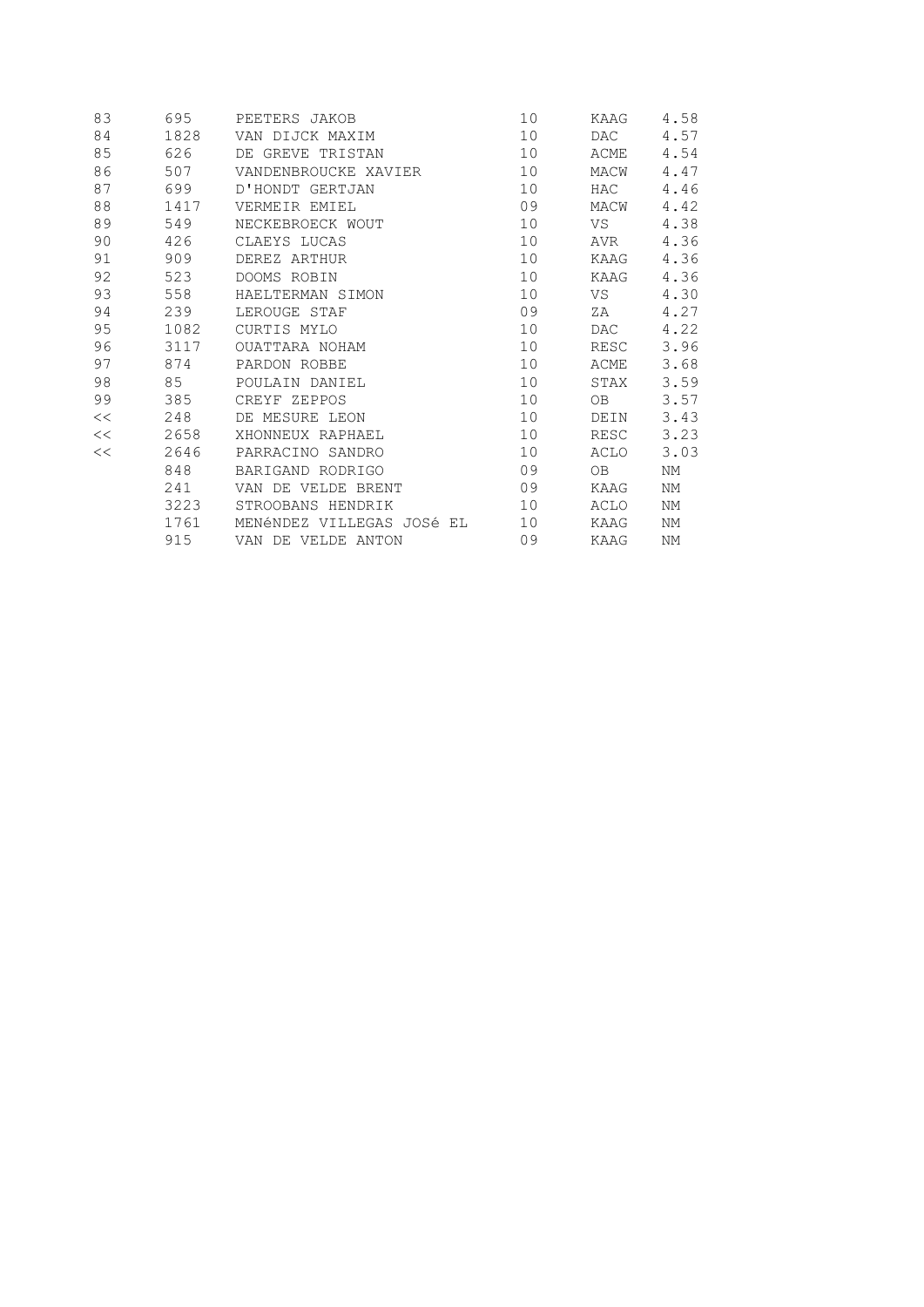| | | | | | |
|---|---|---|---|---|---|
| 83 | 695 | PEETERS JAKOB | 10 | KAAG | 4.58 |
| 84 | 1828 | VAN DIJCK MAXIM | 10 | DAC | 4.57 |
| 85 | 626 | DE GREVE TRISTAN | 10 | ACME | 4.54 |
| 86 | 507 | VANDENBROUCKE XAVIER | 10 | MACW | 4.47 |
| 87 | 699 | D'HONDT GERTJAN | 10 | HAC | 4.46 |
| 88 | 1417 | VERMEIR EMIEL | 09 | MACW | 4.42 |
| 89 | 549 | NECKEBROECK WOUT | 10 | VS | 4.38 |
| 90 | 426 | CLAEYS LUCAS | 10 | AVR | 4.36 |
| 91 | 909 | DEREZ ARTHUR | 10 | KAAG | 4.36 |
| 92 | 523 | DOOMS ROBIN | 10 | KAAG | 4.36 |
| 93 | 558 | HAELTERMAN SIMON | 10 | VS | 4.30 |
| 94 | 239 | LEROUGE STAF | 09 | ZA | 4.27 |
| 95 | 1082 | CURTIS MYLO | 10 | DAC | 4.22 |
| 96 | 3117 | OUATTARA NOHAM | 10 | RESC | 3.96 |
| 97 | 874 | PARDON ROBBE | 10 | ACME | 3.68 |
| 98 | 85 | POULAIN DANIEL | 10 | STAX | 3.59 |
| 99 | 385 | CREYF ZEPPOS | 10 | OB | 3.57 |
| << | 248 | DE MESURE LEON | 10 | DEIN | 3.43 |
| << | 2658 | XHONNEUX RAPHAEL | 10 | RESC | 3.23 |
| << | 2646 | PARRACINO SANDRO | 10 | ACLO | 3.03 |
| | 848 | BARIGAND RODRIGO | 09 | OB | NM |
| | 241 | VAN DE VELDE BRENT | 09 | KAAG | NM |
| | 3223 | STROOBANS HENDRIK | 10 | ACLO | NM |
| | 1761 | MENéNDEZ VILLEGAS JOSé EL | 10 | KAAG | NM |
| | 915 | VAN DE VELDE ANTON | 09 | KAAG | NM |